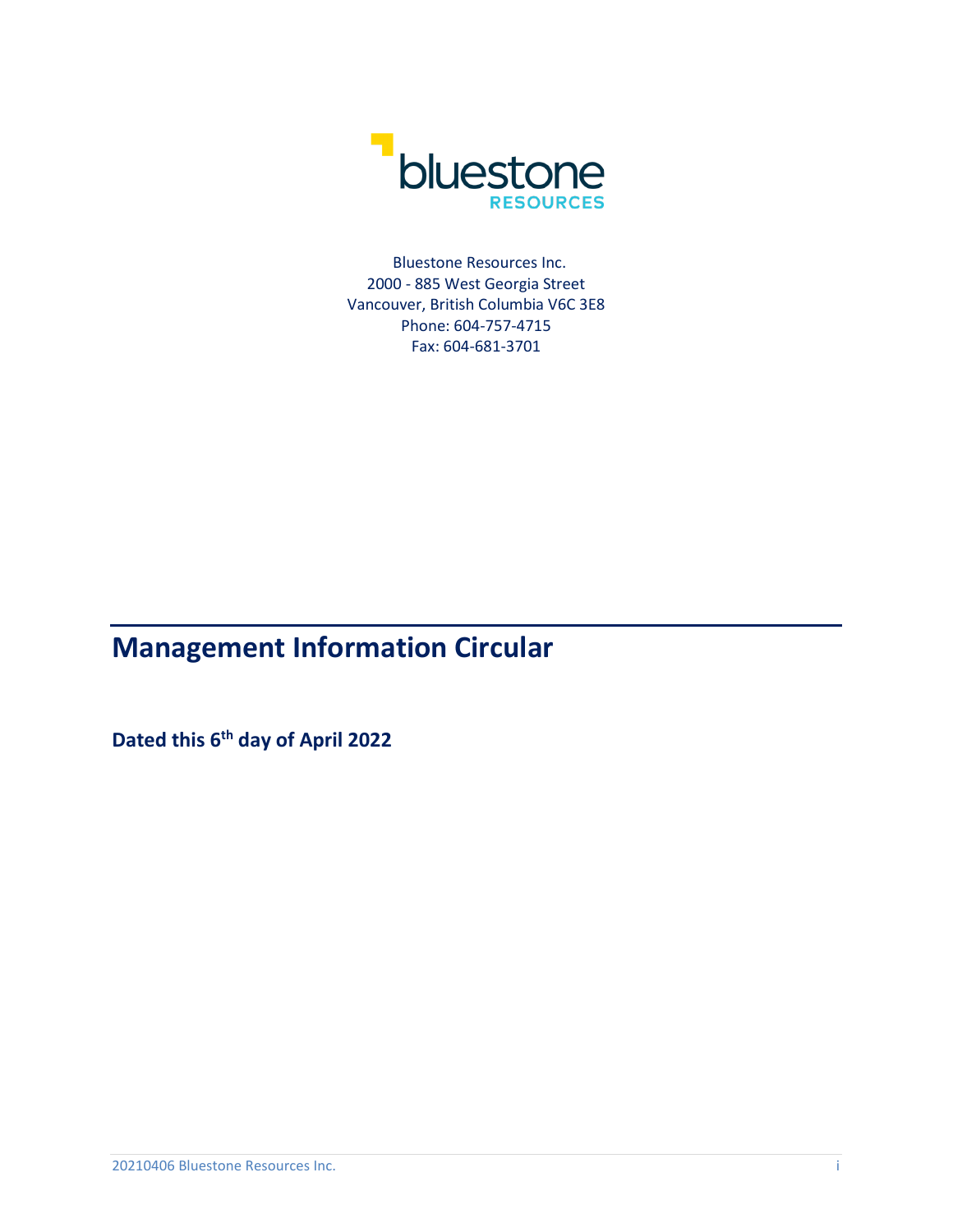Bluestone Resources Inc.
2000 - 885 West Georgia Street
Vancouver, British Columbia V6C 3E8
Phone: 604-757-4715
Fax: 604-681-3701

# Management Information Circular

**Dated this 6th day of April 2022**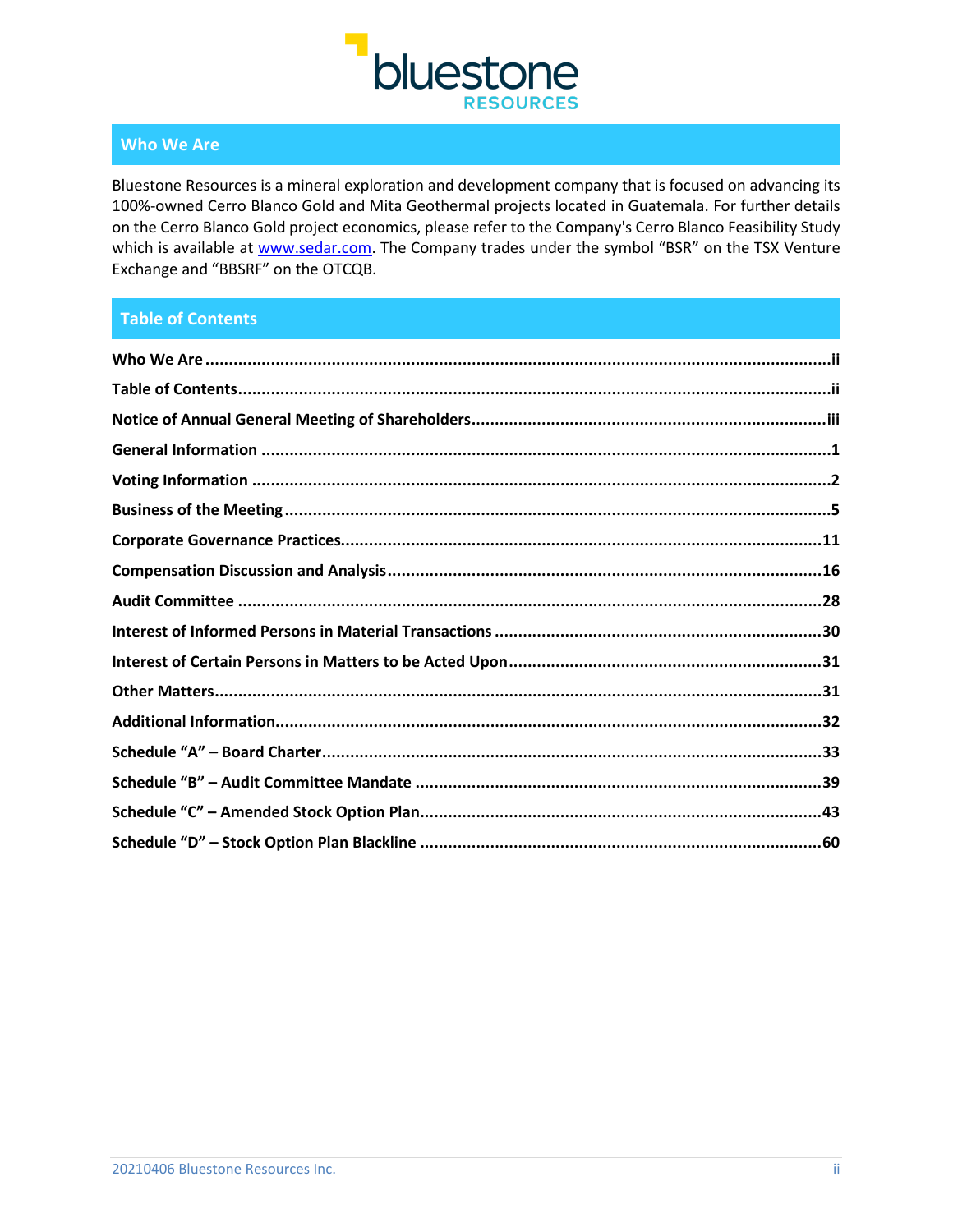bluestone RESOURCES

## Who We Are

Bluestone Resources is a mineral exploration and development company that is focused on advancing its 100%-owned Cerro Blanco Gold and Mita Geothermal projects located in Guatemala. For further details on the Cerro Blanco Gold project economics, please refer to the Company's Cerro Blanco Feasibility Study which is available at www.sedar.com. The Company trades under the symbol "BSR" on the TSX Venture Exchange and "BBSRF" on the OTCQB.

## Table of Contents

**Who We Are** ....................................................................................ii

**Table of Contents**....................................................................................ii

**Notice of Annual General Meeting of Shareholders**....................................................................................iii

**General Information** ....................................................................................1

**Voting Information** ....................................................................................2

**Business of the Meeting**....................................................................................5

**Corporate Governance Practices**....................................................................................11

**Compensation Discussion and Analysis**....................................................................................16

**Audit Committee** ....................................................................................28

**Interest of Informed Persons in Material Transactions** ....................................................................................30

**Interest of Certain Persons in Matters to be Acted Upon**....................................................................................31

**Other Matters**....................................................................................31

**Additional Information**....................................................................................32

**Schedule "A" – Board Charter**....................................................................................33

**Schedule "B" – Audit Committee Mandate** ....................................................................................39

**Schedule "C" – Amended Stock Option Plan**....................................................................................43

**Schedule "D" – Stock Option Plan Blackline** ....................................................................................60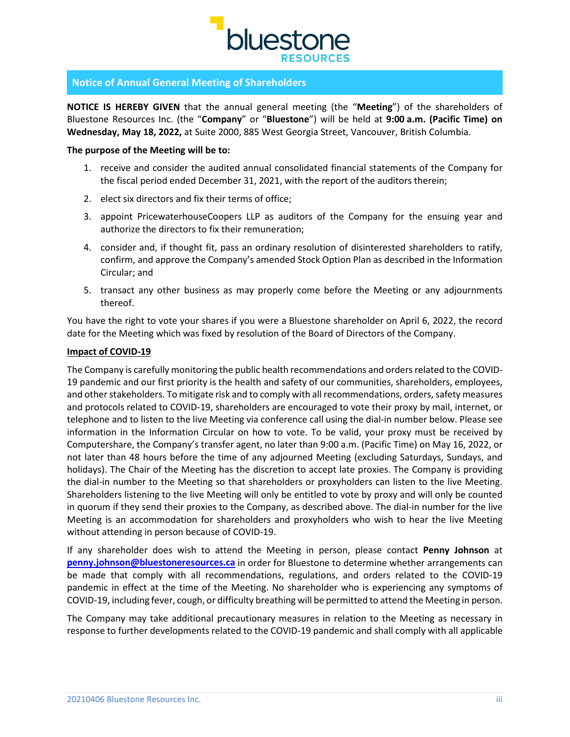## Notice of Annual General Meeting of Shareholders

**NOTICE IS HEREBY GIVEN** that the annual general meeting (the "**Meeting**") of the shareholders of Bluestone Resources Inc. (the "**Company**" or "**Bluestone**") will be held at **9:00 a.m. (Pacific Time) on Wednesday, May 18, 2022,** at Suite 2000, 885 West Georgia Street, Vancouver, British Columbia.

**The purpose of the Meeting will be to:**

1. receive and consider the audited annual consolidated financial statements of the Company for the fiscal period ended December 31, 2021, with the report of the auditors therein;
2. elect six directors and fix their terms of office;
3. appoint PricewaterhouseCoopers LLP as auditors of the Company for the ensuing year and authorize the directors to fix their remuneration;
4. consider and, if thought fit, pass an ordinary resolution of disinterested shareholders to ratify, confirm, and approve the Company's amended Stock Option Plan as described in the Information Circular; and
5. transact any other business as may properly come before the Meeting or any adjournments thereof.

You have the right to vote your shares if you were a Bluestone shareholder on April 6, 2022, the record date for the Meeting which was fixed by resolution of the Board of Directors of the Company.

**Impact of COVID-19**

The Company is carefully monitoring the public health recommendations and orders related to the COVID-19 pandemic and our first priority is the health and safety of our communities, shareholders, employees, and other stakeholders. To mitigate risk and to comply with all recommendations, orders, safety measures and protocols related to COVID-19, shareholders are encouraged to vote their proxy by mail, internet, or telephone and to listen to the live Meeting via conference call using the dial-in number below. Please see information in the Information Circular on how to vote. To be valid, your proxy must be received by Computershare, the Company's transfer agent, no later than 9:00 a.m. (Pacific Time) on May 16, 2022, or not later than 48 hours before the time of any adjourned Meeting (excluding Saturdays, Sundays, and holidays). The Chair of the Meeting has the discretion to accept late proxies. The Company is providing the dial-in number to the Meeting so that shareholders or proxyholders can listen to the live Meeting. Shareholders listening to the live Meeting will only be entitled to vote by proxy and will only be counted in quorum if they send their proxies to the Company, as described above. The dial-in number for the live Meeting is an accommodation for shareholders and proxyholders who wish to hear the live Meeting without attending in person because of COVID-19.

If any shareholder does wish to attend the Meeting in person, please contact **Penny Johnson** at **penny.johnson@bluestoneresources.ca** in order for Bluestone to determine whether arrangements can be made that comply with all recommendations, regulations, and orders related to the COVID-19 pandemic in effect at the time of the Meeting. No shareholder who is experiencing any symptoms of COVID-19, including fever, cough, or difficulty breathing will be permitted to attend the Meeting in person.

The Company may take additional precautionary measures in relation to the Meeting as necessary in response to further developments related to the COVID-19 pandemic and shall comply with all applicable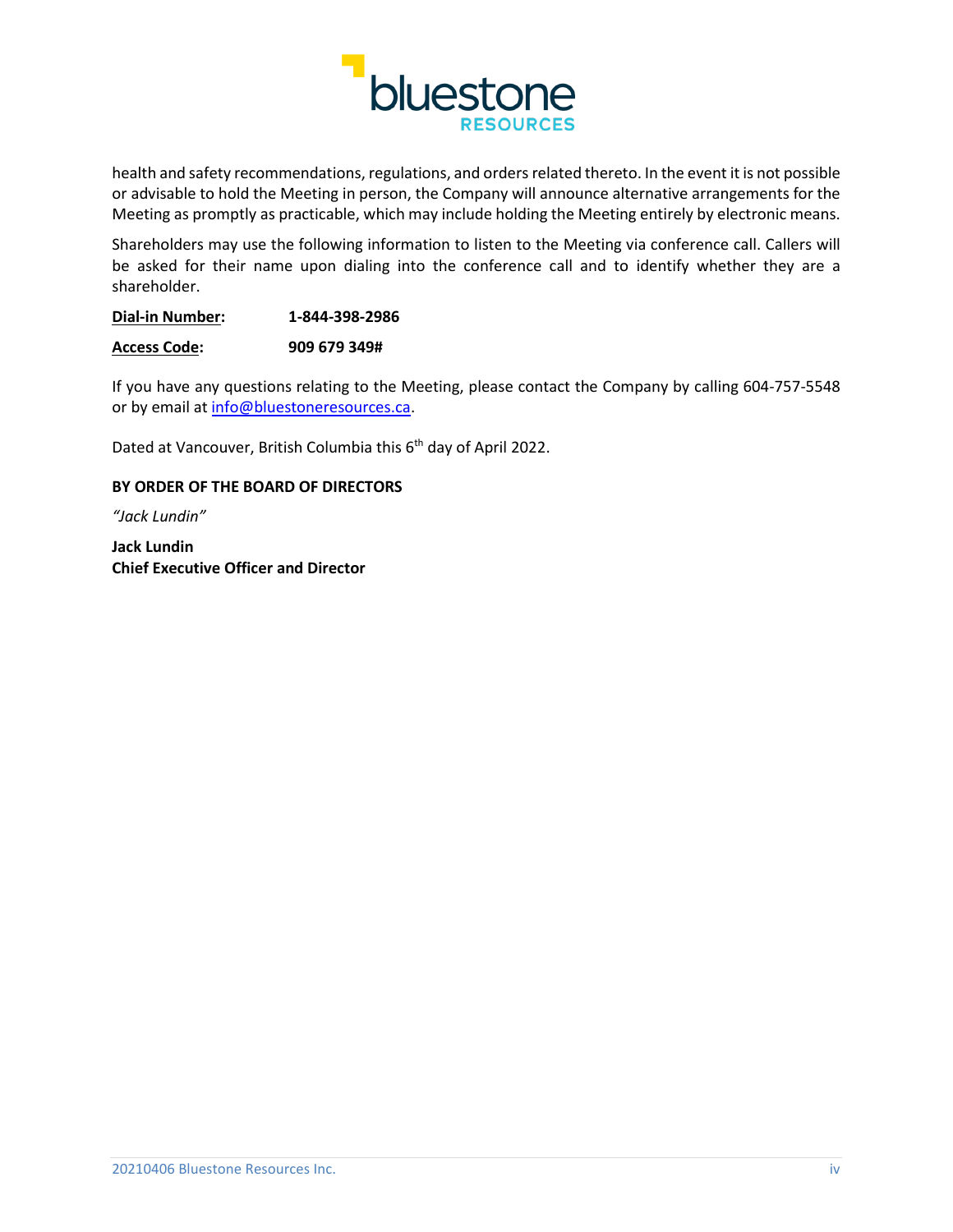health and safety recommendations, regulations, and orders related thereto. In the event it is not possible or advisable to hold the Meeting in person, the Company will announce alternative arrangements for the Meeting as promptly as practicable, which may include holding the Meeting entirely by electronic means.

Shareholders may use the following information to listen to the Meeting via conference call. Callers will be asked for their name upon dialing into the conference call and to identify whether they are a shareholder.

**Dial-in Number:** **1-844-398-2986**

**Access Code:** **909 679 349#**

If you have any questions relating to the Meeting, please contact the Company by calling 604-757-5548 or by email at info@bluestoneresources.ca.

Dated at Vancouver, British Columbia this 6th day of April 2022.

**BY ORDER OF THE BOARD OF DIRECTORS**

*"Jack Lundin"*

**Jack Lundin**
**Chief Executive Officer and Director**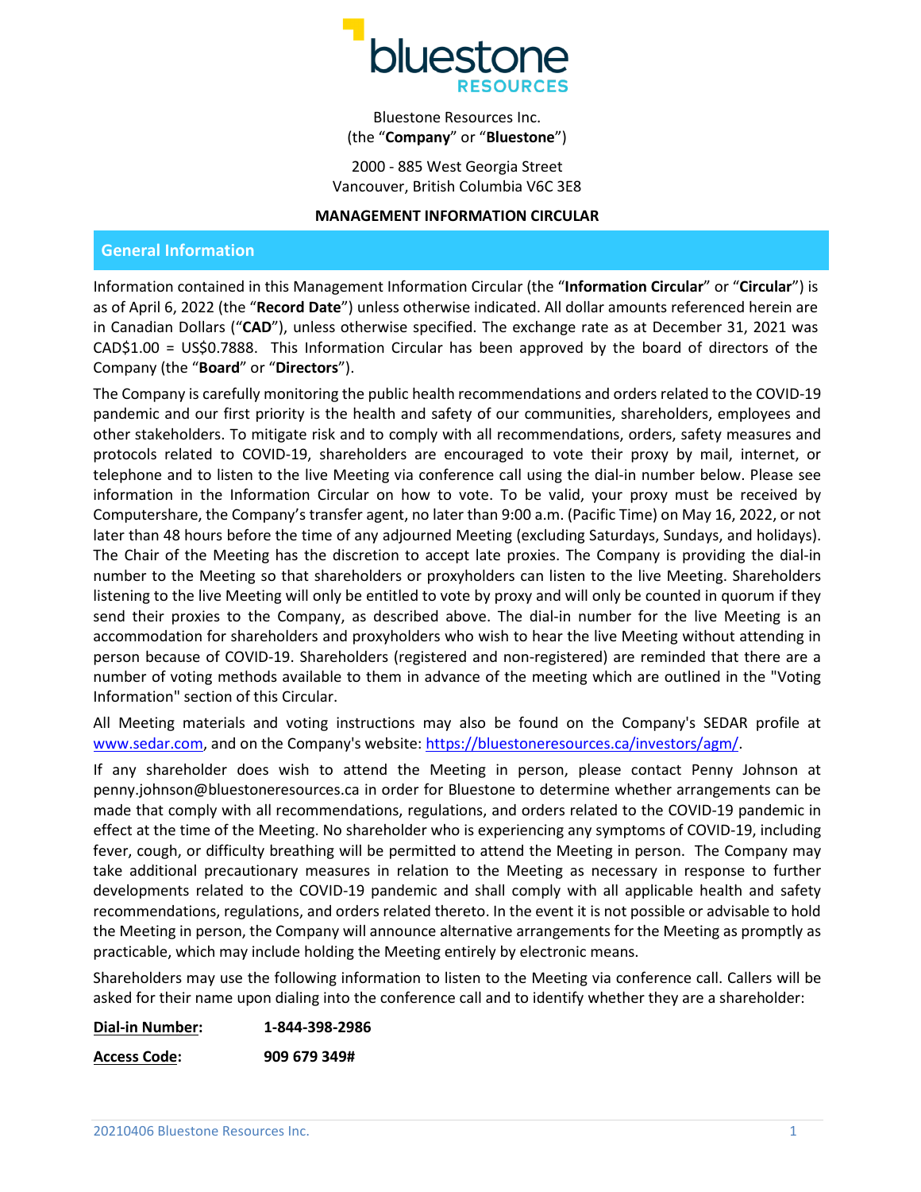bluestone RESOURCES

Bluestone Resources Inc.
(the "**Company**" or "**Bluestone**")

2000 - 885 West Georgia Street
Vancouver, British Columbia V6C 3E8

**MANAGEMENT INFORMATION CIRCULAR**

## General Information

Information contained in this Management Information Circular (the "**Information Circular**" or "**Circular**") is as of April 6, 2022 (the "**Record Date**") unless otherwise indicated. All dollar amounts referenced herein are in Canadian Dollars ("**CAD**"), unless otherwise specified. The exchange rate as at December 31, 2021 was CAD$1.00 = US$0.7888. This Information Circular has been approved by the board of directors of the Company (the "**Board**" or "**Directors**").

The Company is carefully monitoring the public health recommendations and orders related to the COVID-19 pandemic and our first priority is the health and safety of our communities, shareholders, employees and other stakeholders. To mitigate risk and to comply with all recommendations, orders, safety measures and protocols related to COVID-19, shareholders are encouraged to vote their proxy by mail, internet, or telephone and to listen to the live Meeting via conference call using the dial-in number below. Please see information in the Information Circular on how to vote. To be valid, your proxy must be received by Computershare, the Company's transfer agent, no later than 9:00 a.m. (Pacific Time) on May 16, 2022, or not later than 48 hours before the time of any adjourned Meeting (excluding Saturdays, Sundays, and holidays). The Chair of the Meeting has the discretion to accept late proxies. The Company is providing the dial-in number to the Meeting so that shareholders or proxyholders can listen to the live Meeting. Shareholders listening to the live Meeting will only be entitled to vote by proxy and will only be counted in quorum if they send their proxies to the Company, as described above. The dial-in number for the live Meeting is an accommodation for shareholders and proxyholders who wish to hear the live Meeting without attending in person because of COVID-19. Shareholders (registered and non-registered) are reminded that there are a number of voting methods available to them in advance of the meeting which are outlined in the "Voting Information" section of this Circular.

All Meeting materials and voting instructions may also be found on the Company's SEDAR profile at www.sedar.com, and on the Company's website: https://bluestoneresources.ca/investors/agm/.

If any shareholder does wish to attend the Meeting in person, please contact Penny Johnson at penny.johnson@bluestoneresources.ca in order for Bluestone to determine whether arrangements can be made that comply with all recommendations, regulations, and orders related to the COVID-19 pandemic in effect at the time of the Meeting. No shareholder who is experiencing any symptoms of COVID-19, including fever, cough, or difficulty breathing will be permitted to attend the Meeting in person. The Company may take additional precautionary measures in relation to the Meeting as necessary in response to further developments related to the COVID-19 pandemic and shall comply with all applicable health and safety recommendations, regulations, and orders related thereto. In the event it is not possible or advisable to hold the Meeting in person, the Company will announce alternative arrangements for the Meeting as promptly as practicable, which may include holding the Meeting entirely by electronic means.

Shareholders may use the following information to listen to the Meeting via conference call. Callers will be asked for their name upon dialing into the conference call and to identify whether they are a shareholder:

**Dial-in Number:** **1-844-398-2986**

**Access Code:** **909 679 349#**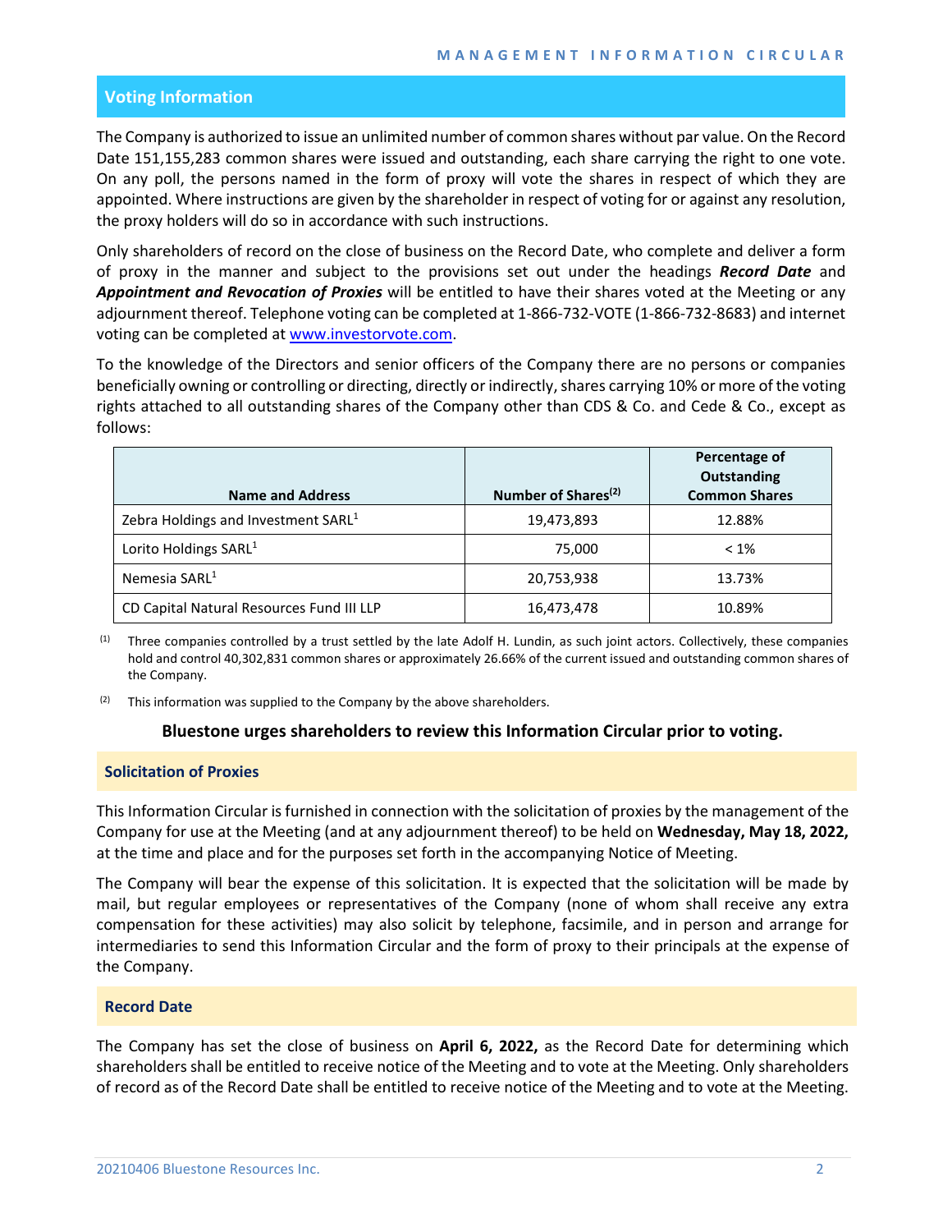## Voting Information

The Company is authorized to issue an unlimited number of common shares without par value. On the Record Date 151,155,283 common shares were issued and outstanding, each share carrying the right to one vote. On any poll, the persons named in the form of proxy will vote the shares in respect of which they are appointed. Where instructions are given by the shareholder in respect of voting for or against any resolution, the proxy holders will do so in accordance with such instructions.

Only shareholders of record on the close of business on the Record Date, who complete and deliver a form of proxy in the manner and subject to the provisions set out under the headings ***Record Date*** and ***Appointment and Revocation of Proxies*** will be entitled to have their shares voted at the Meeting or any adjournment thereof. Telephone voting can be completed at 1-866-732-VOTE (1-866-732-8683) and internet voting can be completed at www.investorvote.com.

To the knowledge of the Directors and senior officers of the Company there are no persons or companies beneficially owning or controlling or directing, directly or indirectly, shares carrying 10% or more of the voting rights attached to all outstanding shares of the Company other than CDS & Co. and Cede & Co., except as follows:

| Name and Address | Number of Shares[(2)] | Percentage of Outstanding Common Shares |
|---|---|---|
| Zebra Holdings and Investment SARL[1] | 19,473,893 | 12.88% |
| Lorito Holdings SARL[1] | 75,000 | < 1% |
| Nemesia SARL[1] | 20,753,938 | 13.73% |
| CD Capital Natural Resources Fund III LLP | 16,473,478 | 10.89% |

(1) Three companies controlled by a trust settled by the late Adolf H. Lundin, as such joint actors. Collectively, these companies hold and control 40,302,831 common shares or approximately 26.66% of the current issued and outstanding common shares of the Company.

(2) This information was supplied to the Company by the above shareholders.

**Bluestone urges shareholders to review this Information Circular prior to voting.**

### Solicitation of Proxies

This Information Circular is furnished in connection with the solicitation of proxies by the management of the Company for use at the Meeting (and at any adjournment thereof) to be held on **Wednesday, May 18, 2022,** at the time and place and for the purposes set forth in the accompanying Notice of Meeting.

The Company will bear the expense of this solicitation. It is expected that the solicitation will be made by mail, but regular employees or representatives of the Company (none of whom shall receive any extra compensation for these activities) may also solicit by telephone, facsimile, and in person and arrange for intermediaries to send this Information Circular and the form of proxy to their principals at the expense of the Company.

### Record Date

The Company has set the close of business on **April 6, 2022,** as the Record Date for determining which shareholders shall be entitled to receive notice of the Meeting and to vote at the Meeting. Only shareholders of record as of the Record Date shall be entitled to receive notice of the Meeting and to vote at the Meeting.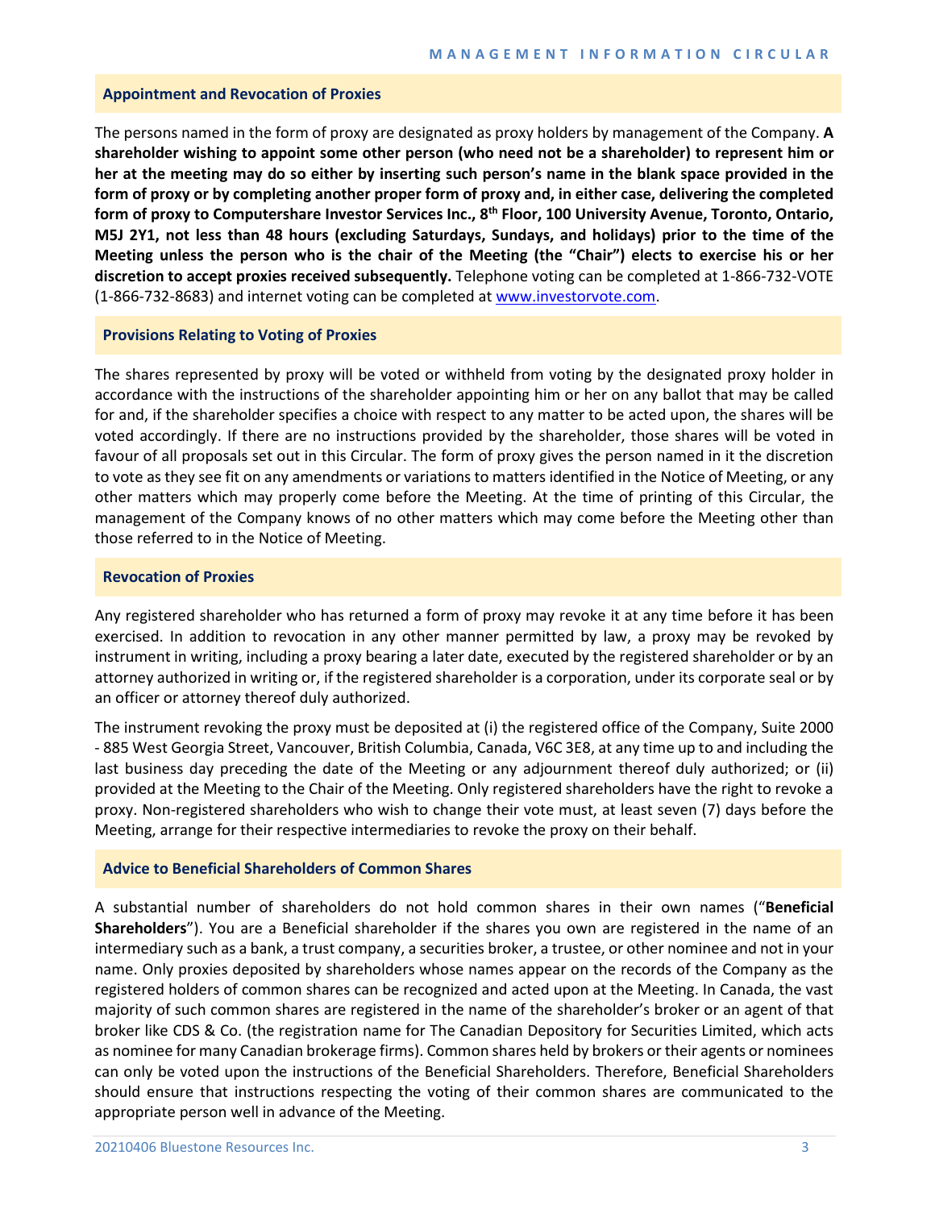## Appointment and Revocation of Proxies

The persons named in the form of proxy are designated as proxy holders by management of the Company. **A shareholder wishing to appoint some other person (who need not be a shareholder) to represent him or her at the meeting may do so either by inserting such person's name in the blank space provided in the form of proxy or by completing another proper form of proxy and, in either case, delivering the completed form of proxy to Computershare Investor Services Inc., 8th Floor, 100 University Avenue, Toronto, Ontario, M5J 2Y1, not less than 48 hours (excluding Saturdays, Sundays, and holidays) prior to the time of the Meeting unless the person who is the chair of the Meeting (the "Chair") elects to exercise his or her discretion to accept proxies received subsequently.** Telephone voting can be completed at 1-866-732-VOTE (1-866-732-8683) and internet voting can be completed at www.investorvote.com.

## Provisions Relating to Voting of Proxies

The shares represented by proxy will be voted or withheld from voting by the designated proxy holder in accordance with the instructions of the shareholder appointing him or her on any ballot that may be called for and, if the shareholder specifies a choice with respect to any matter to be acted upon, the shares will be voted accordingly. If there are no instructions provided by the shareholder, those shares will be voted in favour of all proposals set out in this Circular. The form of proxy gives the person named in it the discretion to vote as they see fit on any amendments or variations to matters identified in the Notice of Meeting, or any other matters which may properly come before the Meeting. At the time of printing of this Circular, the management of the Company knows of no other matters which may come before the Meeting other than those referred to in the Notice of Meeting.

## Revocation of Proxies

Any registered shareholder who has returned a form of proxy may revoke it at any time before it has been exercised. In addition to revocation in any other manner permitted by law, a proxy may be revoked by instrument in writing, including a proxy bearing a later date, executed by the registered shareholder or by an attorney authorized in writing or, if the registered shareholder is a corporation, under its corporate seal or by an officer or attorney thereof duly authorized.

The instrument revoking the proxy must be deposited at (i) the registered office of the Company, Suite 2000 - 885 West Georgia Street, Vancouver, British Columbia, Canada, V6C 3E8, at any time up to and including the last business day preceding the date of the Meeting or any adjournment thereof duly authorized; or (ii) provided at the Meeting to the Chair of the Meeting. Only registered shareholders have the right to revoke a proxy. Non-registered shareholders who wish to change their vote must, at least seven (7) days before the Meeting, arrange for their respective intermediaries to revoke the proxy on their behalf.

## Advice to Beneficial Shareholders of Common Shares

A substantial number of shareholders do not hold common shares in their own names ("**Beneficial Shareholders**"). You are a Beneficial shareholder if the shares you own are registered in the name of an intermediary such as a bank, a trust company, a securities broker, a trustee, or other nominee and not in your name. Only proxies deposited by shareholders whose names appear on the records of the Company as the registered holders of common shares can be recognized and acted upon at the Meeting. In Canada, the vast majority of such common shares are registered in the name of the shareholder's broker or an agent of that broker like CDS & Co. (the registration name for The Canadian Depository for Securities Limited, which acts as nominee for many Canadian brokerage firms). Common shares held by brokers or their agents or nominees can only be voted upon the instructions of the Beneficial Shareholders. Therefore, Beneficial Shareholders should ensure that instructions respecting the voting of their common shares are communicated to the appropriate person well in advance of the Meeting.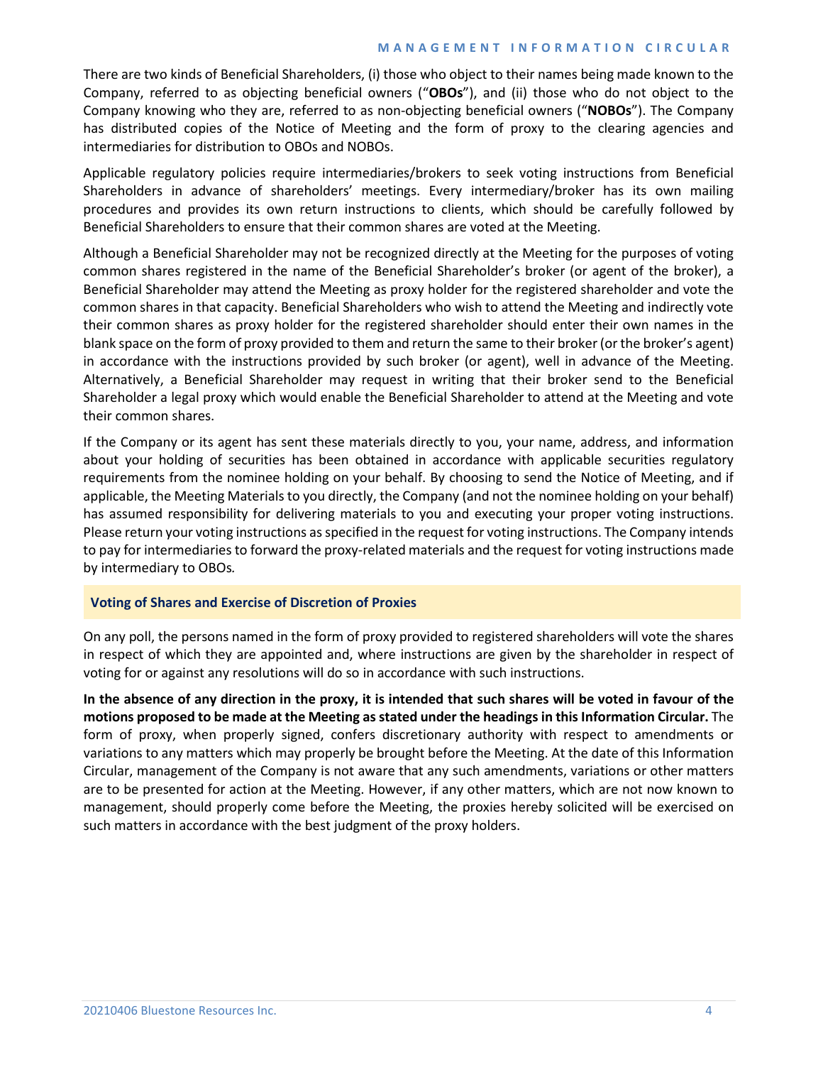There are two kinds of Beneficial Shareholders, (i) those who object to their names being made known to the Company, referred to as objecting beneficial owners ("**OBOs**"), and (ii) those who do not object to the Company knowing who they are, referred to as non-objecting beneficial owners ("**NOBOs**"). The Company has distributed copies of the Notice of Meeting and the form of proxy to the clearing agencies and intermediaries for distribution to OBOs and NOBOs.

Applicable regulatory policies require intermediaries/brokers to seek voting instructions from Beneficial Shareholders in advance of shareholders' meetings. Every intermediary/broker has its own mailing procedures and provides its own return instructions to clients, which should be carefully followed by Beneficial Shareholders to ensure that their common shares are voted at the Meeting.

Although a Beneficial Shareholder may not be recognized directly at the Meeting for the purposes of voting common shares registered in the name of the Beneficial Shareholder's broker (or agent of the broker), a Beneficial Shareholder may attend the Meeting as proxy holder for the registered shareholder and vote the common shares in that capacity. Beneficial Shareholders who wish to attend the Meeting and indirectly vote their common shares as proxy holder for the registered shareholder should enter their own names in the blank space on the form of proxy provided to them and return the same to their broker (or the broker's agent) in accordance with the instructions provided by such broker (or agent), well in advance of the Meeting. Alternatively, a Beneficial Shareholder may request in writing that their broker send to the Beneficial Shareholder a legal proxy which would enable the Beneficial Shareholder to attend at the Meeting and vote their common shares.

If the Company or its agent has sent these materials directly to you, your name, address, and information about your holding of securities has been obtained in accordance with applicable securities regulatory requirements from the nominee holding on your behalf. By choosing to send the Notice of Meeting, and if applicable, the Meeting Materials to you directly, the Company (and not the nominee holding on your behalf) has assumed responsibility for delivering materials to you and executing your proper voting instructions. Please return your voting instructions as specified in the request for voting instructions. The Company intends to pay for intermediaries to forward the proxy-related materials and the request for voting instructions made by intermediary to OBOs.

## Voting of Shares and Exercise of Discretion of Proxies

On any poll, the persons named in the form of proxy provided to registered shareholders will vote the shares in respect of which they are appointed and, where instructions are given by the shareholder in respect of voting for or against any resolutions will do so in accordance with such instructions.

**In the absence of any direction in the proxy, it is intended that such shares will be voted in favour of the motions proposed to be made at the Meeting as stated under the headings in this Information Circular.** The form of proxy, when properly signed, confers discretionary authority with respect to amendments or variations to any matters which may properly be brought before the Meeting. At the date of this Information Circular, management of the Company is not aware that any such amendments, variations or other matters are to be presented for action at the Meeting. However, if any other matters, which are not now known to management, should properly come before the Meeting, the proxies hereby solicited will be exercised on such matters in accordance with the best judgment of the proxy holders.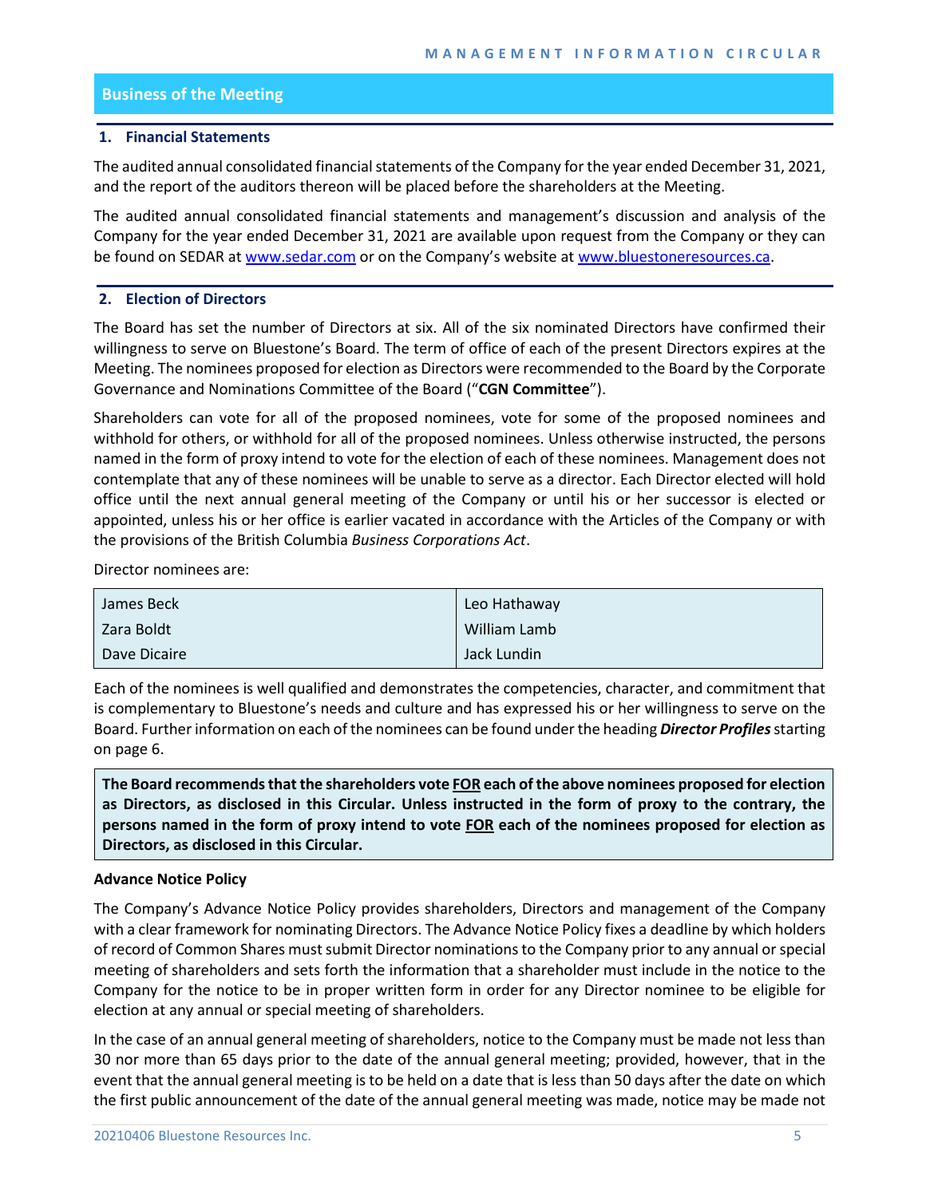## Business of the Meeting

### 1. Financial Statements

The audited annual consolidated financial statements of the Company for the year ended December 31, 2021, and the report of the auditors thereon will be placed before the shareholders at the Meeting.

The audited annual consolidated financial statements and management's discussion and analysis of the Company for the year ended December 31, 2021 are available upon request from the Company or they can be found on SEDAR at www.sedar.com or on the Company's website at www.bluestoneresources.ca.

### 2. Election of Directors

The Board has set the number of Directors at six. All of the six nominated Directors have confirmed their willingness to serve on Bluestone's Board. The term of office of each of the present Directors expires at the Meeting. The nominees proposed for election as Directors were recommended to the Board by the Corporate Governance and Nominations Committee of the Board ("**CGN Committee**").

Shareholders can vote for all of the proposed nominees, vote for some of the proposed nominees and withhold for others, or withhold for all of the proposed nominees. Unless otherwise instructed, the persons named in the form of proxy intend to vote for the election of each of these nominees. Management does not contemplate that any of these nominees will be unable to serve as a director. Each Director elected will hold office until the next annual general meeting of the Company or until his or her successor is elected or appointed, unless his or her office is earlier vacated in accordance with the Articles of the Company or with the provisions of the British Columbia *Business Corporations Act*.

Director nominees are:

| | |
|---|---|
| James Beck | Leo Hathaway |
| Zara Boldt | William Lamb |
| Dave Dicaire | Jack Lundin |

Each of the nominees is well qualified and demonstrates the competencies, character, and commitment that is complementary to Bluestone's needs and culture and has expressed his or her willingness to serve on the Board. Further information on each of the nominees can be found under the heading ***Director Profiles*** starting on page 6.

**The Board recommends that the shareholders vote <u>FOR</u> each of the above nominees proposed for election as Directors, as disclosed in this Circular. Unless instructed in the form of proxy to the contrary, the persons named in the form of proxy intend to vote <u>FOR</u> each of the nominees proposed for election as Directors, as disclosed in this Circular.**

**Advance Notice Policy**

The Company's Advance Notice Policy provides shareholders, Directors and management of the Company with a clear framework for nominating Directors. The Advance Notice Policy fixes a deadline by which holders of record of Common Shares must submit Director nominations to the Company prior to any annual or special meeting of shareholders and sets forth the information that a shareholder must include in the notice to the Company for the notice to be in proper written form in order for any Director nominee to be eligible for election at any annual or special meeting of shareholders.

In the case of an annual general meeting of shareholders, notice to the Company must be made not less than 30 nor more than 65 days prior to the date of the annual general meeting; provided, however, that in the event that the annual general meeting is to be held on a date that is less than 50 days after the date on which the first public announcement of the date of the annual general meeting was made, notice may be made not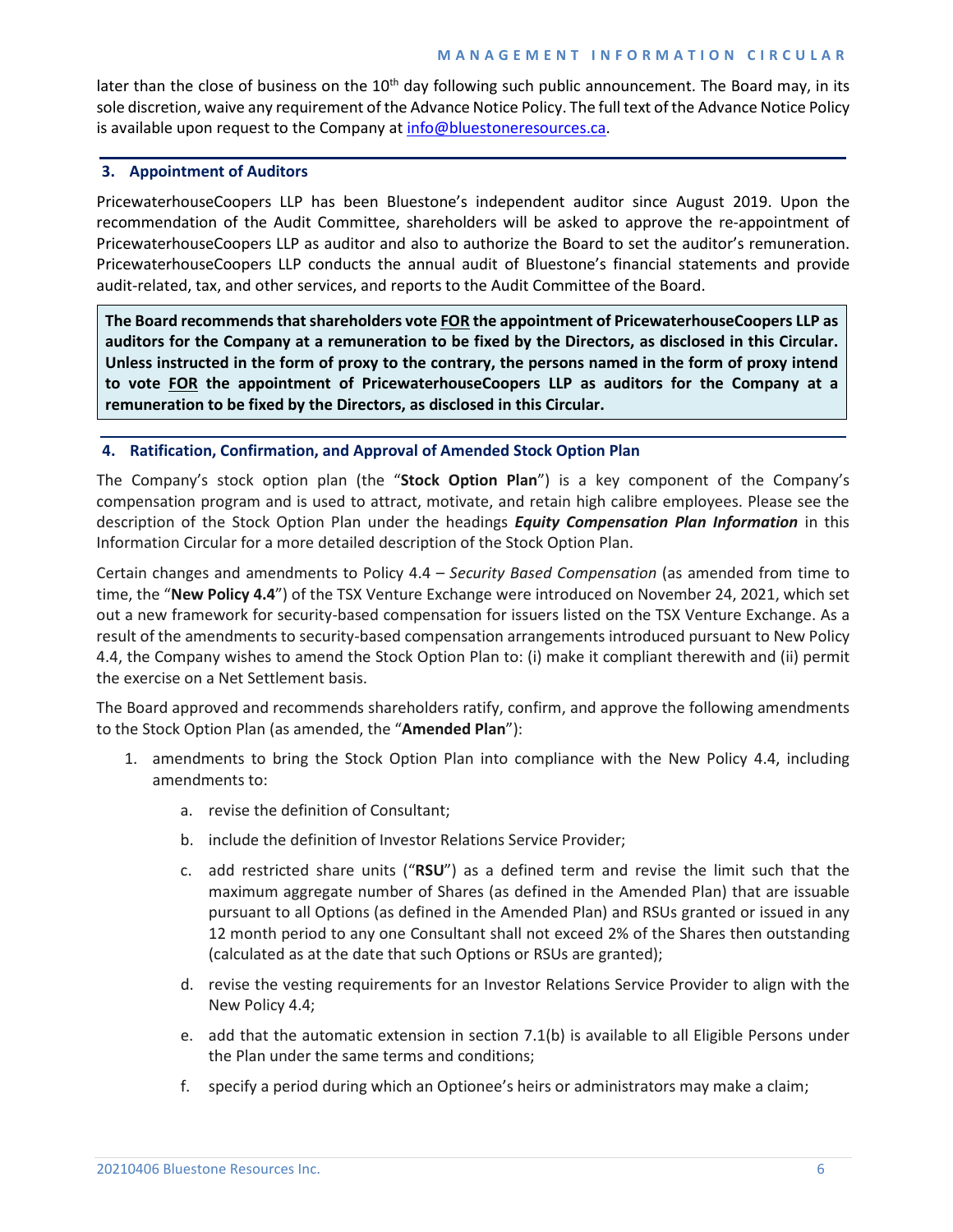later than the close of business on the 10th day following such public announcement. The Board may, in its sole discretion, waive any requirement of the Advance Notice Policy. The full text of the Advance Notice Policy is available upon request to the Company at info@bluestoneresources.ca.

## 3. Appointment of Auditors

PricewaterhouseCoopers LLP has been Bluestone's independent auditor since August 2019. Upon the recommendation of the Audit Committee, shareholders will be asked to approve the re-appointment of PricewaterhouseCoopers LLP as auditor and also to authorize the Board to set the auditor's remuneration. PricewaterhouseCoopers LLP conducts the annual audit of Bluestone's financial statements and provide audit-related, tax, and other services, and reports to the Audit Committee of the Board.

**The Board recommends that shareholders vote FOR the appointment of PricewaterhouseCoopers LLP as auditors for the Company at a remuneration to be fixed by the Directors, as disclosed in this Circular. Unless instructed in the form of proxy to the contrary, the persons named in the form of proxy intend to vote FOR the appointment of PricewaterhouseCoopers LLP as auditors for the Company at a remuneration to be fixed by the Directors, as disclosed in this Circular.**

## 4. Ratification, Confirmation, and Approval of Amended Stock Option Plan

The Company's stock option plan (the "**Stock Option Plan**") is a key component of the Company's compensation program and is used to attract, motivate, and retain high calibre employees. Please see the description of the Stock Option Plan under the headings ***Equity Compensation Plan Information*** in this Information Circular for a more detailed description of the Stock Option Plan.

Certain changes and amendments to Policy 4.4 – *Security Based Compensation* (as amended from time to time, the "**New Policy 4.4**") of the TSX Venture Exchange were introduced on November 24, 2021, which set out a new framework for security-based compensation for issuers listed on the TSX Venture Exchange. As a result of the amendments to security-based compensation arrangements introduced pursuant to New Policy 4.4, the Company wishes to amend the Stock Option Plan to: (i) make it compliant therewith and (ii) permit the exercise on a Net Settlement basis.

The Board approved and recommends shareholders ratify, confirm, and approve the following amendments to the Stock Option Plan (as amended, the "**Amended Plan**"):

1. amendments to bring the Stock Option Plan into compliance with the New Policy 4.4, including amendments to:
    a. revise the definition of Consultant;
    b. include the definition of Investor Relations Service Provider;
    c. add restricted share units ("**RSU**") as a defined term and revise the limit such that the maximum aggregate number of Shares (as defined in the Amended Plan) that are issuable pursuant to all Options (as defined in the Amended Plan) and RSUs granted or issued in any 12 month period to any one Consultant shall not exceed 2% of the Shares then outstanding (calculated as at the date that such Options or RSUs are granted);
    d. revise the vesting requirements for an Investor Relations Service Provider to align with the New Policy 4.4;
    e. add that the automatic extension in section 7.1(b) is available to all Eligible Persons under the Plan under the same terms and conditions;
    f. specify a period during which an Optionee's heirs or administrators may make a claim;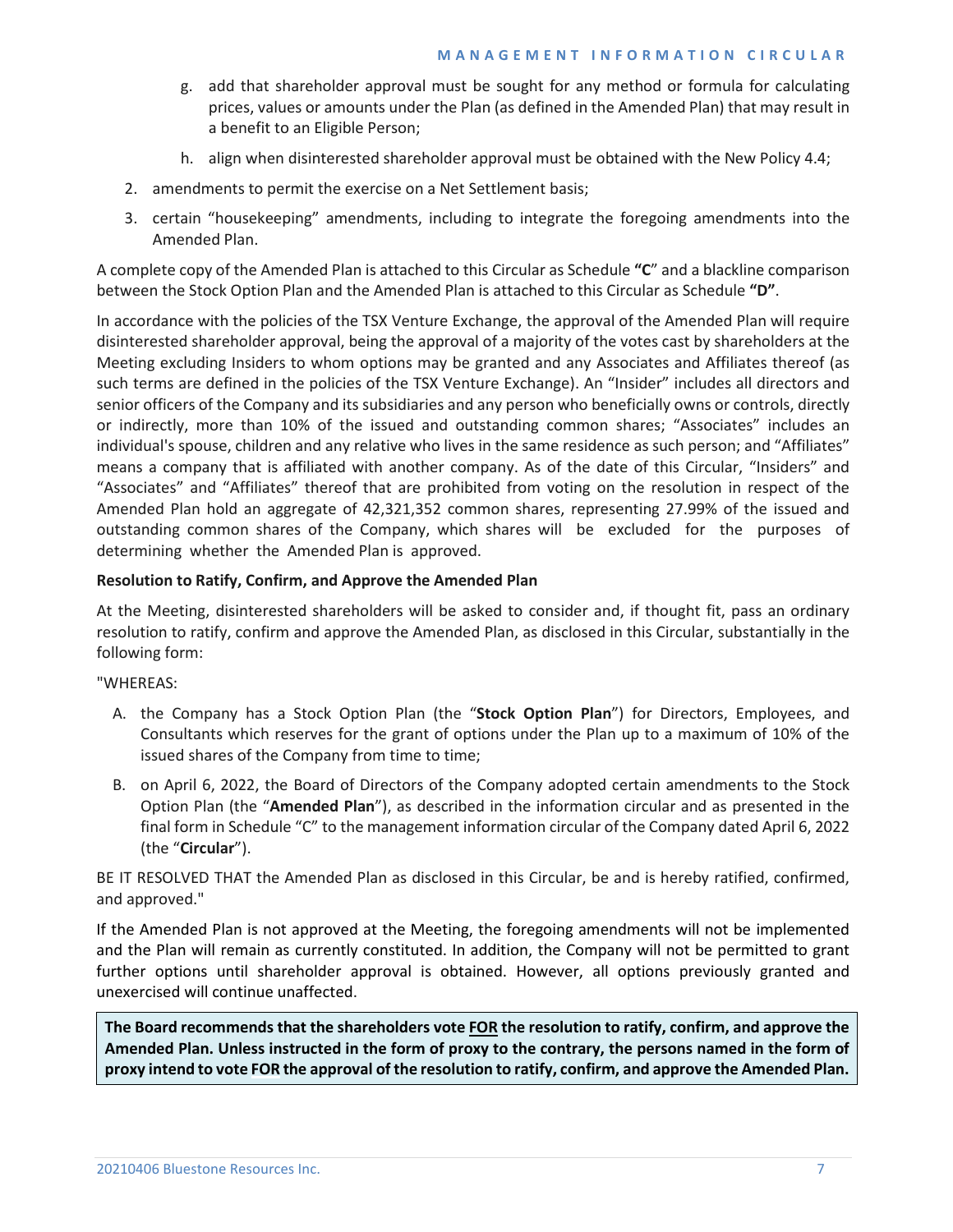g. add that shareholder approval must be sought for any method or formula for calculating prices, values or amounts under the Plan (as defined in the Amended Plan) that may result in a benefit to an Eligible Person;

   h. align when disinterested shareholder approval must be obtained with the New Policy 4.4;

2. amendments to permit the exercise on a Net Settlement basis;

3. certain "housekeeping" amendments, including to integrate the foregoing amendments into the Amended Plan.

A complete copy of the Amended Plan is attached to this Circular as Schedule **"C"** and a blackline comparison between the Stock Option Plan and the Amended Plan is attached to this Circular as Schedule **"D"**.

In accordance with the policies of the TSX Venture Exchange, the approval of the Amended Plan will require disinterested shareholder approval, being the approval of a majority of the votes cast by shareholders at the Meeting excluding Insiders to whom options may be granted and any Associates and Affiliates thereof (as such terms are defined in the policies of the TSX Venture Exchange). An "Insider" includes all directors and senior officers of the Company and its subsidiaries and any person who beneficially owns or controls, directly or indirectly, more than 10% of the issued and outstanding common shares; "Associates" includes an individual's spouse, children and any relative who lives in the same residence as such person; and "Affiliates" means a company that is affiliated with another company. As of the date of this Circular, "Insiders" and "Associates" and "Affiliates" thereof that are prohibited from voting on the resolution in respect of the Amended Plan hold an aggregate of 42,321,352 common shares, representing 27.99% of the issued and outstanding common shares of the Company, which shares will be excluded for the purposes of determining whether the Amended Plan is approved.

**Resolution to Ratify, Confirm, and Approve the Amended Plan**

At the Meeting, disinterested shareholders will be asked to consider and, if thought fit, pass an ordinary resolution to ratify, confirm and approve the Amended Plan, as disclosed in this Circular, substantially in the following form:

"WHEREAS:

A. the Company has a Stock Option Plan (the "**Stock Option Plan**") for Directors, Employees, and Consultants which reserves for the grant of options under the Plan up to a maximum of 10% of the issued shares of the Company from time to time;

B. on April 6, 2022, the Board of Directors of the Company adopted certain amendments to the Stock Option Plan (the "**Amended Plan**"), as described in the information circular and as presented in the final form in Schedule "C" to the management information circular of the Company dated April 6, 2022 (the "**Circular**").

BE IT RESOLVED THAT the Amended Plan as disclosed in this Circular, be and is hereby ratified, confirmed, and approved."

If the Amended Plan is not approved at the Meeting, the foregoing amendments will not be implemented and the Plan will remain as currently constituted. In addition, the Company will not be permitted to grant further options until shareholder approval is obtained. However, all options previously granted and unexercised will continue unaffected.

**The Board recommends that the shareholders vote <u>FOR</u> the resolution to ratify, confirm, and approve the Amended Plan. Unless instructed in the form of proxy to the contrary, the persons named in the form of proxy intend to vote FOR the approval of the resolution to ratify, confirm, and approve the Amended Plan.**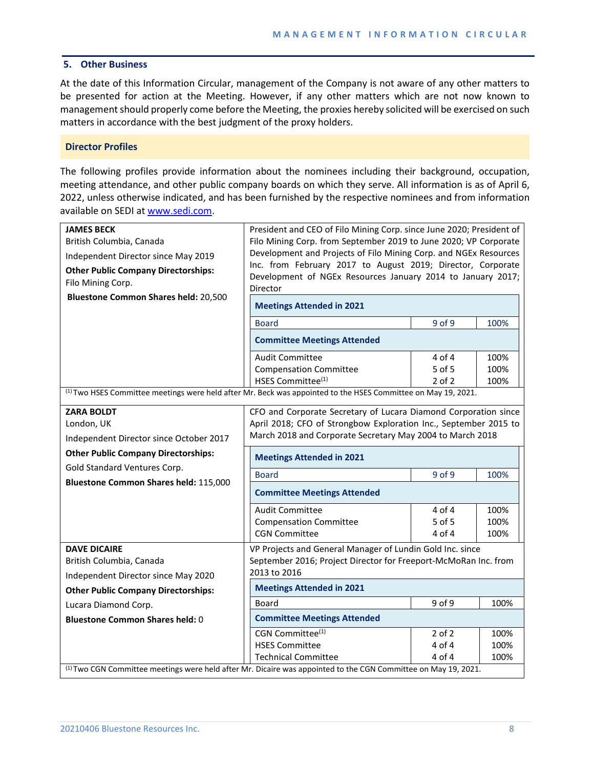## 5. Other Business

At the date of this Information Circular, management of the Company is not aware of any other matters to be presented for action at the Meeting. However, if any other matters which are not now known to management should properly come before the Meeting, the proxies hereby solicited will be exercised on such matters in accordance with the best judgment of the proxy holders.

## Director Profiles

The following profiles provide information about the nominees including their background, occupation, meeting attendance, and other public company boards on which they serve. All information is as of April 6, 2022, unless otherwise indicated, and has been furnished by the respective nominees and from information available on SEDI at www.sedi.com.

**JAMES BECK**
British Columbia, Canada
Independent Director since May 2019
**Other Public Company Directorships:** Filo Mining Corp.
**Bluestone Common Shares held:** 20,500

President and CEO of Filo Mining Corp. since June 2020; President of Filo Mining Corp. from September 2019 to June 2020; VP Corporate Development and Projects of Filo Mining Corp. and NGEx Resources Inc. from February 2017 to August 2019; Director, Corporate Development of NGEx Resources January 2014 to January 2017; Director

| Meetings Attended in 2021 | | |
|---|---|---|
| Board | 9 of 9 | 100% |
| **Committee Meetings Attended** | | |
| Audit Committee | 4 of 4 | 100% |
| Compensation Committee | 5 of 5 | 100% |
| HSES Committee[(1)] | 2 of 2 | 100% |

[(1)] Two HSES Committee meetings were held after Mr. Beck was appointed to the HSES Committee on May 19, 2021.

**ZARA BOLDT**
London, UK
Independent Director since October 2017
**Other Public Company Directorships:** Gold Standard Ventures Corp.
**Bluestone Common Shares held:** 115,000

CFO and Corporate Secretary of Lucara Diamond Corporation since April 2018; CFO of Strongbow Exploration Inc., September 2015 to March 2018 and Corporate Secretary May 2004 to March 2018

| Meetings Attended in 2021 | | |
|---|---|---|
| Board | 9 of 9 | 100% |
| **Committee Meetings Attended** | | |
| Audit Committee | 4 of 4 | 100% |
| Compensation Committee | 5 of 5 | 100% |
| CGN Committee | 4 of 4 | 100% |

**DAVE DICAIRE**
British Columbia, Canada
Independent Director since May 2020
**Other Public Company Directorships:** Lucara Diamond Corp.
**Bluestone Common Shares held:** 0

VP Projects and General Manager of Lundin Gold Inc. since September 2016; Project Director for Freeport-McMoRan Inc. from 2013 to 2016

| Meetings Attended in 2021 | | |
|---|---|---|
| Board | 9 of 9 | 100% |
| **Committee Meetings Attended** | | |
| CGN Committee[(1)] | 2 of 2 | 100% |
| HSES Committee | 4 of 4 | 100% |
| Technical Committee | 4 of 4 | 100% |

[(1)] Two CGN Committee meetings were held after Mr. Dicaire was appointed to the CGN Committee on May 19, 2021.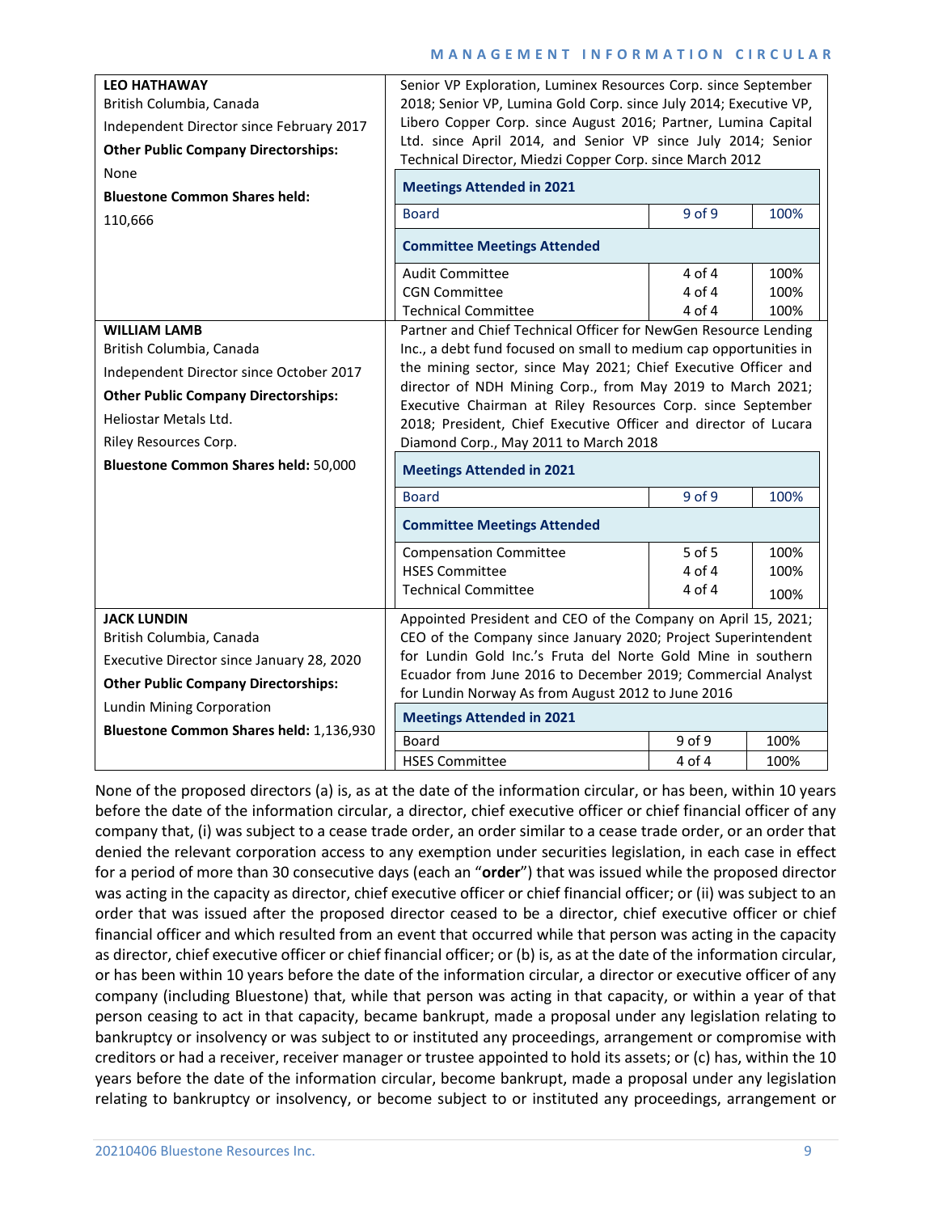| | |
|---|---|
| **LEO HATHAWAY**<br>British Columbia, Canada<br>Independent Director since February 2017<br>**Other Public Company Directorships:**<br>None<br>**Bluestone Common Shares held:**<br>110,666 | Senior VP Exploration, Luminex Resources Corp. since September 2018; Senior VP, Lumina Gold Corp. since July 2014; Executive VP, Libero Copper Corp. since August 2016; Partner, Lumina Capital Ltd. since April 2014, and Senior VP since July 2014; Senior Technical Director, Miedzi Copper Corp. since March 2012<br><br>**Meetings Attended in 2021**<br>Board — 9 of 9 — 100%<br><br>**Committee Meetings Attended**<br>Audit Committee — 4 of 4 — 100%<br>CGN Committee — 4 of 4 — 100%<br>Technical Committee — 4 of 4 — 100% |
| **WILLIAM LAMB**<br>British Columbia, Canada<br>Independent Director since October 2017<br>**Other Public Company Directorships:**<br>Heliostar Metals Ltd.<br>Riley Resources Corp.<br>**Bluestone Common Shares held:** 50,000 | Partner and Chief Technical Officer for NewGen Resource Lending Inc., a debt fund focused on small to medium cap opportunities in the mining sector, since May 2021; Chief Executive Officer and director of NDH Mining Corp., from May 2019 to March 2021; Executive Chairman at Riley Resources Corp. since September 2018; President, Chief Executive Officer and director of Lucara Diamond Corp., May 2011 to March 2018<br><br>**Meetings Attended in 2021**<br>Board — 9 of 9 — 100%<br><br>**Committee Meetings Attended**<br>Compensation Committee — 5 of 5 — 100%<br>HSES Committee — 4 of 4 — 100%<br>Technical Committee — 4 of 4 — 100% |
| **JACK LUNDIN**<br>British Columbia, Canada<br>Executive Director since January 28, 2020<br>**Other Public Company Directorships:**<br>Lundin Mining Corporation<br>**Bluestone Common Shares held:** 1,136,930 | Appointed President and CEO of the Company on April 15, 2021; CEO of the Company since January 2020; Project Superintendent for Lundin Gold Inc.'s Fruta del Norte Gold Mine in southern Ecuador from June 2016 to December 2019; Commercial Analyst for Lundin Norway As from August 2012 to June 2016<br><br>**Meetings Attended in 2021**<br>Board — 9 of 9 — 100%<br>HSES Committee — 4 of 4 — 100% |

None of the proposed directors (a) is, as at the date of the information circular, or has been, within 10 years before the date of the information circular, a director, chief executive officer or chief financial officer of any company that, (i) was subject to a cease trade order, an order similar to a cease trade order, or an order that denied the relevant corporation access to any exemption under securities legislation, in each case in effect for a period of more than 30 consecutive days (each an "**order**") that was issued while the proposed director was acting in the capacity as director, chief executive officer or chief financial officer; or (ii) was subject to an order that was issued after the proposed director ceased to be a director, chief executive officer or chief financial officer and which resulted from an event that occurred while that person was acting in the capacity as director, chief executive officer or chief financial officer; or (b) is, as at the date of the information circular, or has been within 10 years before the date of the information circular, a director or executive officer of any company (including Bluestone) that, while that person was acting in that capacity, or within a year of that person ceasing to act in that capacity, became bankrupt, made a proposal under any legislation relating to bankruptcy or insolvency or was subject to or instituted any proceedings, arrangement or compromise with creditors or had a receiver, receiver manager or trustee appointed to hold its assets; or (c) has, within the 10 years before the date of the information circular, become bankrupt, made a proposal under any legislation relating to bankruptcy or insolvency, or become subject to or instituted any proceedings, arrangement or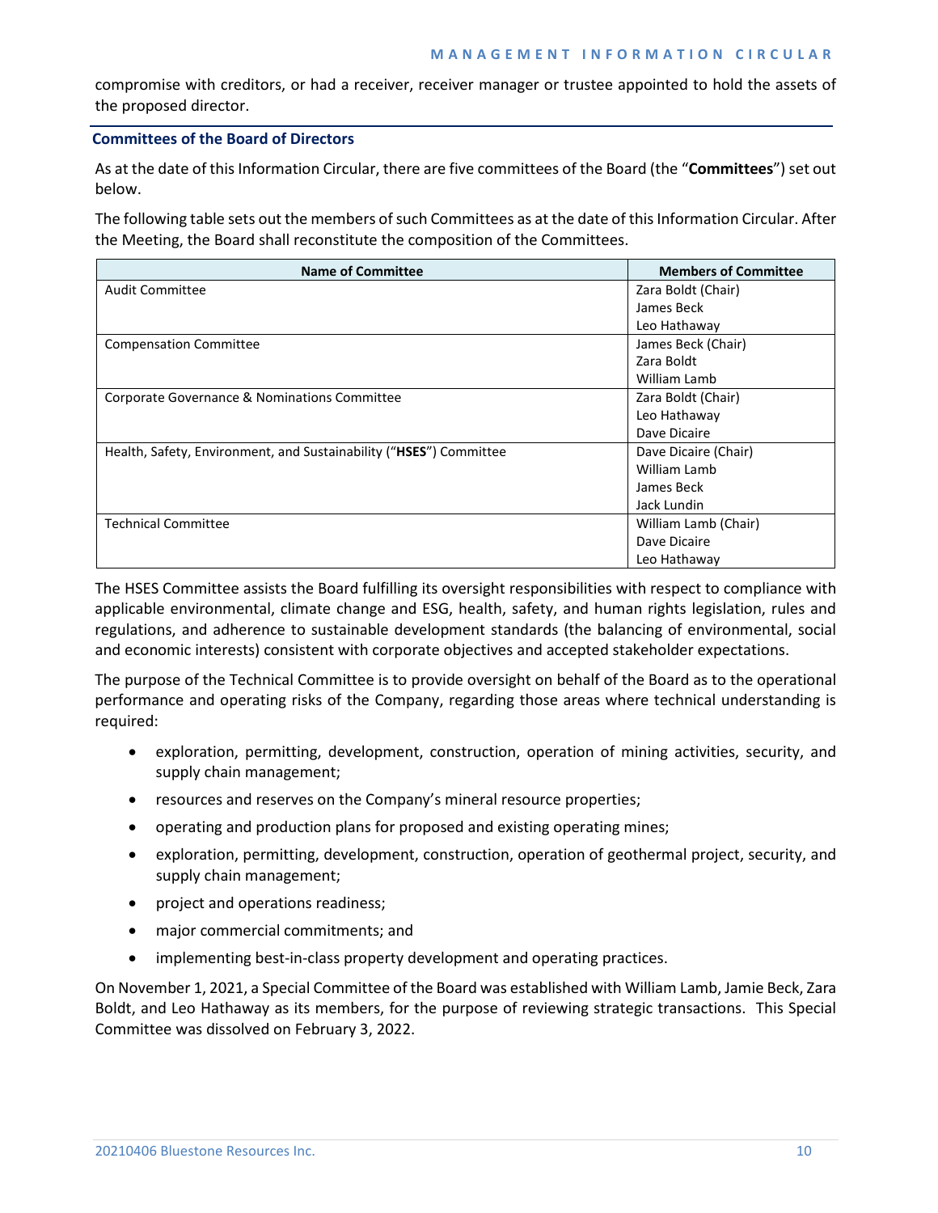compromise with creditors, or had a receiver, receiver manager or trustee appointed to hold the assets of the proposed director.

## Committees of the Board of Directors

As at the date of this Information Circular, there are five committees of the Board (the "**Committees**") set out below.

The following table sets out the members of such Committees as at the date of this Information Circular. After the Meeting, the Board shall reconstitute the composition of the Committees.

| Name of Committee | Members of Committee |
|---|---|
| Audit Committee | Zara Boldt (Chair)<br>James Beck<br>Leo Hathaway |
| Compensation Committee | James Beck (Chair)<br>Zara Boldt<br>William Lamb |
| Corporate Governance & Nominations Committee | Zara Boldt (Chair)<br>Leo Hathaway<br>Dave Dicaire |
| Health, Safety, Environment, and Sustainability ("**HSES**") Committee | Dave Dicaire (Chair)<br>William Lamb<br>James Beck<br>Jack Lundin |
| Technical Committee | William Lamb (Chair)<br>Dave Dicaire<br>Leo Hathaway |

The HSES Committee assists the Board fulfilling its oversight responsibilities with respect to compliance with applicable environmental, climate change and ESG, health, safety, and human rights legislation, rules and regulations, and adherence to sustainable development standards (the balancing of environmental, social and economic interests) consistent with corporate objectives and accepted stakeholder expectations.

The purpose of the Technical Committee is to provide oversight on behalf of the Board as to the operational performance and operating risks of the Company, regarding those areas where technical understanding is required:

- exploration, permitting, development, construction, operation of mining activities, security, and supply chain management;
- resources and reserves on the Company's mineral resource properties;
- operating and production plans for proposed and existing operating mines;
- exploration, permitting, development, construction, operation of geothermal project, security, and supply chain management;
- project and operations readiness;
- major commercial commitments; and
- implementing best-in-class property development and operating practices.

On November 1, 2021, a Special Committee of the Board was established with William Lamb, Jamie Beck, Zara Boldt, and Leo Hathaway as its members, for the purpose of reviewing strategic transactions. This Special Committee was dissolved on February 3, 2022.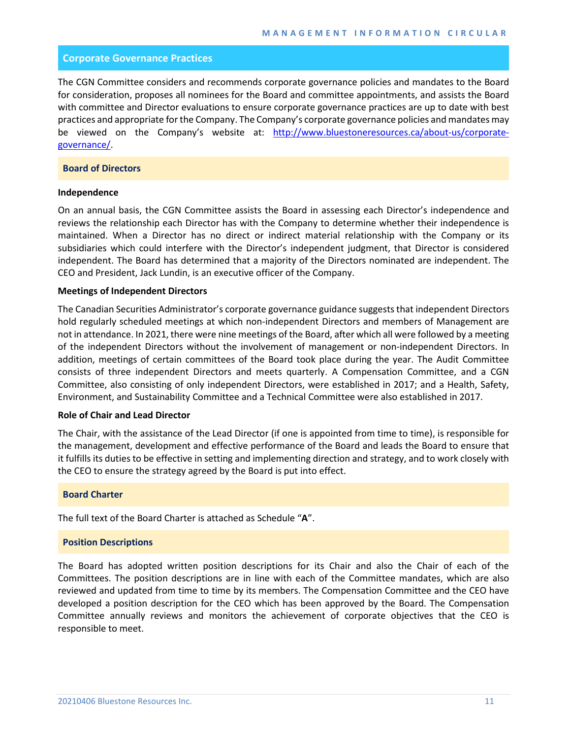## Corporate Governance Practices

The CGN Committee considers and recommends corporate governance policies and mandates to the Board for consideration, proposes all nominees for the Board and committee appointments, and assists the Board with committee and Director evaluations to ensure corporate governance practices are up to date with best practices and appropriate for the Company. The Company's corporate governance policies and mandates may be viewed on the Company's website at: [http://www.bluestoneresources.ca/about-us/corporate-governance/](http://www.bluestoneresources.ca/about-us/corporate-governance/).

### Board of Directors

**Independence**

On an annual basis, the CGN Committee assists the Board in assessing each Director's independence and reviews the relationship each Director has with the Company to determine whether their independence is maintained. When a Director has no direct or indirect material relationship with the Company or its subsidiaries which could interfere with the Director's independent judgment, that Director is considered independent. The Board has determined that a majority of the Directors nominated are independent. The CEO and President, Jack Lundin, is an executive officer of the Company.

**Meetings of Independent Directors**

The Canadian Securities Administrator's corporate governance guidance suggests that independent Directors hold regularly scheduled meetings at which non-independent Directors and members of Management are not in attendance. In 2021, there were nine meetings of the Board, after which all were followed by a meeting of the independent Directors without the involvement of management or non-independent Directors. In addition, meetings of certain committees of the Board took place during the year. The Audit Committee consists of three independent Directors and meets quarterly. A Compensation Committee, and a CGN Committee, also consisting of only independent Directors, were established in 2017; and a Health, Safety, Environment, and Sustainability Committee and a Technical Committee were also established in 2017.

**Role of Chair and Lead Director**

The Chair, with the assistance of the Lead Director (if one is appointed from time to time), is responsible for the management, development and effective performance of the Board and leads the Board to ensure that it fulfills its duties to be effective in setting and implementing direction and strategy, and to work closely with the CEO to ensure the strategy agreed by the Board is put into effect.

### Board Charter

The full text of the Board Charter is attached as Schedule "**A**".

### Position Descriptions

The Board has adopted written position descriptions for its Chair and also the Chair of each of the Committees. The position descriptions are in line with each of the Committee mandates, which are also reviewed and updated from time to time by its members. The Compensation Committee and the CEO have developed a position description for the CEO which has been approved by the Board. The Compensation Committee annually reviews and monitors the achievement of corporate objectives that the CEO is responsible to meet.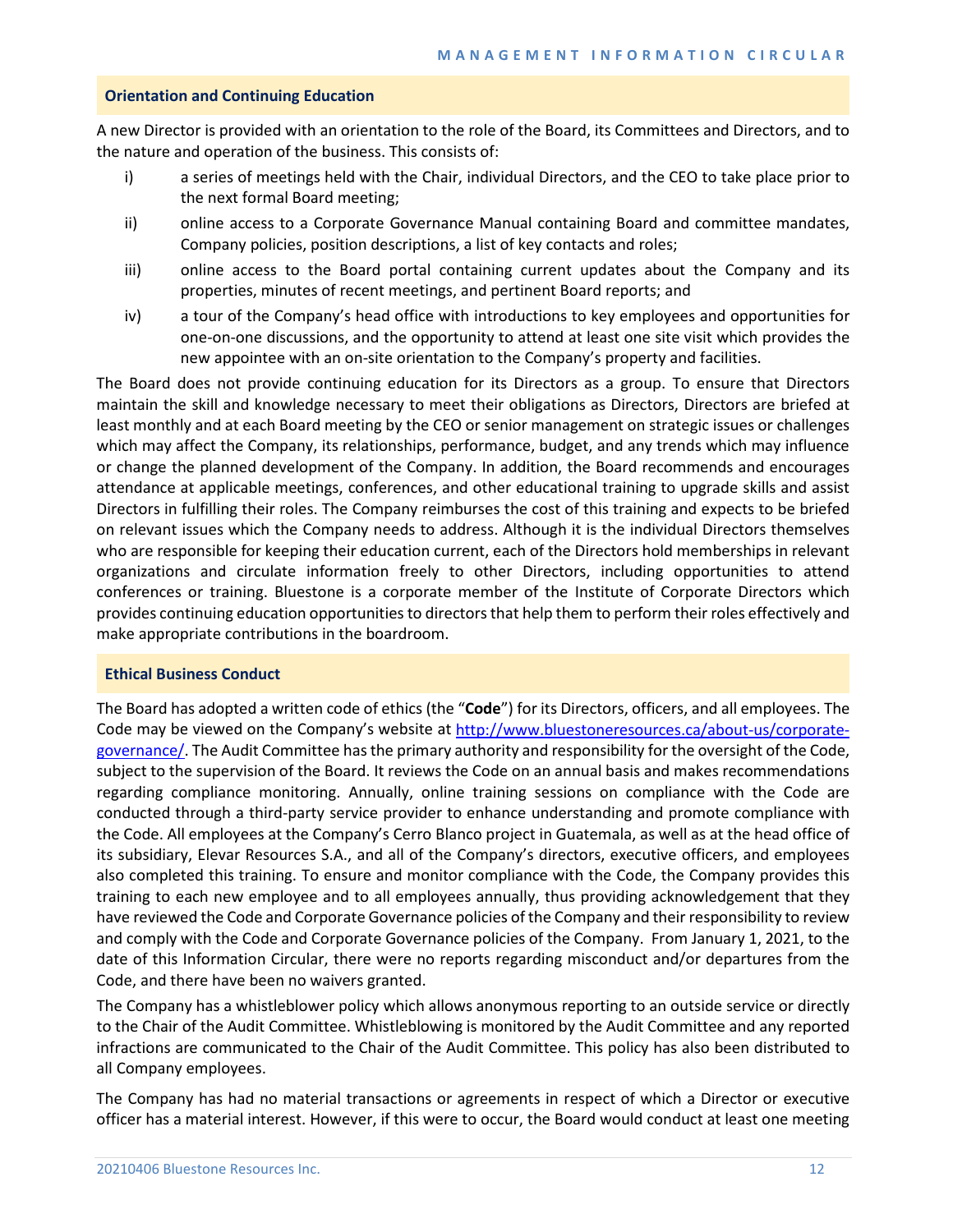## Orientation and Continuing Education

A new Director is provided with an orientation to the role of the Board, its Committees and Directors, and to the nature and operation of the business. This consists of:

i) a series of meetings held with the Chair, individual Directors, and the CEO to take place prior to the next formal Board meeting;

ii) online access to a Corporate Governance Manual containing Board and committee mandates, Company policies, position descriptions, a list of key contacts and roles;

iii) online access to the Board portal containing current updates about the Company and its properties, minutes of recent meetings, and pertinent Board reports; and

iv) a tour of the Company's head office with introductions to key employees and opportunities for one-on-one discussions, and the opportunity to attend at least one site visit which provides the new appointee with an on-site orientation to the Company's property and facilities.

The Board does not provide continuing education for its Directors as a group. To ensure that Directors maintain the skill and knowledge necessary to meet their obligations as Directors, Directors are briefed at least monthly and at each Board meeting by the CEO or senior management on strategic issues or challenges which may affect the Company, its relationships, performance, budget, and any trends which may influence or change the planned development of the Company. In addition, the Board recommends and encourages attendance at applicable meetings, conferences, and other educational training to upgrade skills and assist Directors in fulfilling their roles. The Company reimburses the cost of this training and expects to be briefed on relevant issues which the Company needs to address. Although it is the individual Directors themselves who are responsible for keeping their education current, each of the Directors hold memberships in relevant organizations and circulate information freely to other Directors, including opportunities to attend conferences or training. Bluestone is a corporate member of the Institute of Corporate Directors which provides continuing education opportunities to directors that help them to perform their roles effectively and make appropriate contributions in the boardroom.

## Ethical Business Conduct

The Board has adopted a written code of ethics (the "**Code**") for its Directors, officers, and all employees. The Code may be viewed on the Company's website at http://www.bluestoneresources.ca/about-us/corporate-governance/. The Audit Committee has the primary authority and responsibility for the oversight of the Code, subject to the supervision of the Board. It reviews the Code on an annual basis and makes recommendations regarding compliance monitoring. Annually, online training sessions on compliance with the Code are conducted through a third-party service provider to enhance understanding and promote compliance with the Code. All employees at the Company's Cerro Blanco project in Guatemala, as well as at the head office of its subsidiary, Elevar Resources S.A., and all of the Company's directors, executive officers, and employees also completed this training. To ensure and monitor compliance with the Code, the Company provides this training to each new employee and to all employees annually, thus providing acknowledgement that they have reviewed the Code and Corporate Governance policies of the Company and their responsibility to review and comply with the Code and Corporate Governance policies of the Company. From January 1, 2021, to the date of this Information Circular, there were no reports regarding misconduct and/or departures from the Code, and there have been no waivers granted.

The Company has a whistleblower policy which allows anonymous reporting to an outside service or directly to the Chair of the Audit Committee. Whistleblowing is monitored by the Audit Committee and any reported infractions are communicated to the Chair of the Audit Committee. This policy has also been distributed to all Company employees.

The Company has had no material transactions or agreements in respect of which a Director or executive officer has a material interest. However, if this were to occur, the Board would conduct at least one meeting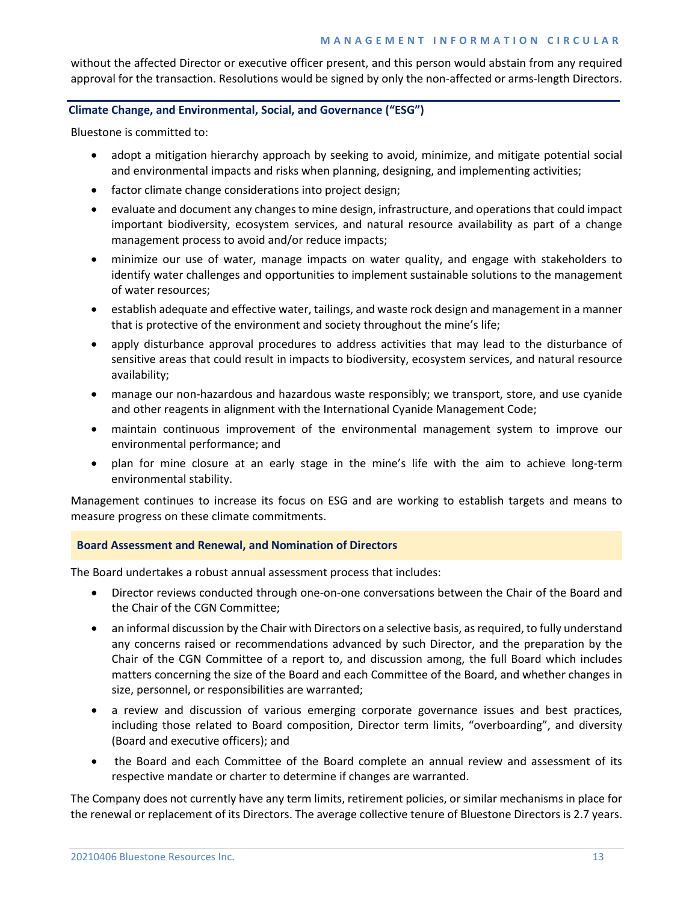without the affected Director or executive officer present, and this person would abstain from any required approval for the transaction. Resolutions would be signed by only the non-affected or arms-length Directors.

## Climate Change, and Environmental, Social, and Governance ("ESG")

Bluestone is committed to:

- adopt a mitigation hierarchy approach by seeking to avoid, minimize, and mitigate potential social and environmental impacts and risks when planning, designing, and implementing activities;
- factor climate change considerations into project design;
- evaluate and document any changes to mine design, infrastructure, and operations that could impact important biodiversity, ecosystem services, and natural resource availability as part of a change management process to avoid and/or reduce impacts;
- minimize our use of water, manage impacts on water quality, and engage with stakeholders to identify water challenges and opportunities to implement sustainable solutions to the management of water resources;
- establish adequate and effective water, tailings, and waste rock design and management in a manner that is protective of the environment and society throughout the mine's life;
- apply disturbance approval procedures to address activities that may lead to the disturbance of sensitive areas that could result in impacts to biodiversity, ecosystem services, and natural resource availability;
- manage our non-hazardous and hazardous waste responsibly; we transport, store, and use cyanide and other reagents in alignment with the International Cyanide Management Code;
- maintain continuous improvement of the environmental management system to improve our environmental performance; and
- plan for mine closure at an early stage in the mine's life with the aim to achieve long-term environmental stability.

Management continues to increase its focus on ESG and are working to establish targets and means to measure progress on these climate commitments.

## Board Assessment and Renewal, and Nomination of Directors

The Board undertakes a robust annual assessment process that includes:

- Director reviews conducted through one-on-one conversations between the Chair of the Board and the Chair of the CGN Committee;
- an informal discussion by the Chair with Directors on a selective basis, as required, to fully understand any concerns raised or recommendations advanced by such Director, and the preparation by the Chair of the CGN Committee of a report to, and discussion among, the full Board which includes matters concerning the size of the Board and each Committee of the Board, and whether changes in size, personnel, or responsibilities are warranted;
- a review and discussion of various emerging corporate governance issues and best practices, including those related to Board composition, Director term limits, "overboarding", and diversity (Board and executive officers); and
- the Board and each Committee of the Board complete an annual review and assessment of its respective mandate or charter to determine if changes are warranted.

The Company does not currently have any term limits, retirement policies, or similar mechanisms in place for the renewal or replacement of its Directors. The average collective tenure of Bluestone Directors is 2.7 years.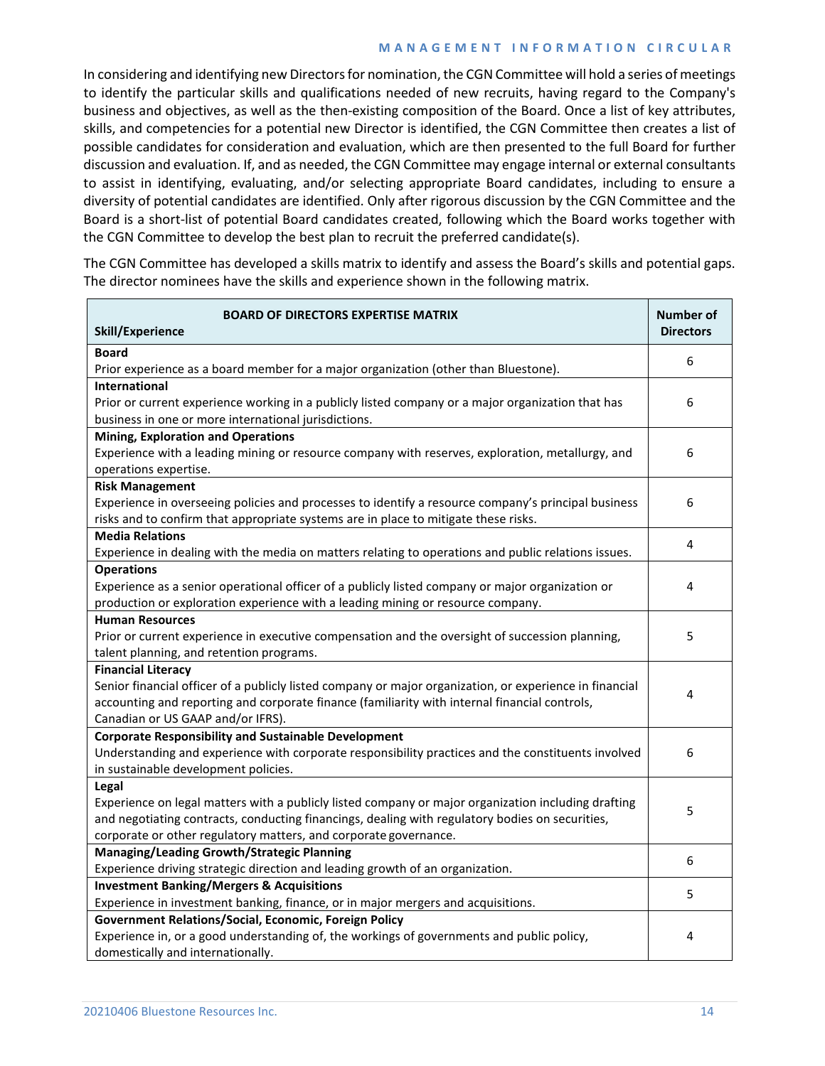In considering and identifying new Directors for nomination, the CGN Committee will hold a series of meetings to identify the particular skills and qualifications needed of new recruits, having regard to the Company's business and objectives, as well as the then-existing composition of the Board. Once a list of key attributes, skills, and competencies for a potential new Director is identified, the CGN Committee then creates a list of possible candidates for consideration and evaluation, which are then presented to the full Board for further discussion and evaluation. If, and as needed, the CGN Committee may engage internal or external consultants to assist in identifying, evaluating, and/or selecting appropriate Board candidates, including to ensure a diversity of potential candidates are identified. Only after rigorous discussion by the CGN Committee and the Board is a short-list of potential Board candidates created, following which the Board works together with the CGN Committee to develop the best plan to recruit the preferred candidate(s).

The CGN Committee has developed a skills matrix to identify and assess the Board's skills and potential gaps. The director nominees have the skills and experience shown in the following matrix.

| **BOARD OF DIRECTORS EXPERTISE MATRIX**<br>**Skill/Experience** | **Number of Directors** |
|---|---|
| **Board**<br>Prior experience as a board member for a major organization (other than Bluestone). | 6 |
| **International**<br>Prior or current experience working in a publicly listed company or a major organization that has business in one or more international jurisdictions. | 6 |
| **Mining, Exploration and Operations**<br>Experience with a leading mining or resource company with reserves, exploration, metallurgy, and operations expertise. | 6 |
| **Risk Management**<br>Experience in overseeing policies and processes to identify a resource company's principal business risks and to confirm that appropriate systems are in place to mitigate these risks. | 6 |
| **Media Relations**<br>Experience in dealing with the media on matters relating to operations and public relations issues. | 4 |
| **Operations**<br>Experience as a senior operational officer of a publicly listed company or major organization or production or exploration experience with a leading mining or resource company. | 4 |
| **Human Resources**<br>Prior or current experience in executive compensation and the oversight of succession planning, talent planning, and retention programs. | 5 |
| **Financial Literacy**<br>Senior financial officer of a publicly listed company or major organization, or experience in financial accounting and reporting and corporate finance (familiarity with internal financial controls, Canadian or US GAAP and/or IFRS). | 4 |
| **Corporate Responsibility and Sustainable Development**<br>Understanding and experience with corporate responsibility practices and the constituents involved in sustainable development policies. | 6 |
| **Legal**<br>Experience on legal matters with a publicly listed company or major organization including drafting and negotiating contracts, conducting financings, dealing with regulatory bodies on securities, corporate or other regulatory matters, and corporate governance. | 5 |
| **Managing/Leading Growth/Strategic Planning**<br>Experience driving strategic direction and leading growth of an organization. | 6 |
| **Investment Banking/Mergers & Acquisitions**<br>Experience in investment banking, finance, or in major mergers and acquisitions. | 5 |
| **Government Relations/Social, Economic, Foreign Policy**<br>Experience in, or a good understanding of, the workings of governments and public policy, domestically and internationally. | 4 |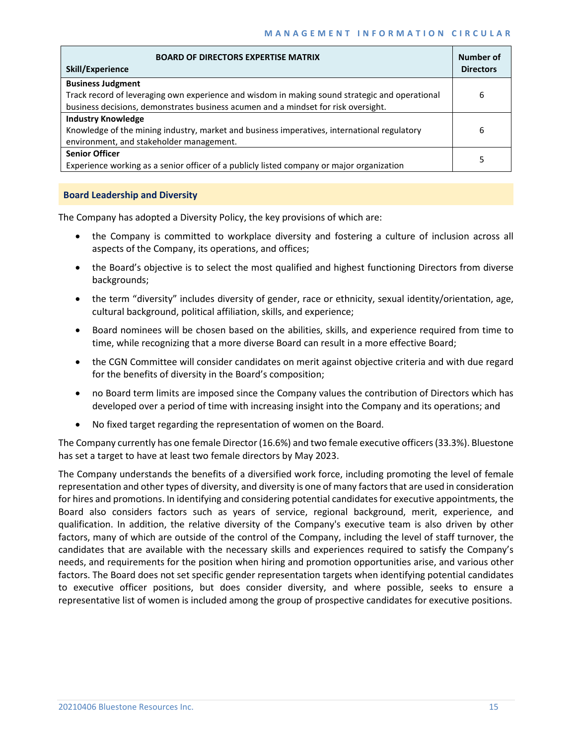| BOARD OF DIRECTORS EXPERTISE MATRIX<br>Skill/Experience | Number of Directors |
|---|---|
| **Business Judgment**<br>Track record of leveraging own experience and wisdom in making sound strategic and operational business decisions, demonstrates business acumen and a mindset for risk oversight. | 6 |
| **Industry Knowledge**<br>Knowledge of the mining industry, market and business imperatives, international regulatory environment, and stakeholder management. | 6 |
| **Senior Officer**<br>Experience working as a senior officer of a publicly listed company or major organization | 5 |

## Board Leadership and Diversity

The Company has adopted a Diversity Policy, the key provisions of which are:

- the Company is committed to workplace diversity and fostering a culture of inclusion across all aspects of the Company, its operations, and offices;
- the Board's objective is to select the most qualified and highest functioning Directors from diverse backgrounds;
- the term "diversity" includes diversity of gender, race or ethnicity, sexual identity/orientation, age, cultural background, political affiliation, skills, and experience;
- Board nominees will be chosen based on the abilities, skills, and experience required from time to time, while recognizing that a more diverse Board can result in a more effective Board;
- the CGN Committee will consider candidates on merit against objective criteria and with due regard for the benefits of diversity in the Board's composition;
- no Board term limits are imposed since the Company values the contribution of Directors which has developed over a period of time with increasing insight into the Company and its operations; and
- No fixed target regarding the representation of women on the Board.

The Company currently has one female Director (16.6%) and two female executive officers (33.3%). Bluestone has set a target to have at least two female directors by May 2023.

The Company understands the benefits of a diversified work force, including promoting the level of female representation and other types of diversity, and diversity is one of many factors that are used in consideration for hires and promotions. In identifying and considering potential candidates for executive appointments, the Board also considers factors such as years of service, regional background, merit, experience, and qualification. In addition, the relative diversity of the Company's executive team is also driven by other factors, many of which are outside of the control of the Company, including the level of staff turnover, the candidates that are available with the necessary skills and experiences required to satisfy the Company's needs, and requirements for the position when hiring and promotion opportunities arise, and various other factors. The Board does not set specific gender representation targets when identifying potential candidates to executive officer positions, but does consider diversity, and where possible, seeks to ensure a representative list of women is included among the group of prospective candidates for executive positions.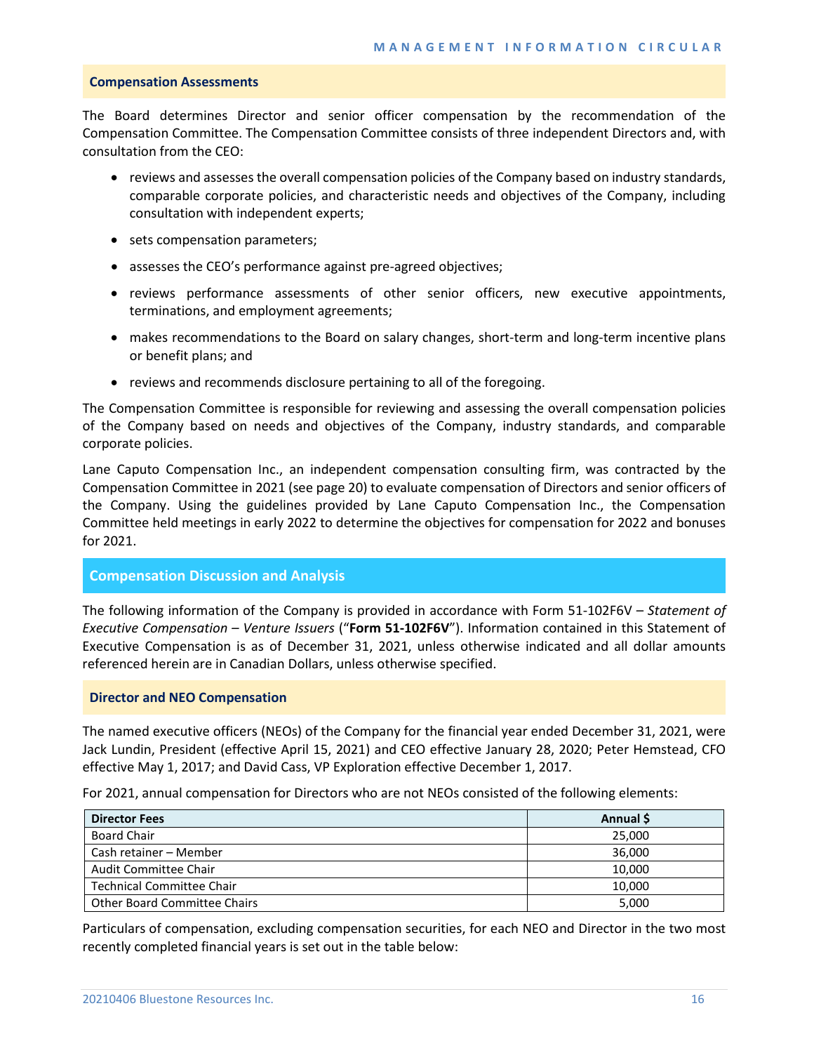### Compensation Assessments

The Board determines Director and senior officer compensation by the recommendation of the Compensation Committee. The Compensation Committee consists of three independent Directors and, with consultation from the CEO:

- reviews and assesses the overall compensation policies of the Company based on industry standards, comparable corporate policies, and characteristic needs and objectives of the Company, including consultation with independent experts;
- sets compensation parameters;
- assesses the CEO's performance against pre-agreed objectives;
- reviews performance assessments of other senior officers, new executive appointments, terminations, and employment agreements;
- makes recommendations to the Board on salary changes, short-term and long-term incentive plans or benefit plans; and
- reviews and recommends disclosure pertaining to all of the foregoing.

The Compensation Committee is responsible for reviewing and assessing the overall compensation policies of the Company based on needs and objectives of the Company, industry standards, and comparable corporate policies.

Lane Caputo Compensation Inc., an independent compensation consulting firm, was contracted by the Compensation Committee in 2021 (see page 20) to evaluate compensation of Directors and senior officers of the Company. Using the guidelines provided by Lane Caputo Compensation Inc., the Compensation Committee held meetings in early 2022 to determine the objectives for compensation for 2022 and bonuses for 2021.

## Compensation Discussion and Analysis

The following information of the Company is provided in accordance with Form 51-102F6V – *Statement of Executive Compensation – Venture Issuers* ("**Form 51-102F6V**"). Information contained in this Statement of Executive Compensation is as of December 31, 2021, unless otherwise indicated and all dollar amounts referenced herein are in Canadian Dollars, unless otherwise specified.

### Director and NEO Compensation

The named executive officers (NEOs) of the Company for the financial year ended December 31, 2021, were Jack Lundin, President (effective April 15, 2021) and CEO effective January 28, 2020; Peter Hemstead, CFO effective May 1, 2017; and David Cass, VP Exploration effective December 1, 2017.

For 2021, annual compensation for Directors who are not NEOs consisted of the following elements:

| Director Fees | Annual $ |
|---|---|
| Board Chair | 25,000 |
| Cash retainer – Member | 36,000 |
| Audit Committee Chair | 10,000 |
| Technical Committee Chair | 10,000 |
| Other Board Committee Chairs | 5,000 |

Particulars of compensation, excluding compensation securities, for each NEO and Director in the two most recently completed financial years is set out in the table below: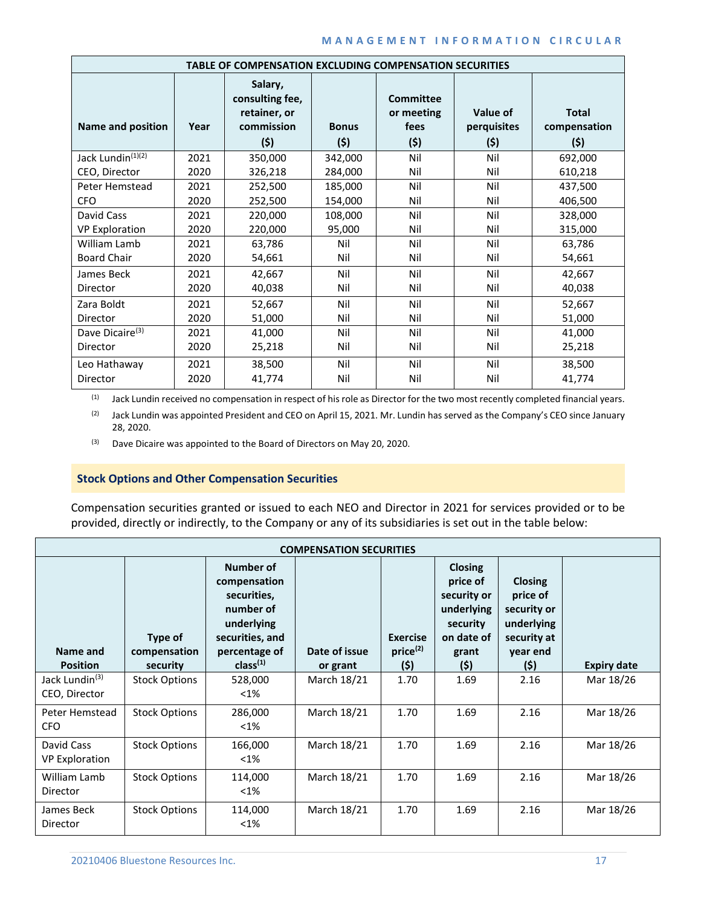| TABLE OF COMPENSATION EXCLUDING COMPENSATION SECURITIES | | | | | | |
|---|---|---|---|---|---|---|
| Name and position | Year | Salary, consulting fee, retainer, or commission ($) | Bonus ($) | Committee or meeting fees ($) | Value of perquisites ($) | Total compensation ($) |
| Jack Lundin[(1)(2)] CEO, Director | 2021<br>2020 | 350,000<br>326,218 | 342,000<br>284,000 | Nil<br>Nil | Nil<br>Nil | 692,000<br>610,218 |
| Peter Hemstead CFO | 2021<br>2020 | 252,500<br>252,500 | 185,000<br>154,000 | Nil<br>Nil | Nil<br>Nil | 437,500<br>406,500 |
| David Cass VP Exploration | 2021<br>2020 | 220,000<br>220,000 | 108,000<br>95,000 | Nil<br>Nil | Nil<br>Nil | 328,000<br>315,000 |
| William Lamb Board Chair | 2021<br>2020 | 63,786<br>54,661 | Nil<br>Nil | Nil<br>Nil | Nil<br>Nil | 63,786<br>54,661 |
| James Beck Director | 2021<br>2020 | 42,667<br>40,038 | Nil<br>Nil | Nil<br>Nil | Nil<br>Nil | 42,667<br>40,038 |
| Zara Boldt Director | 2021<br>2020 | 52,667<br>51,000 | Nil<br>Nil | Nil<br>Nil | Nil<br>Nil | 52,667<br>51,000 |
| Dave Dicaire[(3)] Director | 2021<br>2020 | 41,000<br>25,218 | Nil<br>Nil | Nil<br>Nil | Nil<br>Nil | 41,000<br>25,218 |
| Leo Hathaway Director | 2021<br>2020 | 38,500<br>41,774 | Nil<br>Nil | Nil<br>Nil | Nil<br>Nil | 38,500<br>41,774 |

(1) Jack Lundin received no compensation in respect of his role as Director for the two most recently completed financial years.

(2) Jack Lundin was appointed President and CEO on April 15, 2021. Mr. Lundin has served as the Company's CEO since January 28, 2020.

(3) Dave Dicaire was appointed to the Board of Directors on May 20, 2020.

## Stock Options and Other Compensation Securities

Compensation securities granted or issued to each NEO and Director in 2021 for services provided or to be provided, directly or indirectly, to the Company or any of its subsidiaries is set out in the table below:

| COMPENSATION SECURITIES | | | | | | | |
|---|---|---|---|---|---|---|---|
| Name and Position | Type of compensation security | Number of compensation securities, number of underlying securities, and percentage of class[(1)] | Date of issue or grant | Exercise price[(2)] ($) | Closing price of security or underlying security on date of grant ($) | Closing price of security or underlying security at year end ($) | Expiry date |
| Jack Lundin[(3)] CEO, Director | Stock Options | 528,000<br><1% | March 18/21 | 1.70 | 1.69 | 2.16 | Mar 18/26 |
| Peter Hemstead CFO | Stock Options | 286,000<br><1% | March 18/21 | 1.70 | 1.69 | 2.16 | Mar 18/26 |
| David Cass VP Exploration | Stock Options | 166,000<br><1% | March 18/21 | 1.70 | 1.69 | 2.16 | Mar 18/26 |
| William Lamb Director | Stock Options | 114,000<br><1% | March 18/21 | 1.70 | 1.69 | 2.16 | Mar 18/26 |
| James Beck Director | Stock Options | 114,000<br><1% | March 18/21 | 1.70 | 1.69 | 2.16 | Mar 18/26 |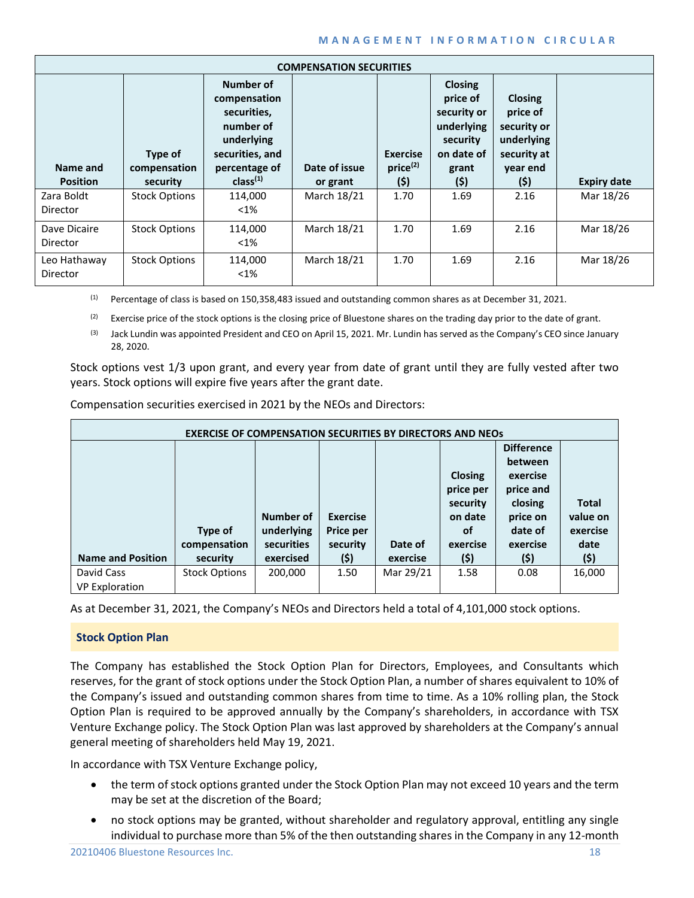| COMPENSATION SECURITIES | | | | | | | |
|---|---|---|---|---|---|---|---|
| Name and Position | Type of compensation security | Number of compensation securities, number of underlying securities, and percentage of class[1] | Date of issue or grant | Exercise price[2] ($) | Closing price of security or underlying security on date of grant ($) | Closing price of security or underlying security at year end ($) | Expiry date |
| Zara Boldt Director | Stock Options | 114,000 <1% | March 18/21 | 1.70 | 1.69 | 2.16 | Mar 18/26 |
| Dave Dicaire Director | Stock Options | 114,000 <1% | March 18/21 | 1.70 | 1.69 | 2.16 | Mar 18/26 |
| Leo Hathaway Director | Stock Options | 114,000 <1% | March 18/21 | 1.70 | 1.69 | 2.16 | Mar 18/26 |

(1) Percentage of class is based on 150,358,483 issued and outstanding common shares as at December 31, 2021.

(2) Exercise price of the stock options is the closing price of Bluestone shares on the trading day prior to the date of grant.

(3) Jack Lundin was appointed President and CEO on April 15, 2021. Mr. Lundin has served as the Company's CEO since January 28, 2020.

Stock options vest 1/3 upon grant, and every year from date of grant until they are fully vested after two years. Stock options will expire five years after the grant date.

Compensation securities exercised in 2021 by the NEOs and Directors:

| EXERCISE OF COMPENSATION SECURITIES BY DIRECTORS AND NEOs | | | | | | | |
|---|---|---|---|---|---|---|---|
| Name and Position | Type of compensation security | Number of underlying securities exercised | Exercise Price per security ($) | Date of exercise | Closing price per security on date of exercise ($) | Difference between exercise price and closing price on date of exercise ($) | Total value on exercise date ($) |
| David Cass VP Exploration | Stock Options | 200,000 | 1.50 | Mar 29/21 | 1.58 | 0.08 | 16,000 |

As at December 31, 2021, the Company's NEOs and Directors held a total of 4,101,000 stock options.

## Stock Option Plan

The Company has established the Stock Option Plan for Directors, Employees, and Consultants which reserves, for the grant of stock options under the Stock Option Plan, a number of shares equivalent to 10% of the Company's issued and outstanding common shares from time to time. As a 10% rolling plan, the Stock Option Plan is required to be approved annually by the Company's shareholders, in accordance with TSX Venture Exchange policy. The Stock Option Plan was last approved by shareholders at the Company's annual general meeting of shareholders held May 19, 2021.

In accordance with TSX Venture Exchange policy,

- the term of stock options granted under the Stock Option Plan may not exceed 10 years and the term may be set at the discretion of the Board;
- no stock options may be granted, without shareholder and regulatory approval, entitling any single individual to purchase more than 5% of the then outstanding shares in the Company in any 12-month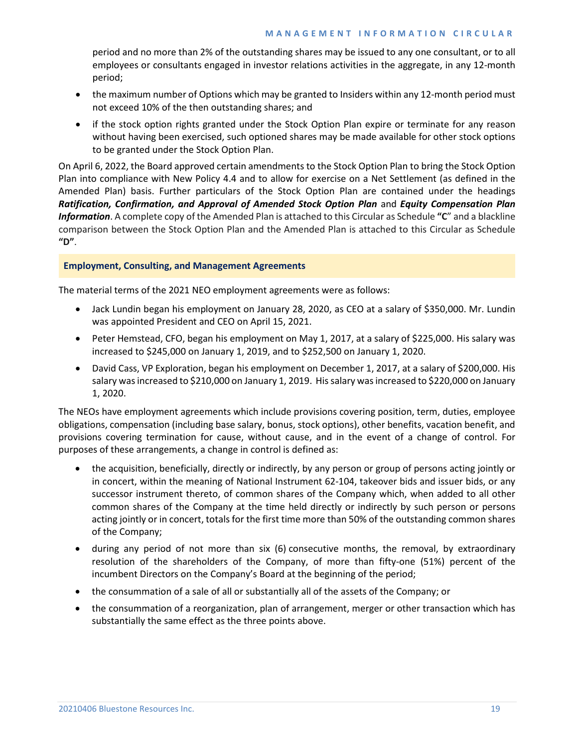period and no more than 2% of the outstanding shares may be issued to any one consultant, or to all employees or consultants engaged in investor relations activities in the aggregate, in any 12-month period;

- the maximum number of Options which may be granted to Insiders within any 12-month period must not exceed 10% of the then outstanding shares; and
- if the stock option rights granted under the Stock Option Plan expire or terminate for any reason without having been exercised, such optioned shares may be made available for other stock options to be granted under the Stock Option Plan.

On April 6, 2022, the Board approved certain amendments to the Stock Option Plan to bring the Stock Option Plan into compliance with New Policy 4.4 and to allow for exercise on a Net Settlement (as defined in the Amended Plan) basis. Further particulars of the Stock Option Plan are contained under the headings ***Ratification, Confirmation, and Approval of Amended Stock Option Plan*** and ***Equity Compensation Plan Information***. A complete copy of the Amended Plan is attached to this Circular as Schedule **"C"** and a blackline comparison between the Stock Option Plan and the Amended Plan is attached to this Circular as Schedule **"D"**.

### Employment, Consulting, and Management Agreements

The material terms of the 2021 NEO employment agreements were as follows:

- Jack Lundin began his employment on January 28, 2020, as CEO at a salary of $350,000. Mr. Lundin was appointed President and CEO on April 15, 2021.
- Peter Hemstead, CFO, began his employment on May 1, 2017, at a salary of $225,000. His salary was increased to $245,000 on January 1, 2019, and to $252,500 on January 1, 2020.
- David Cass, VP Exploration, began his employment on December 1, 2017, at a salary of $200,000. His salary was increased to $210,000 on January 1, 2019. His salary was increased to $220,000 on January 1, 2020.

The NEOs have employment agreements which include provisions covering position, term, duties, employee obligations, compensation (including base salary, bonus, stock options), other benefits, vacation benefit, and provisions covering termination for cause, without cause, and in the event of a change of control. For purposes of these arrangements, a change in control is defined as:

- the acquisition, beneficially, directly or indirectly, by any person or group of persons acting jointly or in concert, within the meaning of National Instrument 62-104, takeover bids and issuer bids, or any successor instrument thereto, of common shares of the Company which, when added to all other common shares of the Company at the time held directly or indirectly by such person or persons acting jointly or in concert, totals for the first time more than 50% of the outstanding common shares of the Company;
- during any period of not more than six (6) consecutive months, the removal, by extraordinary resolution of the shareholders of the Company, of more than fifty-one (51%) percent of the incumbent Directors on the Company's Board at the beginning of the period;
- the consummation of a sale of all or substantially all of the assets of the Company; or
- the consummation of a reorganization, plan of arrangement, merger or other transaction which has substantially the same effect as the three points above.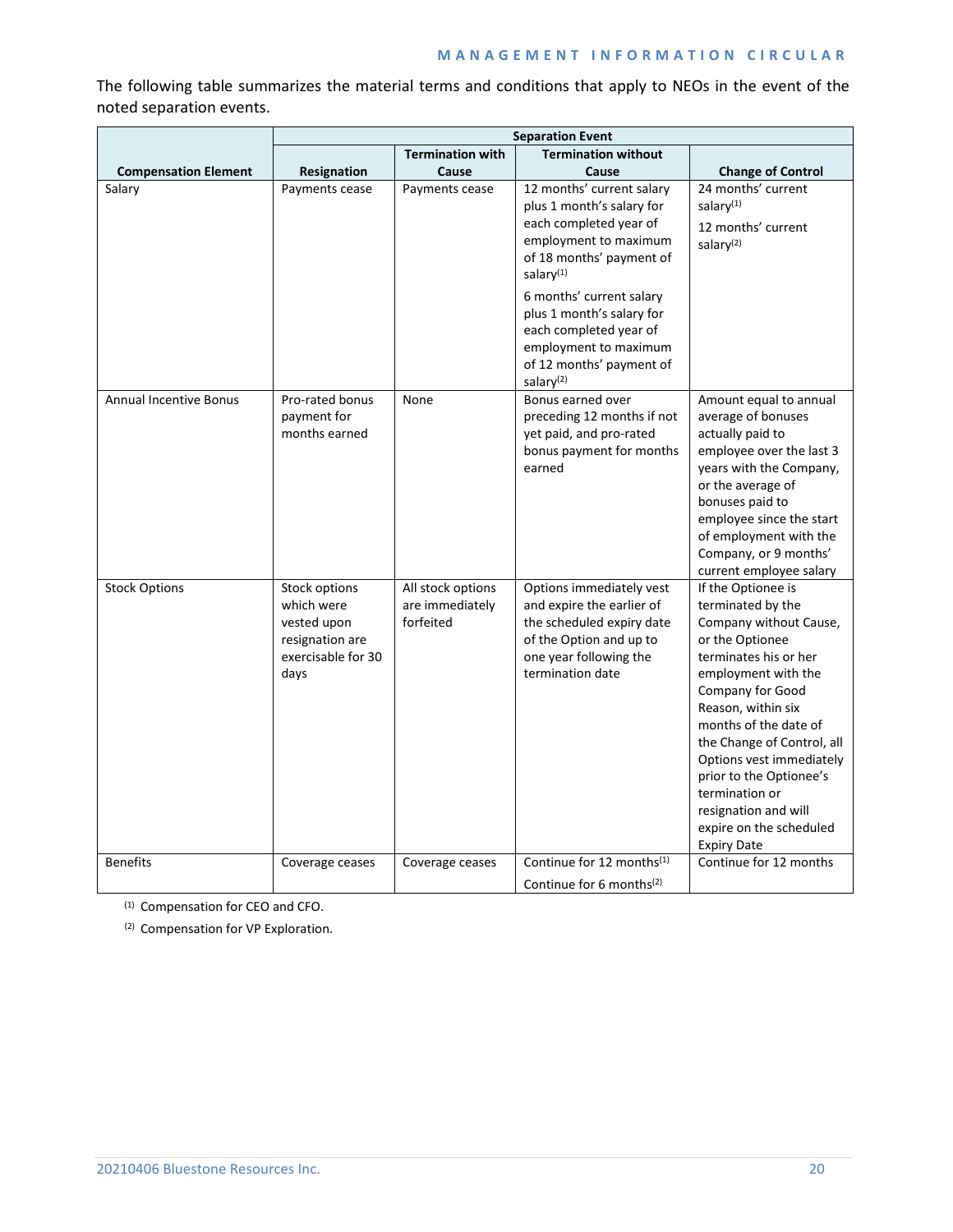The following table summarizes the material terms and conditions that apply to NEOs in the event of the noted separation events.

| Compensation Element | Separation Event | | | |
|---|---|---|---|---|
| | Resignation | Termination with Cause | Termination without Cause | Change of Control |
| Salary | Payments cease | Payments cease | 12 months' current salary plus 1 month's salary for each completed year of employment to maximum of 18 months' payment of salary(1)<br><br>6 months' current salary plus 1 month's salary for each completed year of employment to maximum of 12 months' payment of salary(2) | 24 months' current salary(1)<br><br>12 months' current salary(2) |
| Annual Incentive Bonus | Pro-rated bonus payment for months earned | None | Bonus earned over preceding 12 months if not yet paid, and pro-rated bonus payment for months earned | Amount equal to annual average of bonuses actually paid to employee over the last 3 years with the Company, or the average of bonuses paid to employee since the start of employment with the Company, or 9 months' current employee salary |
| Stock Options | Stock options which were vested upon resignation are exercisable for 30 days | All stock options are immediately forfeited | Options immediately vest and expire the earlier of the scheduled expiry date of the Option and up to one year following the termination date | If the Optionee is terminated by the Company without Cause, or the Optionee terminates his or her employment with the Company for Good Reason, within six months of the date of the Change of Control, all Options vest immediately prior to the Optionee's termination or resignation and will expire on the scheduled Expiry Date |
| Benefits | Coverage ceases | Coverage ceases | Continue for 12 months(1)<br><br>Continue for 6 months(2) | Continue for 12 months |

(1) Compensation for CEO and CFO.

(2) Compensation for VP Exploration.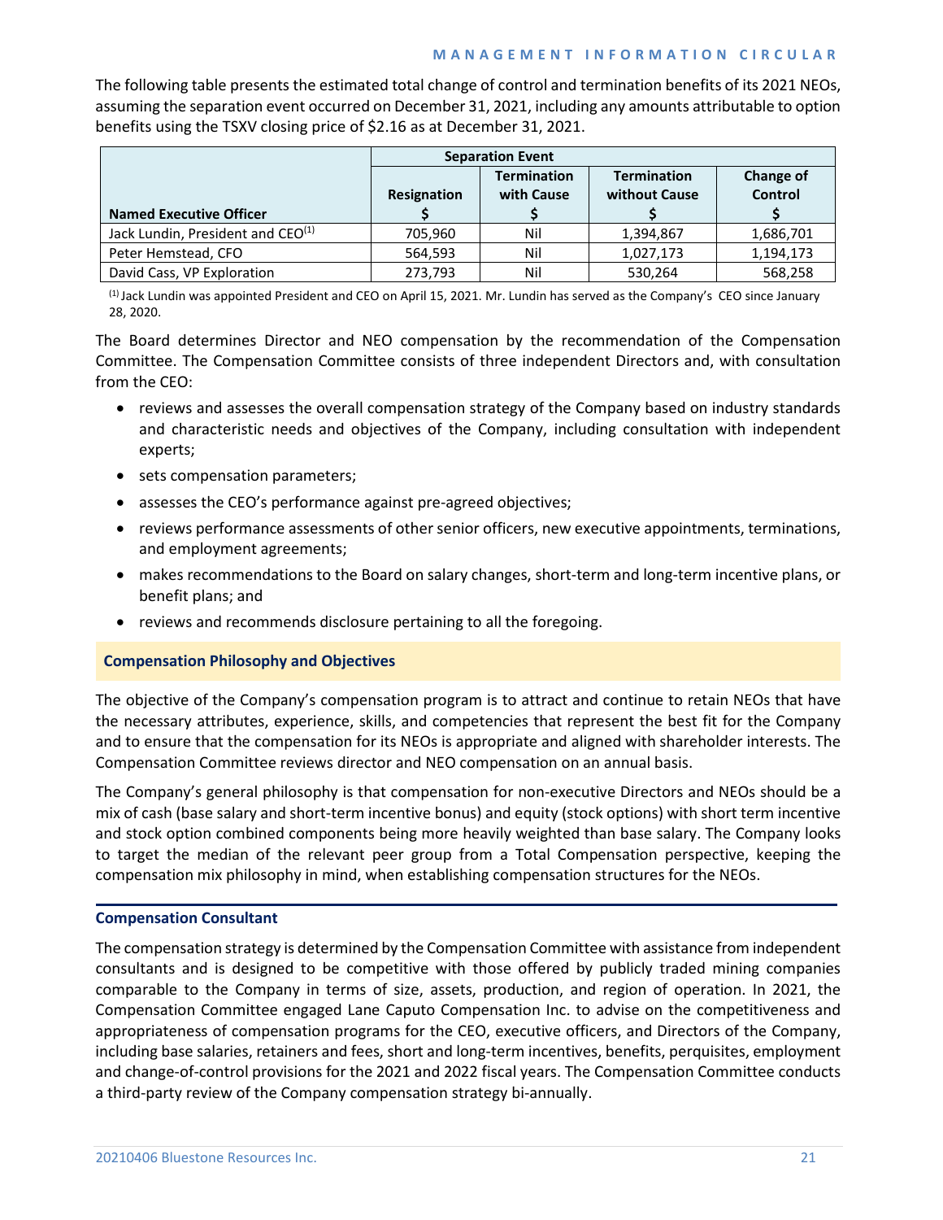The following table presents the estimated total change of control and termination benefits of its 2021 NEOs, assuming the separation event occurred on December 31, 2021, including any amounts attributable to option benefits using the TSXV closing price of $2.16 as at December 31, 2021.

| Named Executive Officer | Separation Event | | | |
|---|---|---|---|---|
| | Resignation $ | Termination with Cause $ | Termination without Cause $ | Change of Control $ |
| Jack Lundin, President and CEO[(1)] | 705,960 | Nil | 1,394,867 | 1,686,701 |
| Peter Hemstead, CFO | 564,593 | Nil | 1,027,173 | 1,194,173 |
| David Cass, VP Exploration | 273,793 | Nil | 530,264 | 568,258 |

(1) Jack Lundin was appointed President and CEO on April 15, 2021. Mr. Lundin has served as the Company's CEO since January 28, 2020.

The Board determines Director and NEO compensation by the recommendation of the Compensation Committee. The Compensation Committee consists of three independent Directors and, with consultation from the CEO:

- reviews and assesses the overall compensation strategy of the Company based on industry standards and characteristic needs and objectives of the Company, including consultation with independent experts;
- sets compensation parameters;
- assesses the CEO's performance against pre-agreed objectives;
- reviews performance assessments of other senior officers, new executive appointments, terminations, and employment agreements;
- makes recommendations to the Board on salary changes, short-term and long-term incentive plans, or benefit plans; and
- reviews and recommends disclosure pertaining to all the foregoing.

## Compensation Philosophy and Objectives

The objective of the Company's compensation program is to attract and continue to retain NEOs that have the necessary attributes, experience, skills, and competencies that represent the best fit for the Company and to ensure that the compensation for its NEOs is appropriate and aligned with shareholder interests. The Compensation Committee reviews director and NEO compensation on an annual basis.

The Company's general philosophy is that compensation for non-executive Directors and NEOs should be a mix of cash (base salary and short-term incentive bonus) and equity (stock options) with short term incentive and stock option combined components being more heavily weighted than base salary. The Company looks to target the median of the relevant peer group from a Total Compensation perspective, keeping the compensation mix philosophy in mind, when establishing compensation structures for the NEOs.

### Compensation Consultant

The compensation strategy is determined by the Compensation Committee with assistance from independent consultants and is designed to be competitive with those offered by publicly traded mining companies comparable to the Company in terms of size, assets, production, and region of operation. In 2021, the Compensation Committee engaged Lane Caputo Compensation Inc. to advise on the competitiveness and appropriateness of compensation programs for the CEO, executive officers, and Directors of the Company, including base salaries, retainers and fees, short and long-term incentives, benefits, perquisites, employment and change-of-control provisions for the 2021 and 2022 fiscal years. The Compensation Committee conducts a third-party review of the Company compensation strategy bi-annually.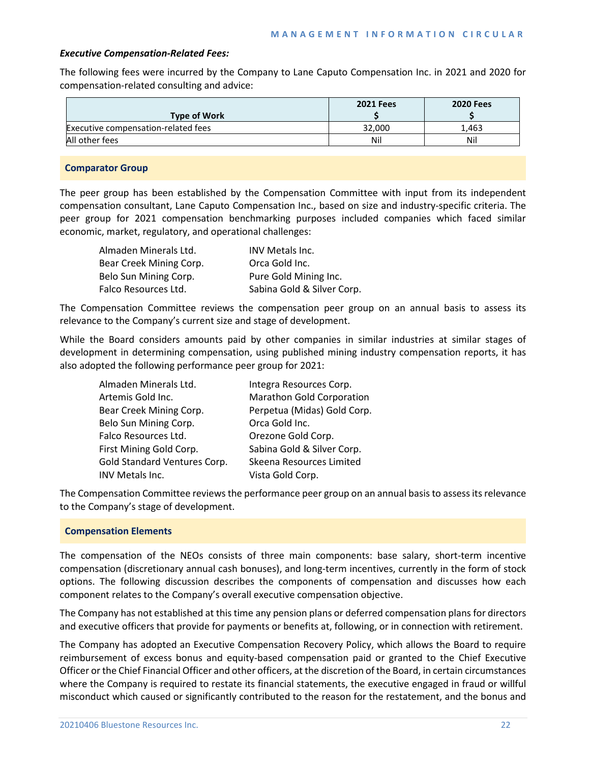***Executive Compensation-Related Fees:***

The following fees were incurred by the Company to Lane Caputo Compensation Inc. in 2021 and 2020 for compensation-related consulting and advice:

| Type of Work | 2021 Fees $ | 2020 Fees $ |
|---|---|---|
| Executive compensation-related fees | 32,000 | 1,463 |
| All other fees | Nil | Nil |

## Comparator Group

The peer group has been established by the Compensation Committee with input from its independent compensation consultant, Lane Caputo Compensation Inc., based on size and industry-specific criteria. The peer group for 2021 compensation benchmarking purposes included companies which faced similar economic, market, regulatory, and operational challenges:

| | |
|---|---|
| Almaden Minerals Ltd. | INV Metals Inc. |
| Bear Creek Mining Corp. | Orca Gold Inc. |
| Belo Sun Mining Corp. | Pure Gold Mining Inc. |
| Falco Resources Ltd. | Sabina Gold & Silver Corp. |

The Compensation Committee reviews the compensation peer group on an annual basis to assess its relevance to the Company's current size and stage of development.

While the Board considers amounts paid by other companies in similar industries at similar stages of development in determining compensation, using published mining industry compensation reports, it has also adopted the following performance peer group for 2021:

| | |
|---|---|
| Almaden Minerals Ltd. | Integra Resources Corp. |
| Artemis Gold Inc. | Marathon Gold Corporation |
| Bear Creek Mining Corp. | Perpetua (Midas) Gold Corp. |
| Belo Sun Mining Corp. | Orca Gold Inc. |
| Falco Resources Ltd. | Orezone Gold Corp. |
| First Mining Gold Corp. | Sabina Gold & Silver Corp. |
| Gold Standard Ventures Corp. | Skeena Resources Limited |
| INV Metals Inc. | Vista Gold Corp. |

The Compensation Committee reviews the performance peer group on an annual basis to assess its relevance to the Company's stage of development.

## Compensation Elements

The compensation of the NEOs consists of three main components: base salary, short-term incentive compensation (discretionary annual cash bonuses), and long-term incentives, currently in the form of stock options. The following discussion describes the components of compensation and discusses how each component relates to the Company's overall executive compensation objective.

The Company has not established at this time any pension plans or deferred compensation plans for directors and executive officers that provide for payments or benefits at, following, or in connection with retirement.

The Company has adopted an Executive Compensation Recovery Policy, which allows the Board to require reimbursement of excess bonus and equity-based compensation paid or granted to the Chief Executive Officer or the Chief Financial Officer and other officers, at the discretion of the Board, in certain circumstances where the Company is required to restate its financial statements, the executive engaged in fraud or willful misconduct which caused or significantly contributed to the reason for the restatement, and the bonus and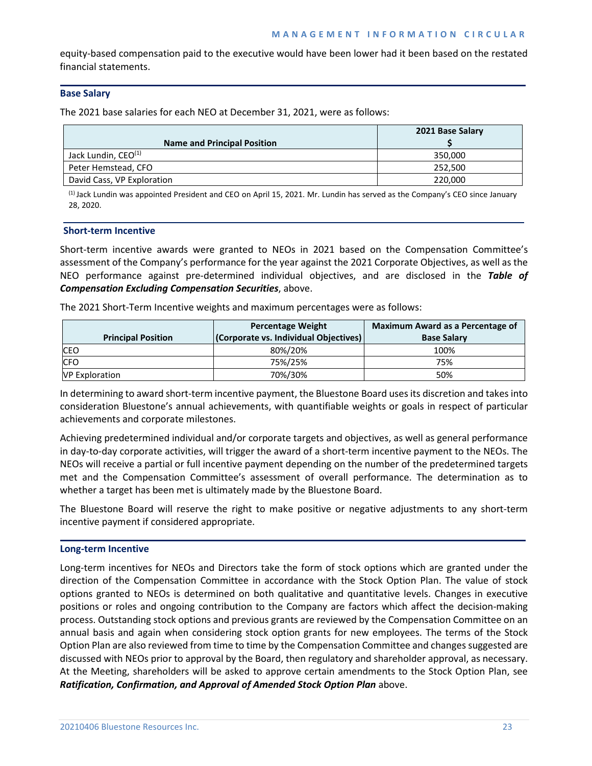equity-based compensation paid to the executive would have been lower had it been based on the restated financial statements.

### Base Salary

The 2021 base salaries for each NEO at December 31, 2021, were as follows:

| Name and Principal Position | 2021 Base Salary $ |
|---|---|
| Jack Lundin, CEO[(1)] | 350,000 |
| Peter Hemstead, CFO | 252,500 |
| David Cass, VP Exploration | 220,000 |

[(1)] Jack Lundin was appointed President and CEO on April 15, 2021. Mr. Lundin has served as the Company's CEO since January 28, 2020.

### Short-term Incentive

Short-term incentive awards were granted to NEOs in 2021 based on the Compensation Committee's assessment of the Company's performance for the year against the 2021 Corporate Objectives, as well as the NEO performance against pre-determined individual objectives, and are disclosed in the ***Table of Compensation Excluding Compensation Securities***, above.

The 2021 Short-Term Incentive weights and maximum percentages were as follows:

| Principal Position | Percentage Weight (Corporate vs. Individual Objectives) | Maximum Award as a Percentage of Base Salary |
|---|---|---|
| CEO | 80%/20% | 100% |
| CFO | 75%/25% | 75% |
| VP Exploration | 70%/30% | 50% |

In determining to award short-term incentive payment, the Bluestone Board uses its discretion and takes into consideration Bluestone's annual achievements, with quantifiable weights or goals in respect of particular achievements and corporate milestones.

Achieving predetermined individual and/or corporate targets and objectives, as well as general performance in day-to-day corporate activities, will trigger the award of a short-term incentive payment to the NEOs. The NEOs will receive a partial or full incentive payment depending on the number of the predetermined targets met and the Compensation Committee's assessment of overall performance. The determination as to whether a target has been met is ultimately made by the Bluestone Board.

The Bluestone Board will reserve the right to make positive or negative adjustments to any short-term incentive payment if considered appropriate.

### Long-term Incentive

Long-term incentives for NEOs and Directors take the form of stock options which are granted under the direction of the Compensation Committee in accordance with the Stock Option Plan. The value of stock options granted to NEOs is determined on both qualitative and quantitative levels. Changes in executive positions or roles and ongoing contribution to the Company are factors which affect the decision-making process. Outstanding stock options and previous grants are reviewed by the Compensation Committee on an annual basis and again when considering stock option grants for new employees. The terms of the Stock Option Plan are also reviewed from time to time by the Compensation Committee and changes suggested are discussed with NEOs prior to approval by the Board, then regulatory and shareholder approval, as necessary. At the Meeting, shareholders will be asked to approve certain amendments to the Stock Option Plan, see ***Ratification, Confirmation, and Approval of Amended Stock Option Plan*** above.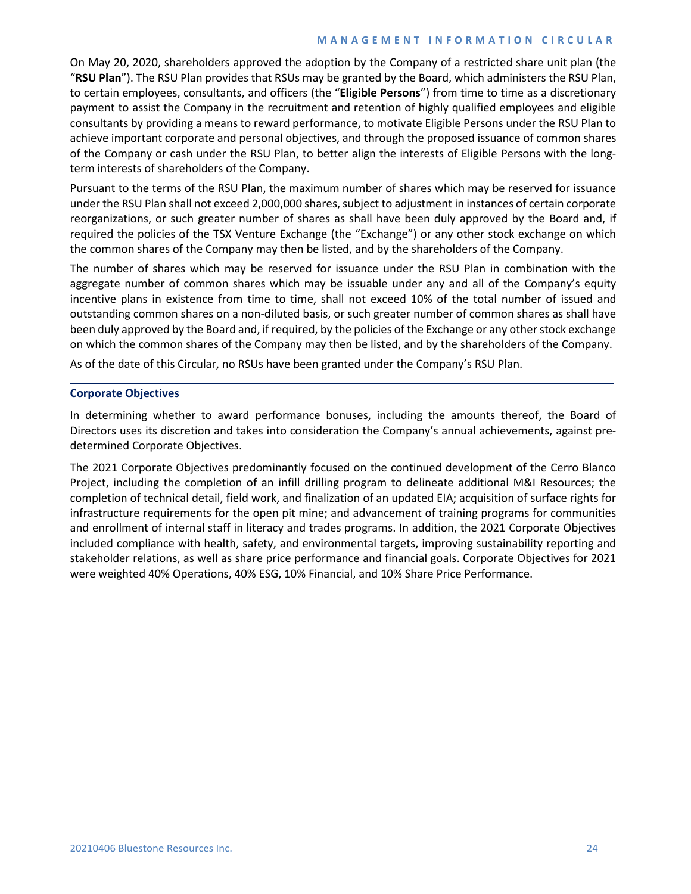On May 20, 2020, shareholders approved the adoption by the Company of a restricted share unit plan (the "**RSU Plan**"). The RSU Plan provides that RSUs may be granted by the Board, which administers the RSU Plan, to certain employees, consultants, and officers (the "**Eligible Persons**") from time to time as a discretionary payment to assist the Company in the recruitment and retention of highly qualified employees and eligible consultants by providing a means to reward performance, to motivate Eligible Persons under the RSU Plan to achieve important corporate and personal objectives, and through the proposed issuance of common shares of the Company or cash under the RSU Plan, to better align the interests of Eligible Persons with the long-term interests of shareholders of the Company.

Pursuant to the terms of the RSU Plan, the maximum number of shares which may be reserved for issuance under the RSU Plan shall not exceed 2,000,000 shares, subject to adjustment in instances of certain corporate reorganizations, or such greater number of shares as shall have been duly approved by the Board and, if required the policies of the TSX Venture Exchange (the "Exchange") or any other stock exchange on which the common shares of the Company may then be listed, and by the shareholders of the Company.

The number of shares which may be reserved for issuance under the RSU Plan in combination with the aggregate number of common shares which may be issuable under any and all of the Company's equity incentive plans in existence from time to time, shall not exceed 10% of the total number of issued and outstanding common shares on a non-diluted basis, or such greater number of common shares as shall have been duly approved by the Board and, if required, by the policies of the Exchange or any other stock exchange on which the common shares of the Company may then be listed, and by the shareholders of the Company.

As of the date of this Circular, no RSUs have been granted under the Company's RSU Plan.

### Corporate Objectives

In determining whether to award performance bonuses, including the amounts thereof, the Board of Directors uses its discretion and takes into consideration the Company's annual achievements, against pre-determined Corporate Objectives.

The 2021 Corporate Objectives predominantly focused on the continued development of the Cerro Blanco Project, including the completion of an infill drilling program to delineate additional M&I Resources; the completion of technical detail, field work, and finalization of an updated EIA; acquisition of surface rights for infrastructure requirements for the open pit mine; and advancement of training programs for communities and enrollment of internal staff in literacy and trades programs. In addition, the 2021 Corporate Objectives included compliance with health, safety, and environmental targets, improving sustainability reporting and stakeholder relations, as well as share price performance and financial goals. Corporate Objectives for 2021 were weighted 40% Operations, 40% ESG, 10% Financial, and 10% Share Price Performance.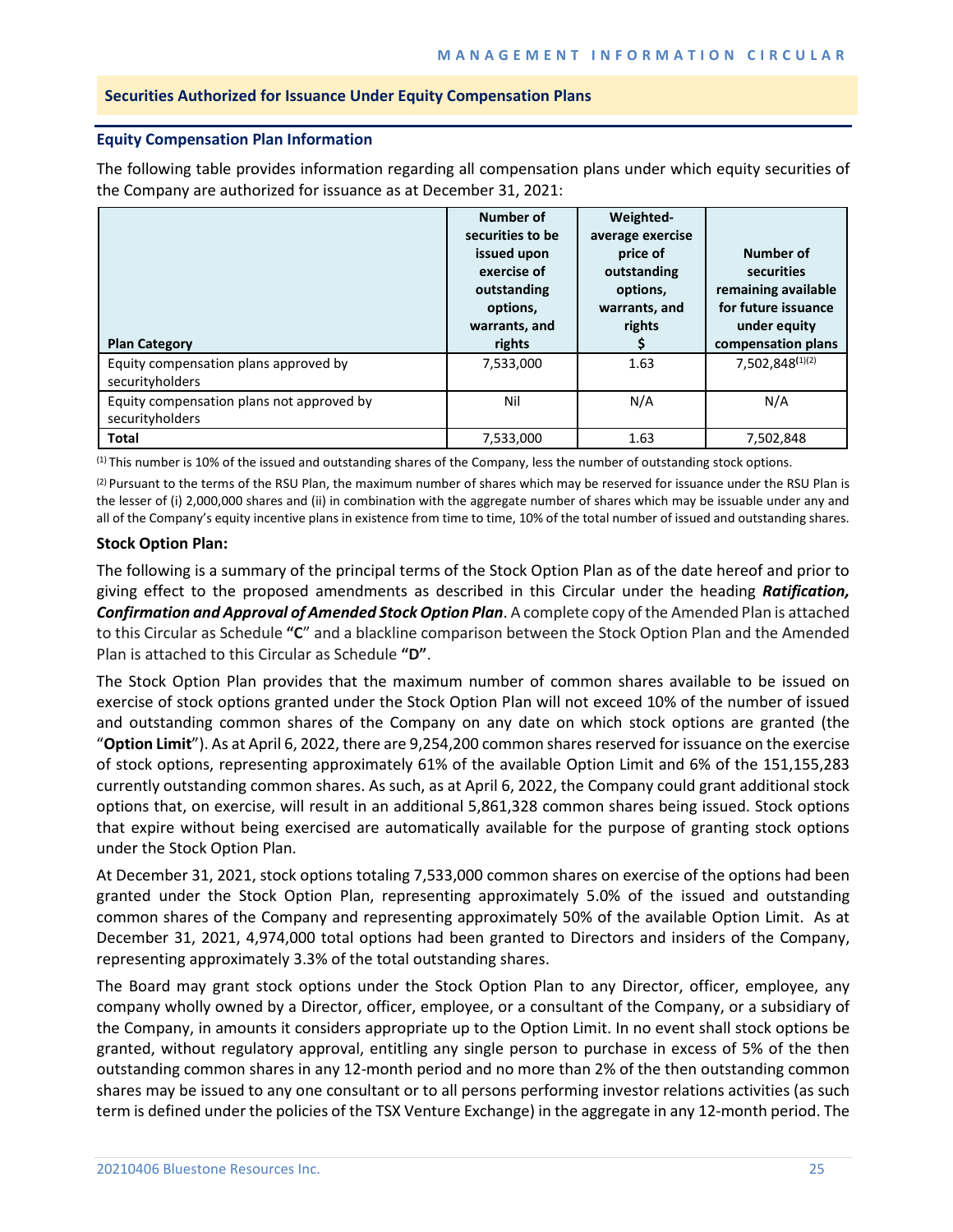## Securities Authorized for Issuance Under Equity Compensation Plans

### Equity Compensation Plan Information

The following table provides information regarding all compensation plans under which equity securities of the Company are authorized for issuance as at December 31, 2021:

| Plan Category | Number of securities to be issued upon exercise of outstanding options, warrants, and rights | Weighted-average exercise price of outstanding options, warrants, and rights $ | Number of securities remaining available for future issuance under equity compensation plans |
|---|---|---|---|
| Equity compensation plans approved by securityholders | 7,533,000 | 1.63 | 7,502,848[(1)(2)] |
| Equity compensation plans not approved by securityholders | Nil | N/A | N/A |
| **Total** | 7,533,000 | 1.63 | 7,502,848 |

[(1)] This number is 10% of the issued and outstanding shares of the Company, less the number of outstanding stock options.

[(2)] Pursuant to the terms of the RSU Plan, the maximum number of shares which may be reserved for issuance under the RSU Plan is the lesser of (i) 2,000,000 shares and (ii) in combination with the aggregate number of shares which may be issuable under any and all of the Company's equity incentive plans in existence from time to time, 10% of the total number of issued and outstanding shares.

**Stock Option Plan:**

The following is a summary of the principal terms of the Stock Option Plan as of the date hereof and prior to giving effect to the proposed amendments as described in this Circular under the heading ***Ratification, Confirmation and Approval of Amended Stock Option Plan***. A complete copy of the Amended Plan is attached to this Circular as Schedule **"C"** and a blackline comparison between the Stock Option Plan and the Amended Plan is attached to this Circular as Schedule **"D"**.

The Stock Option Plan provides that the maximum number of common shares available to be issued on exercise of stock options granted under the Stock Option Plan will not exceed 10% of the number of issued and outstanding common shares of the Company on any date on which stock options are granted (the "**Option Limit**"). As at April 6, 2022, there are 9,254,200 common shares reserved for issuance on the exercise of stock options, representing approximately 61% of the available Option Limit and 6% of the 151,155,283 currently outstanding common shares. As such, as at April 6, 2022, the Company could grant additional stock options that, on exercise, will result in an additional 5,861,328 common shares being issued. Stock options that expire without being exercised are automatically available for the purpose of granting stock options under the Stock Option Plan.

At December 31, 2021, stock options totaling 7,533,000 common shares on exercise of the options had been granted under the Stock Option Plan, representing approximately 5.0% of the issued and outstanding common shares of the Company and representing approximately 50% of the available Option Limit. As at December 31, 2021, 4,974,000 total options had been granted to Directors and insiders of the Company, representing approximately 3.3% of the total outstanding shares.

The Board may grant stock options under the Stock Option Plan to any Director, officer, employee, any company wholly owned by a Director, officer, employee, or a consultant of the Company, or a subsidiary of the Company, in amounts it considers appropriate up to the Option Limit. In no event shall stock options be granted, without regulatory approval, entitling any single person to purchase in excess of 5% of the then outstanding common shares in any 12-month period and no more than 2% of the then outstanding common shares may be issued to any one consultant or to all persons performing investor relations activities (as such term is defined under the policies of the TSX Venture Exchange) in the aggregate in any 12-month period. The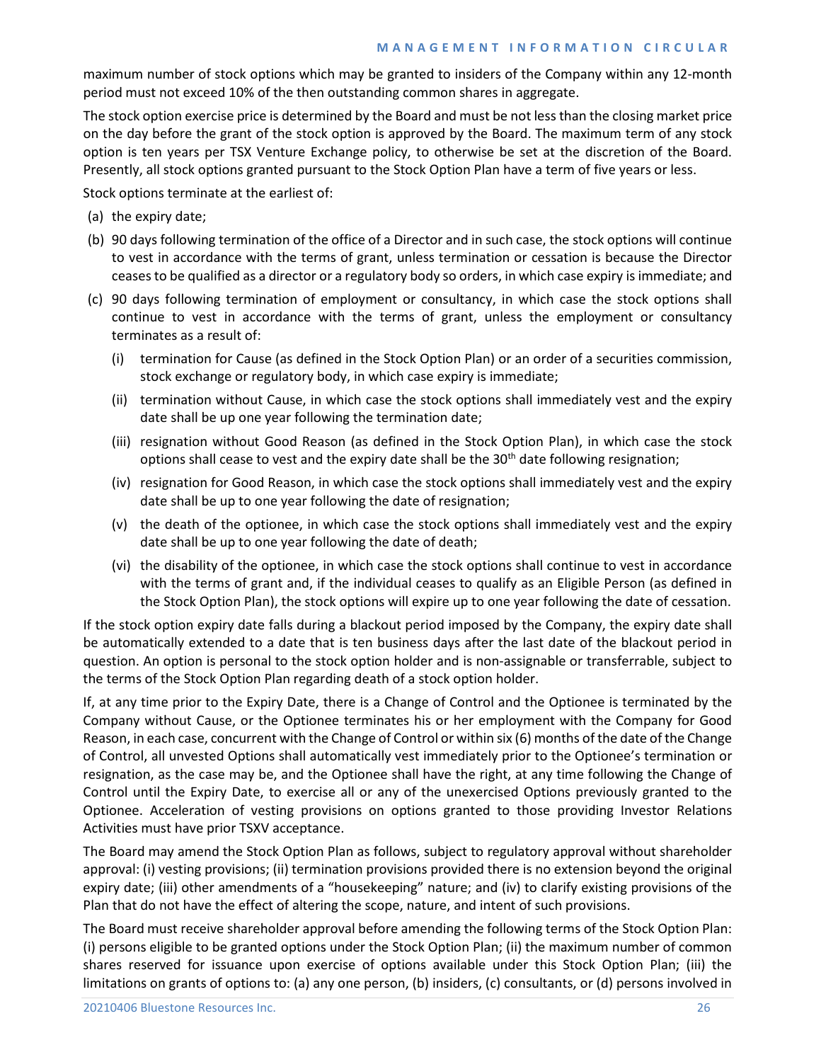maximum number of stock options which may be granted to insiders of the Company within any 12-month period must not exceed 10% of the then outstanding common shares in aggregate.

The stock option exercise price is determined by the Board and must be not less than the closing market price on the day before the grant of the stock option is approved by the Board. The maximum term of any stock option is ten years per TSX Venture Exchange policy, to otherwise be set at the discretion of the Board. Presently, all stock options granted pursuant to the Stock Option Plan have a term of five years or less.

Stock options terminate at the earliest of:

(a) the expiry date;

(b) 90 days following termination of the office of a Director and in such case, the stock options will continue to vest in accordance with the terms of grant, unless termination or cessation is because the Director ceases to be qualified as a director or a regulatory body so orders, in which case expiry is immediate; and

(c) 90 days following termination of employment or consultancy, in which case the stock options shall continue to vest in accordance with the terms of grant, unless the employment or consultancy terminates as a result of:

  (i) termination for Cause (as defined in the Stock Option Plan) or an order of a securities commission, stock exchange or regulatory body, in which case expiry is immediate;

  (ii) termination without Cause, in which case the stock options shall immediately vest and the expiry date shall be up one year following the termination date;

  (iii) resignation without Good Reason (as defined in the Stock Option Plan), in which case the stock options shall cease to vest and the expiry date shall be the 30th date following resignation;

  (iv) resignation for Good Reason, in which case the stock options shall immediately vest and the expiry date shall be up to one year following the date of resignation;

  (v) the death of the optionee, in which case the stock options shall immediately vest and the expiry date shall be up to one year following the date of death;

  (vi) the disability of the optionee, in which case the stock options shall continue to vest in accordance with the terms of grant and, if the individual ceases to qualify as an Eligible Person (as defined in the Stock Option Plan), the stock options will expire up to one year following the date of cessation.

If the stock option expiry date falls during a blackout period imposed by the Company, the expiry date shall be automatically extended to a date that is ten business days after the last date of the blackout period in question. An option is personal to the stock option holder and is non-assignable or transferrable, subject to the terms of the Stock Option Plan regarding death of a stock option holder.

If, at any time prior to the Expiry Date, there is a Change of Control and the Optionee is terminated by the Company without Cause, or the Optionee terminates his or her employment with the Company for Good Reason, in each case, concurrent with the Change of Control or within six (6) months of the date of the Change of Control, all unvested Options shall automatically vest immediately prior to the Optionee's termination or resignation, as the case may be, and the Optionee shall have the right, at any time following the Change of Control until the Expiry Date, to exercise all or any of the unexercised Options previously granted to the Optionee. Acceleration of vesting provisions on options granted to those providing Investor Relations Activities must have prior TSXV acceptance.

The Board may amend the Stock Option Plan as follows, subject to regulatory approval without shareholder approval: (i) vesting provisions; (ii) termination provisions provided there is no extension beyond the original expiry date; (iii) other amendments of a "housekeeping" nature; and (iv) to clarify existing provisions of the Plan that do not have the effect of altering the scope, nature, and intent of such provisions.

The Board must receive shareholder approval before amending the following terms of the Stock Option Plan: (i) persons eligible to be granted options under the Stock Option Plan; (ii) the maximum number of common shares reserved for issuance upon exercise of options available under this Stock Option Plan; (iii) the limitations on grants of options to: (a) any one person, (b) insiders, (c) consultants, or (d) persons involved in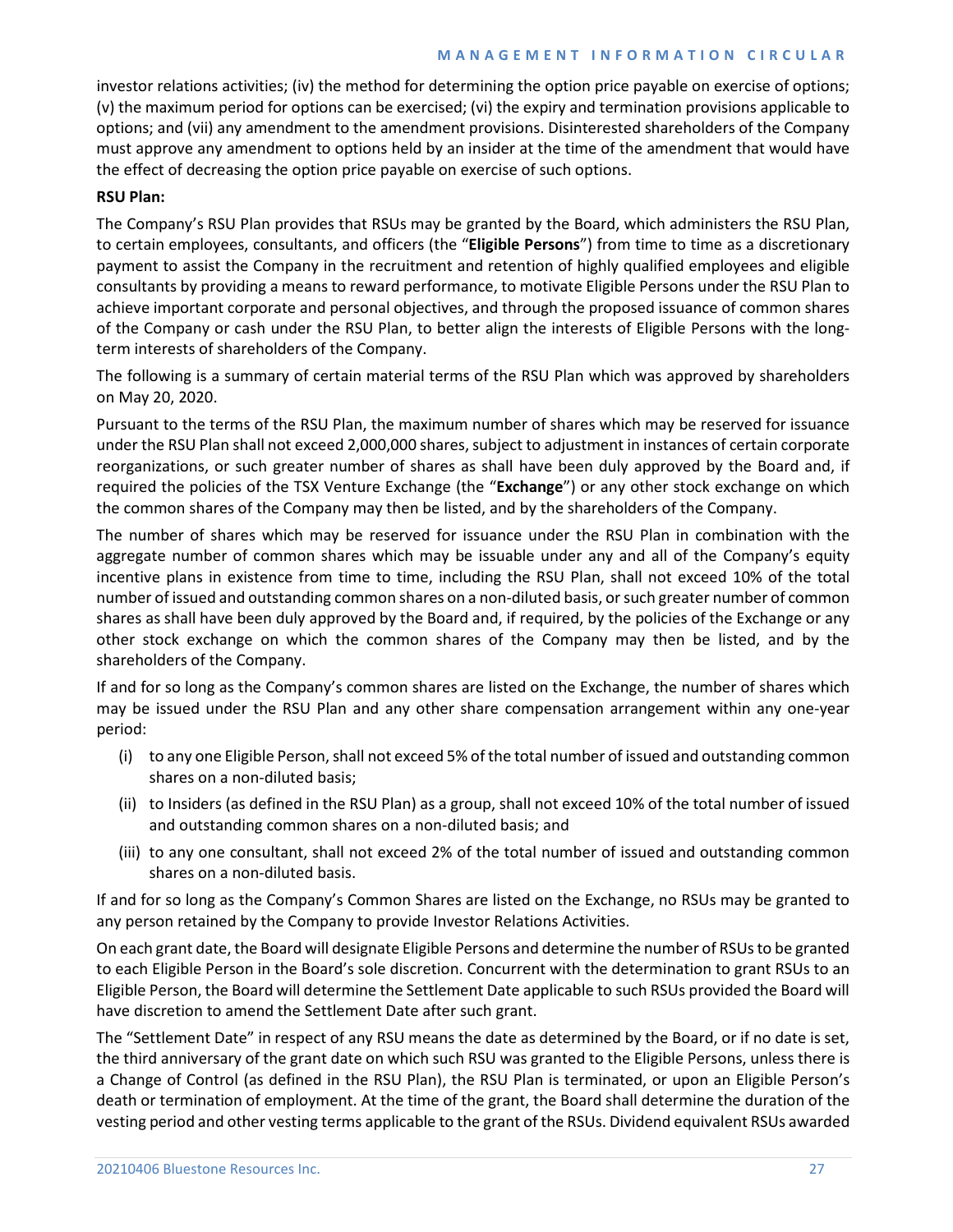investor relations activities; (iv) the method for determining the option price payable on exercise of options; (v) the maximum period for options can be exercised; (vi) the expiry and termination provisions applicable to options; and (vii) any amendment to the amendment provisions. Disinterested shareholders of the Company must approve any amendment to options held by an insider at the time of the amendment that would have the effect of decreasing the option price payable on exercise of such options.

**RSU Plan:**

The Company's RSU Plan provides that RSUs may be granted by the Board, which administers the RSU Plan, to certain employees, consultants, and officers (the "**Eligible Persons**") from time to time as a discretionary payment to assist the Company in the recruitment and retention of highly qualified employees and eligible consultants by providing a means to reward performance, to motivate Eligible Persons under the RSU Plan to achieve important corporate and personal objectives, and through the proposed issuance of common shares of the Company or cash under the RSU Plan, to better align the interests of Eligible Persons with the long-term interests of shareholders of the Company.

The following is a summary of certain material terms of the RSU Plan which was approved by shareholders on May 20, 2020.

Pursuant to the terms of the RSU Plan, the maximum number of shares which may be reserved for issuance under the RSU Plan shall not exceed 2,000,000 shares, subject to adjustment in instances of certain corporate reorganizations, or such greater number of shares as shall have been duly approved by the Board and, if required the policies of the TSX Venture Exchange (the "**Exchange**") or any other stock exchange on which the common shares of the Company may then be listed, and by the shareholders of the Company.

The number of shares which may be reserved for issuance under the RSU Plan in combination with the aggregate number of common shares which may be issuable under any and all of the Company's equity incentive plans in existence from time to time, including the RSU Plan, shall not exceed 10% of the total number of issued and outstanding common shares on a non-diluted basis, or such greater number of common shares as shall have been duly approved by the Board and, if required, by the policies of the Exchange or any other stock exchange on which the common shares of the Company may then be listed, and by the shareholders of the Company.

If and for so long as the Company's common shares are listed on the Exchange, the number of shares which may be issued under the RSU Plan and any other share compensation arrangement within any one-year period:

(i) to any one Eligible Person, shall not exceed 5% of the total number of issued and outstanding common shares on a non-diluted basis;

(ii) to Insiders (as defined in the RSU Plan) as a group, shall not exceed 10% of the total number of issued and outstanding common shares on a non-diluted basis; and

(iii) to any one consultant, shall not exceed 2% of the total number of issued and outstanding common shares on a non-diluted basis.

If and for so long as the Company's Common Shares are listed on the Exchange, no RSUs may be granted to any person retained by the Company to provide Investor Relations Activities.

On each grant date, the Board will designate Eligible Persons and determine the number of RSUs to be granted to each Eligible Person in the Board's sole discretion. Concurrent with the determination to grant RSUs to an Eligible Person, the Board will determine the Settlement Date applicable to such RSUs provided the Board will have discretion to amend the Settlement Date after such grant.

The "Settlement Date" in respect of any RSU means the date as determined by the Board, or if no date is set, the third anniversary of the grant date on which such RSU was granted to the Eligible Persons, unless there is a Change of Control (as defined in the RSU Plan), the RSU Plan is terminated, or upon an Eligible Person's death or termination of employment. At the time of the grant, the Board shall determine the duration of the vesting period and other vesting terms applicable to the grant of the RSUs. Dividend equivalent RSUs awarded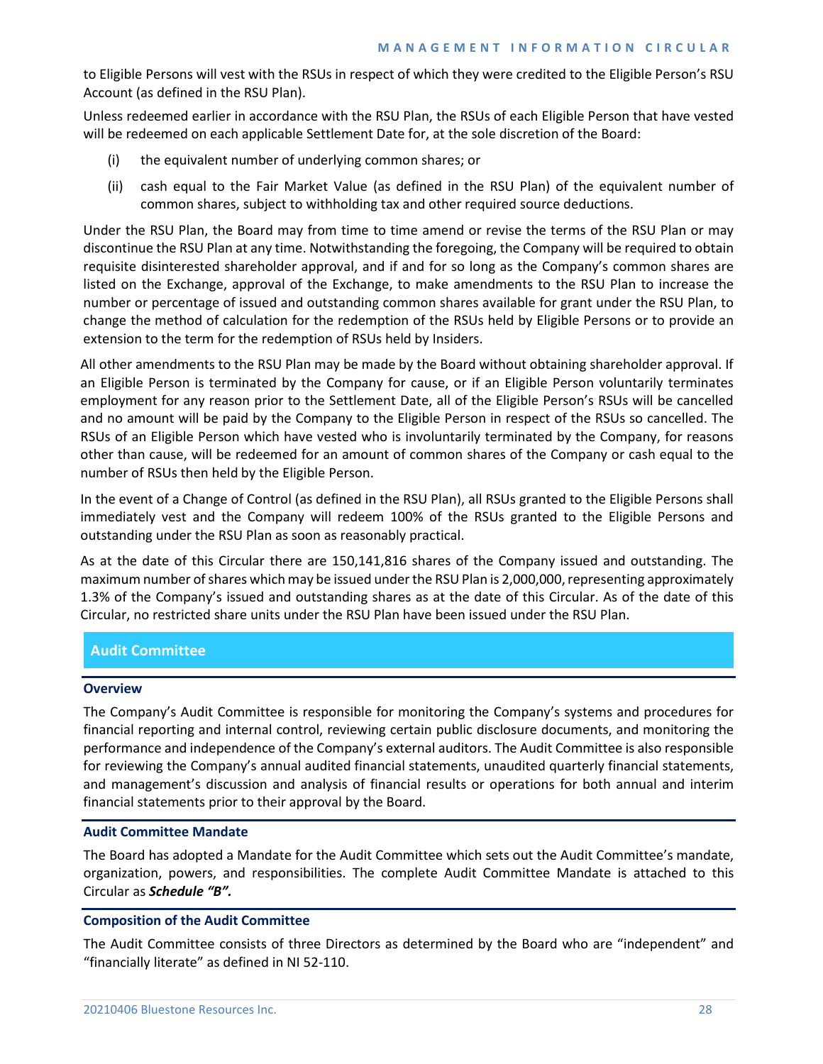to Eligible Persons will vest with the RSUs in respect of which they were credited to the Eligible Person's RSU Account (as defined in the RSU Plan).

Unless redeemed earlier in accordance with the RSU Plan, the RSUs of each Eligible Person that have vested will be redeemed on each applicable Settlement Date for, at the sole discretion of the Board:

(i) the equivalent number of underlying common shares; or

(ii) cash equal to the Fair Market Value (as defined in the RSU Plan) of the equivalent number of common shares, subject to withholding tax and other required source deductions.

Under the RSU Plan, the Board may from time to time amend or revise the terms of the RSU Plan or may discontinue the RSU Plan at any time. Notwithstanding the foregoing, the Company will be required to obtain requisite disinterested shareholder approval, and if and for so long as the Company's common shares are listed on the Exchange, approval of the Exchange, to make amendments to the RSU Plan to increase the number or percentage of issued and outstanding common shares available for grant under the RSU Plan, to change the method of calculation for the redemption of the RSUs held by Eligible Persons or to provide an extension to the term for the redemption of RSUs held by Insiders.

All other amendments to the RSU Plan may be made by the Board without obtaining shareholder approval. If an Eligible Person is terminated by the Company for cause, or if an Eligible Person voluntarily terminates employment for any reason prior to the Settlement Date, all of the Eligible Person's RSUs will be cancelled and no amount will be paid by the Company to the Eligible Person in respect of the RSUs so cancelled. The RSUs of an Eligible Person which have vested who is involuntarily terminated by the Company, for reasons other than cause, will be redeemed for an amount of common shares of the Company or cash equal to the number of RSUs then held by the Eligible Person.

In the event of a Change of Control (as defined in the RSU Plan), all RSUs granted to the Eligible Persons shall immediately vest and the Company will redeem 100% of the RSUs granted to the Eligible Persons and outstanding under the RSU Plan as soon as reasonably practical.

As at the date of this Circular there are 150,141,816 shares of the Company issued and outstanding. The maximum number of shares which may be issued under the RSU Plan is 2,000,000, representing approximately 1.3% of the Company's issued and outstanding shares as at the date of this Circular. As of the date of this Circular, no restricted share units under the RSU Plan have been issued under the RSU Plan.

## Audit Committee

### Overview

The Company's Audit Committee is responsible for monitoring the Company's systems and procedures for financial reporting and internal control, reviewing certain public disclosure documents, and monitoring the performance and independence of the Company's external auditors. The Audit Committee is also responsible for reviewing the Company's annual audited financial statements, unaudited quarterly financial statements, and management's discussion and analysis of financial results or operations for both annual and interim financial statements prior to their approval by the Board.

### Audit Committee Mandate

The Board has adopted a Mandate for the Audit Committee which sets out the Audit Committee's mandate, organization, powers, and responsibilities. The complete Audit Committee Mandate is attached to this Circular as ***Schedule "B".***

### Composition of the Audit Committee

The Audit Committee consists of three Directors as determined by the Board who are "independent" and "financially literate" as defined in NI 52-110.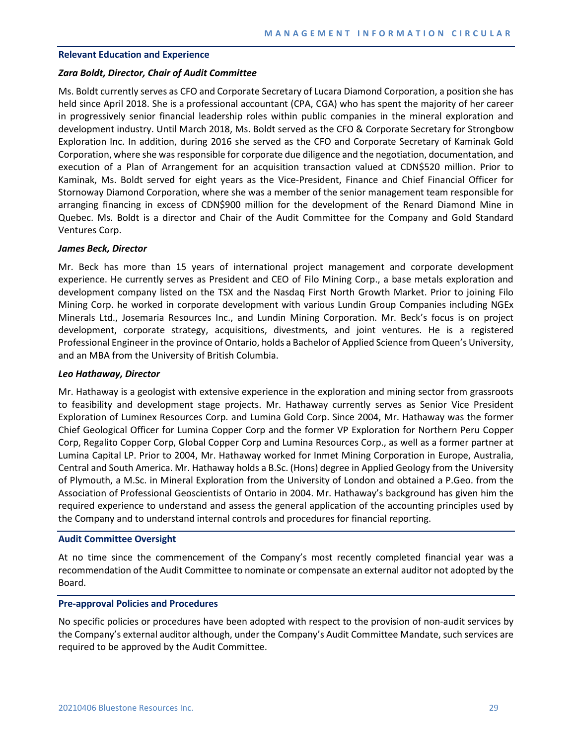## Relevant Education and Experience

***Zara Boldt, Director, Chair of Audit Committee***

Ms. Boldt currently serves as CFO and Corporate Secretary of Lucara Diamond Corporation, a position she has held since April 2018. She is a professional accountant (CPA, CGA) who has spent the majority of her career in progressively senior financial leadership roles within public companies in the mineral exploration and development industry. Until March 2018, Ms. Boldt served as the CFO & Corporate Secretary for Strongbow Exploration Inc. In addition, during 2016 she served as the CFO and Corporate Secretary of Kaminak Gold Corporation, where she was responsible for corporate due diligence and the negotiation, documentation, and execution of a Plan of Arrangement for an acquisition transaction valued at CDN$520 million. Prior to Kaminak, Ms. Boldt served for eight years as the Vice-President, Finance and Chief Financial Officer for Stornoway Diamond Corporation, where she was a member of the senior management team responsible for arranging financing in excess of CDN$900 million for the development of the Renard Diamond Mine in Quebec. Ms. Boldt is a director and Chair of the Audit Committee for the Company and Gold Standard Ventures Corp.

***James Beck, Director***

Mr. Beck has more than 15 years of international project management and corporate development experience. He currently serves as President and CEO of Filo Mining Corp., a base metals exploration and development company listed on the TSX and the Nasdaq First North Growth Market. Prior to joining Filo Mining Corp. he worked in corporate development with various Lundin Group Companies including NGEx Minerals Ltd., Josemaria Resources Inc., and Lundin Mining Corporation. Mr. Beck's focus is on project development, corporate strategy, acquisitions, divestments, and joint ventures. He is a registered Professional Engineer in the province of Ontario, holds a Bachelor of Applied Science from Queen's University, and an MBA from the University of British Columbia.

***Leo Hathaway, Director***

Mr. Hathaway is a geologist with extensive experience in the exploration and mining sector from grassroots to feasibility and development stage projects. Mr. Hathaway currently serves as Senior Vice President Exploration of Luminex Resources Corp. and Lumina Gold Corp. Since 2004, Mr. Hathaway was the former Chief Geological Officer for Lumina Copper Corp and the former VP Exploration for Northern Peru Copper Corp, Regalito Copper Corp, Global Copper Corp and Lumina Resources Corp., as well as a former partner at Lumina Capital LP. Prior to 2004, Mr. Hathaway worked for Inmet Mining Corporation in Europe, Australia, Central and South America. Mr. Hathaway holds a B.Sc. (Hons) degree in Applied Geology from the University of Plymouth, a M.Sc. in Mineral Exploration from the University of London and obtained a P.Geo. from the Association of Professional Geoscientists of Ontario in 2004. Mr. Hathaway's background has given him the required experience to understand and assess the general application of the accounting principles used by the Company and to understand internal controls and procedures for financial reporting.

## Audit Committee Oversight

At no time since the commencement of the Company's most recently completed financial year was a recommendation of the Audit Committee to nominate or compensate an external auditor not adopted by the Board.

## Pre-approval Policies and Procedures

No specific policies or procedures have been adopted with respect to the provision of non-audit services by the Company's external auditor although, under the Company's Audit Committee Mandate, such services are required to be approved by the Audit Committee.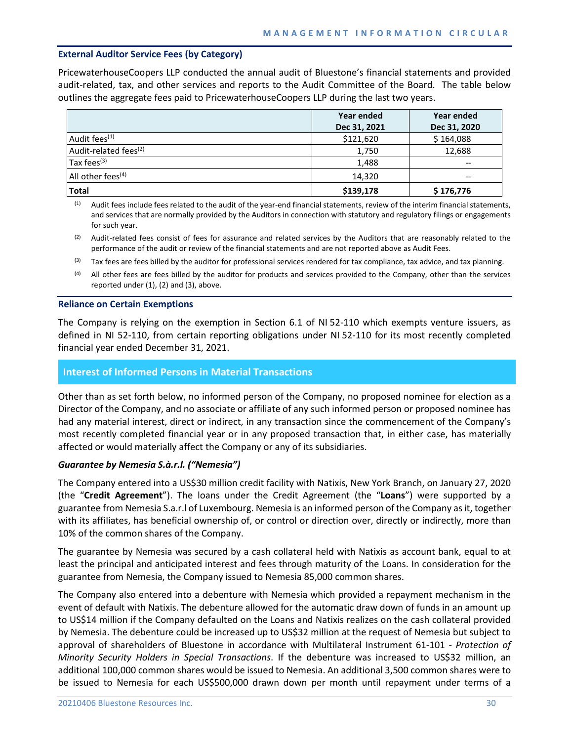### External Auditor Service Fees (by Category)

PricewaterhouseCoopers LLP conducted the annual audit of Bluestone's financial statements and provided audit-related, tax, and other services and reports to the Audit Committee of the Board. The table below outlines the aggregate fees paid to PricewaterhouseCoopers LLP during the last two years.

| | Year ended Dec 31, 2021 | Year ended Dec 31, 2020 |
|---|---|---|
| Audit fees[(1)] | $121,620 | $ 164,088 |
| Audit-related fees[(2)] | 1,750 | 12,688 |
| Tax fees[(3)] | 1,488 | -- |
| All other fees[(4)] | 14,320 | -- |
| **Total** | **$139,178** | **$ 176,776** |

(1) Audit fees include fees related to the audit of the year-end financial statements, review of the interim financial statements, and services that are normally provided by the Auditors in connection with statutory and regulatory filings or engagements for such year.

(2) Audit-related fees consist of fees for assurance and related services by the Auditors that are reasonably related to the performance of the audit or review of the financial statements and are not reported above as Audit Fees.

(3) Tax fees are fees billed by the auditor for professional services rendered for tax compliance, tax advice, and tax planning.

(4) All other fees are fees billed by the auditor for products and services provided to the Company, other than the services reported under (1), (2) and (3), above.

### Reliance on Certain Exemptions

The Company is relying on the exemption in Section 6.1 of NI 52-110 which exempts venture issuers, as defined in NI 52-110, from certain reporting obligations under NI 52-110 for its most recently completed financial year ended December 31, 2021.

## Interest of Informed Persons in Material Transactions

Other than as set forth below, no informed person of the Company, no proposed nominee for election as a Director of the Company, and no associate or affiliate of any such informed person or proposed nominee has had any material interest, direct or indirect, in any transaction since the commencement of the Company's most recently completed financial year or in any proposed transaction that, in either case, has materially affected or would materially affect the Company or any of its subsidiaries.

***Guarantee by Nemesia S.à.r.l. ("Nemesia")***

The Company entered into a US$30 million credit facility with Natixis, New York Branch, on January 27, 2020 (the "**Credit Agreement**"). The loans under the Credit Agreement (the "**Loans**") were supported by a guarantee from Nemesia S.a.r.l of Luxembourg. Nemesia is an informed person of the Company as it, together with its affiliates, has beneficial ownership of, or control or direction over, directly or indirectly, more than 10% of the common shares of the Company.

The guarantee by Nemesia was secured by a cash collateral held with Natixis as account bank, equal to at least the principal and anticipated interest and fees through maturity of the Loans. In consideration for the guarantee from Nemesia, the Company issued to Nemesia 85,000 common shares.

The Company also entered into a debenture with Nemesia which provided a repayment mechanism in the event of default with Natixis. The debenture allowed for the automatic draw down of funds in an amount up to US$14 million if the Company defaulted on the Loans and Natixis realizes on the cash collateral provided by Nemesia. The debenture could be increased up to US$32 million at the request of Nemesia but subject to approval of shareholders of Bluestone in accordance with Multilateral Instrument 61-101 - *Protection of Minority Security Holders in Special Transactions*. If the debenture was increased to US$32 million, an additional 100,000 common shares would be issued to Nemesia. An additional 3,500 common shares were to be issued to Nemesia for each US$500,000 drawn down per month until repayment under terms of a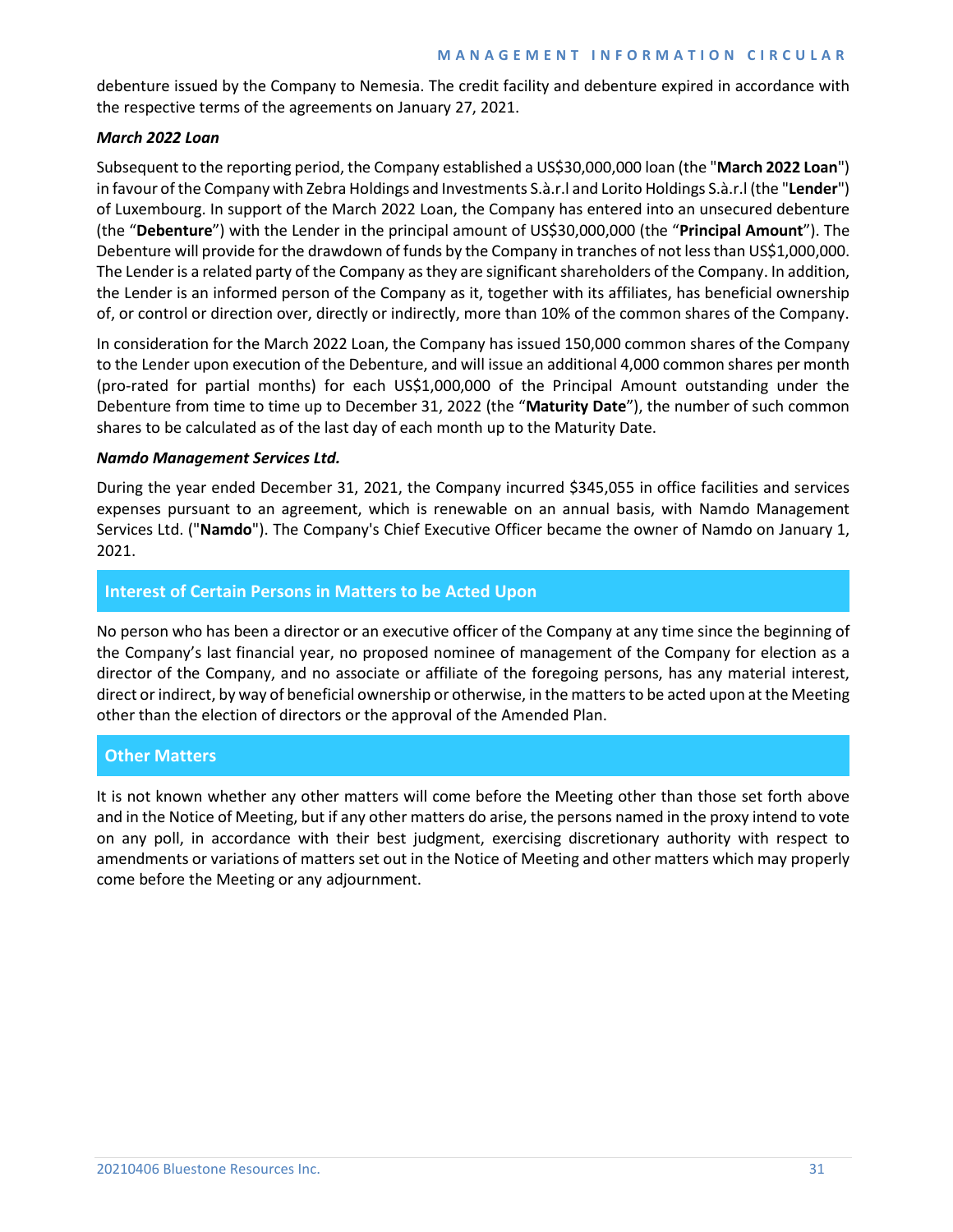debenture issued by the Company to Nemesia. The credit facility and debenture expired in accordance with the respective terms of the agreements on January 27, 2021.

***March 2022 Loan***

Subsequent to the reporting period, the Company established a US$30,000,000 loan (the "**March 2022 Loan**") in favour of the Company with Zebra Holdings and Investments S.à.r.l and Lorito Holdings S.à.r.l (the "**Lender**") of Luxembourg. In support of the March 2022 Loan, the Company has entered into an unsecured debenture (the "**Debenture**") with the Lender in the principal amount of US$30,000,000 (the "**Principal Amount**"). The Debenture will provide for the drawdown of funds by the Company in tranches of not less than US$1,000,000. The Lender is a related party of the Company as they are significant shareholders of the Company. In addition, the Lender is an informed person of the Company as it, together with its affiliates, has beneficial ownership of, or control or direction over, directly or indirectly, more than 10% of the common shares of the Company.

In consideration for the March 2022 Loan, the Company has issued 150,000 common shares of the Company to the Lender upon execution of the Debenture, and will issue an additional 4,000 common shares per month (pro-rated for partial months) for each US$1,000,000 of the Principal Amount outstanding under the Debenture from time to time up to December 31, 2022 (the "**Maturity Date**"), the number of such common shares to be calculated as of the last day of each month up to the Maturity Date.

***Namdo Management Services Ltd.***

During the year ended December 31, 2021, the Company incurred $345,055 in office facilities and services expenses pursuant to an agreement, which is renewable on an annual basis, with Namdo Management Services Ltd. ("**Namdo**"). The Company's Chief Executive Officer became the owner of Namdo on January 1, 2021.

## Interest of Certain Persons in Matters to be Acted Upon

No person who has been a director or an executive officer of the Company at any time since the beginning of the Company's last financial year, no proposed nominee of management of the Company for election as a director of the Company, and no associate or affiliate of the foregoing persons, has any material interest, direct or indirect, by way of beneficial ownership or otherwise, in the matters to be acted upon at the Meeting other than the election of directors or the approval of the Amended Plan.

## Other Matters

It is not known whether any other matters will come before the Meeting other than those set forth above and in the Notice of Meeting, but if any other matters do arise, the persons named in the proxy intend to vote on any poll, in accordance with their best judgment, exercising discretionary authority with respect to amendments or variations of matters set out in the Notice of Meeting and other matters which may properly come before the Meeting or any adjournment.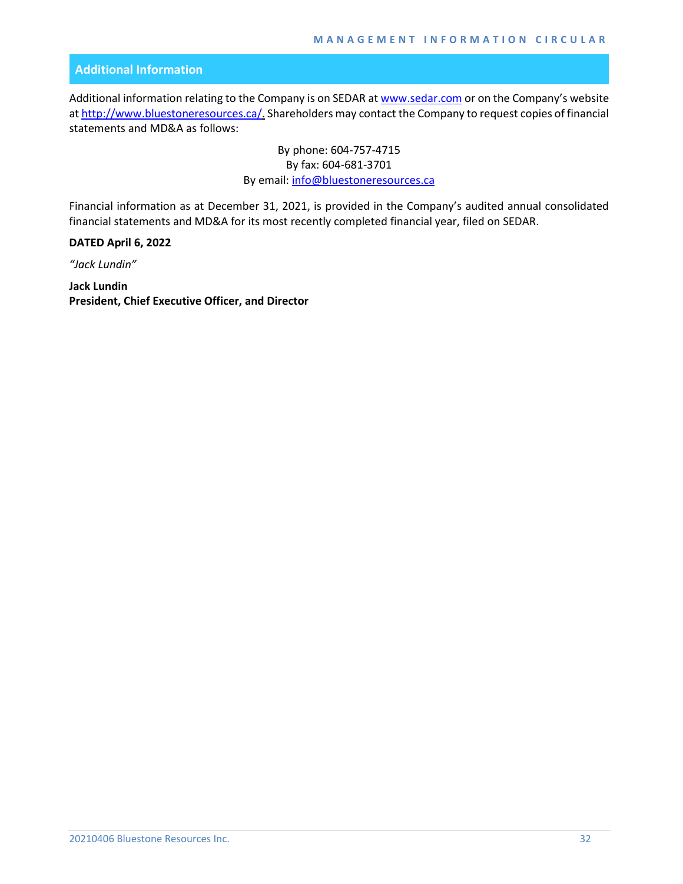## Additional Information

Additional information relating to the Company is on SEDAR at www.sedar.com or on the Company's website at http://www.bluestoneresources.ca/. Shareholders may contact the Company to request copies of financial statements and MD&A as follows:

By phone: 604-757-4715
By fax: 604-681-3701
By email: info@bluestoneresources.ca

Financial information as at December 31, 2021, is provided in the Company's audited annual consolidated financial statements and MD&A for its most recently completed financial year, filed on SEDAR.

**DATED April 6, 2022**

*"Jack Lundin"*

**Jack Lundin**
**President, Chief Executive Officer, and Director**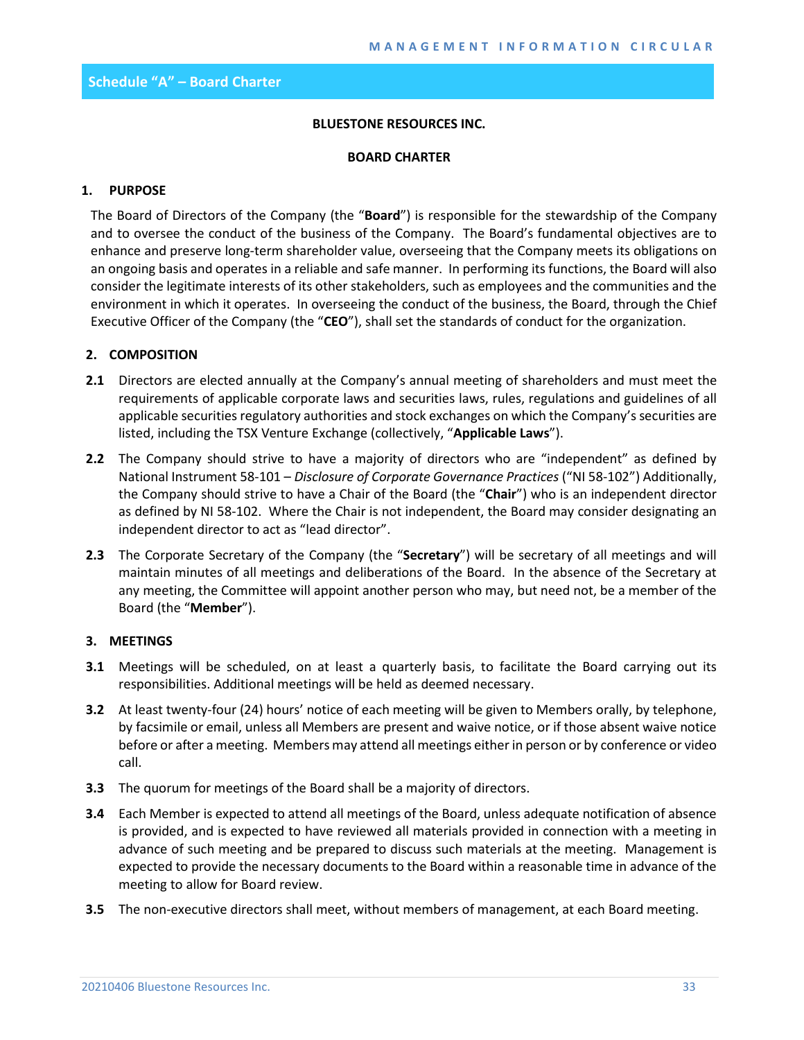## Schedule "A" – Board Charter

**BLUESTONE RESOURCES INC.**

**BOARD CHARTER**

### 1. PURPOSE

The Board of Directors of the Company (the "**Board**") is responsible for the stewardship of the Company and to oversee the conduct of the business of the Company. The Board's fundamental objectives are to enhance and preserve long-term shareholder value, overseeing that the Company meets its obligations on an ongoing basis and operates in a reliable and safe manner. In performing its functions, the Board will also consider the legitimate interests of its other stakeholders, such as employees and the communities and the environment in which it operates. In overseeing the conduct of the business, the Board, through the Chief Executive Officer of the Company (the "**CEO**"), shall set the standards of conduct for the organization.

### 2. COMPOSITION

**2.1** Directors are elected annually at the Company's annual meeting of shareholders and must meet the requirements of applicable corporate laws and securities laws, rules, regulations and guidelines of all applicable securities regulatory authorities and stock exchanges on which the Company's securities are listed, including the TSX Venture Exchange (collectively, "**Applicable Laws**").

**2.2** The Company should strive to have a majority of directors who are "independent" as defined by National Instrument 58-101 – *Disclosure of Corporate Governance Practices* ("NI 58-102") Additionally, the Company should strive to have a Chair of the Board (the "**Chair**") who is an independent director as defined by NI 58-102. Where the Chair is not independent, the Board may consider designating an independent director to act as "lead director".

**2.3** The Corporate Secretary of the Company (the "**Secretary**") will be secretary of all meetings and will maintain minutes of all meetings and deliberations of the Board. In the absence of the Secretary at any meeting, the Committee will appoint another person who may, but need not, be a member of the Board (the "**Member**").

### 3. MEETINGS

**3.1** Meetings will be scheduled, on at least a quarterly basis, to facilitate the Board carrying out its responsibilities. Additional meetings will be held as deemed necessary.

**3.2** At least twenty-four (24) hours' notice of each meeting will be given to Members orally, by telephone, by facsimile or email, unless all Members are present and waive notice, or if those absent waive notice before or after a meeting. Members may attend all meetings either in person or by conference or video call.

**3.3** The quorum for meetings of the Board shall be a majority of directors.

**3.4** Each Member is expected to attend all meetings of the Board, unless adequate notification of absence is provided, and is expected to have reviewed all materials provided in connection with a meeting in advance of such meeting and be prepared to discuss such materials at the meeting. Management is expected to provide the necessary documents to the Board within a reasonable time in advance of the meeting to allow for Board review.

**3.5** The non-executive directors shall meet, without members of management, at each Board meeting.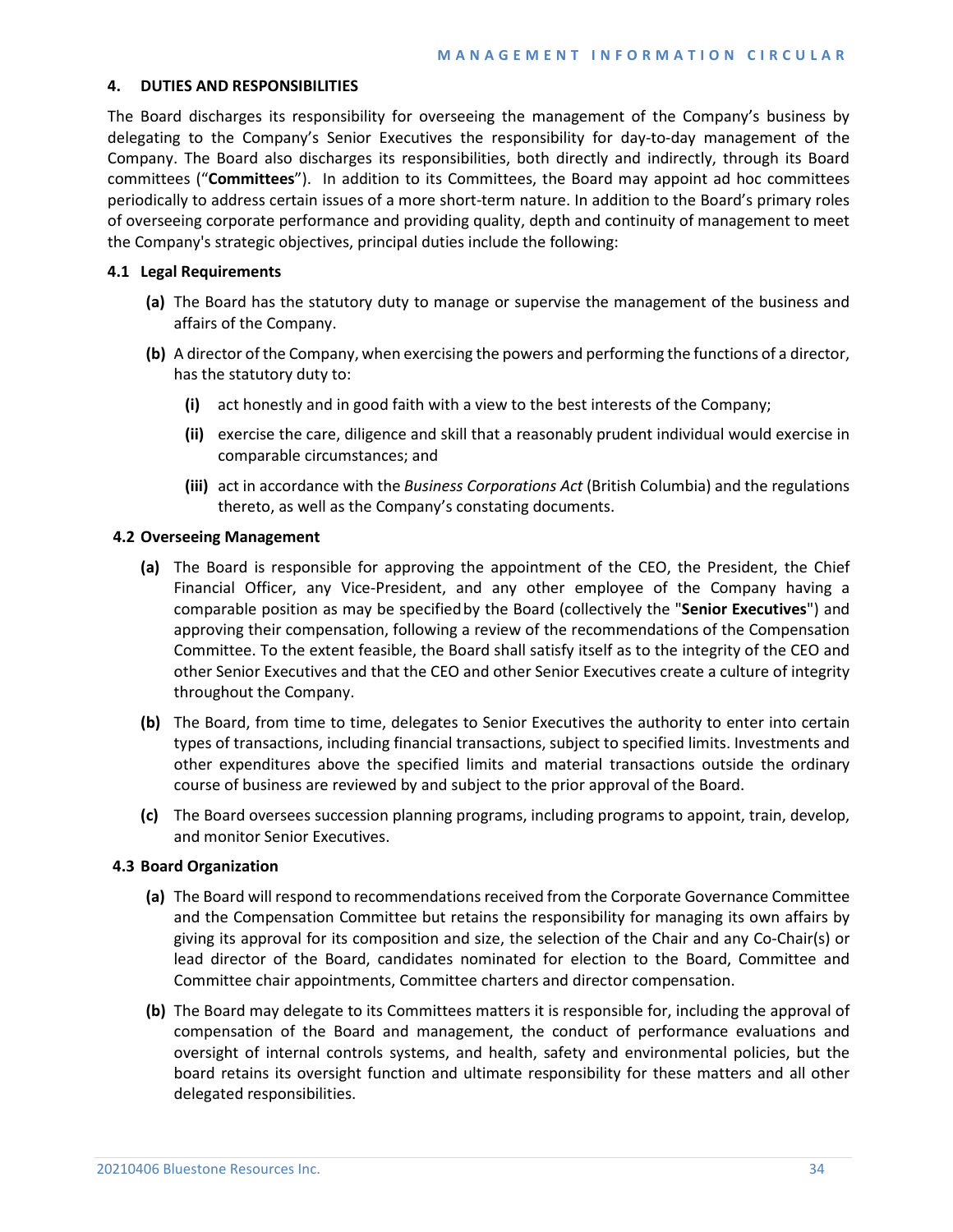## 4. DUTIES AND RESPONSIBILITIES

The Board discharges its responsibility for overseeing the management of the Company's business by delegating to the Company's Senior Executives the responsibility for day-to-day management of the Company. The Board also discharges its responsibilities, both directly and indirectly, through its Board committees ("**Committees**"). In addition to its Committees, the Board may appoint ad hoc committees periodically to address certain issues of a more short-term nature. In addition to the Board's primary roles of overseeing corporate performance and providing quality, depth and continuity of management to meet the Company's strategic objectives, principal duties include the following:

### 4.1 Legal Requirements

**(a)** The Board has the statutory duty to manage or supervise the management of the business and affairs of the Company.

**(b)** A director of the Company, when exercising the powers and performing the functions of a director, has the statutory duty to:

- **(i)** act honestly and in good faith with a view to the best interests of the Company;
- **(ii)** exercise the care, diligence and skill that a reasonably prudent individual would exercise in comparable circumstances; and
- **(iii)** act in accordance with the *Business Corporations Act* (British Columbia) and the regulations thereto, as well as the Company's constating documents.

### 4.2 Overseeing Management

**(a)** The Board is responsible for approving the appointment of the CEO, the President, the Chief Financial Officer, any Vice-President, and any other employee of the Company having a comparable position as may be specified by the Board (collectively the "**Senior Executives**") and approving their compensation, following a review of the recommendations of the Compensation Committee. To the extent feasible, the Board shall satisfy itself as to the integrity of the CEO and other Senior Executives and that the CEO and other Senior Executives create a culture of integrity throughout the Company.

**(b)** The Board, from time to time, delegates to Senior Executives the authority to enter into certain types of transactions, including financial transactions, subject to specified limits. Investments and other expenditures above the specified limits and material transactions outside the ordinary course of business are reviewed by and subject to the prior approval of the Board.

**(c)** The Board oversees succession planning programs, including programs to appoint, train, develop, and monitor Senior Executives.

### 4.3 Board Organization

**(a)** The Board will respond to recommendations received from the Corporate Governance Committee and the Compensation Committee but retains the responsibility for managing its own affairs by giving its approval for its composition and size, the selection of the Chair and any Co-Chair(s) or lead director of the Board, candidates nominated for election to the Board, Committee and Committee chair appointments, Committee charters and director compensation.

**(b)** The Board may delegate to its Committees matters it is responsible for, including the approval of compensation of the Board and management, the conduct of performance evaluations and oversight of internal controls systems, and health, safety and environmental policies, but the board retains its oversight function and ultimate responsibility for these matters and all other delegated responsibilities.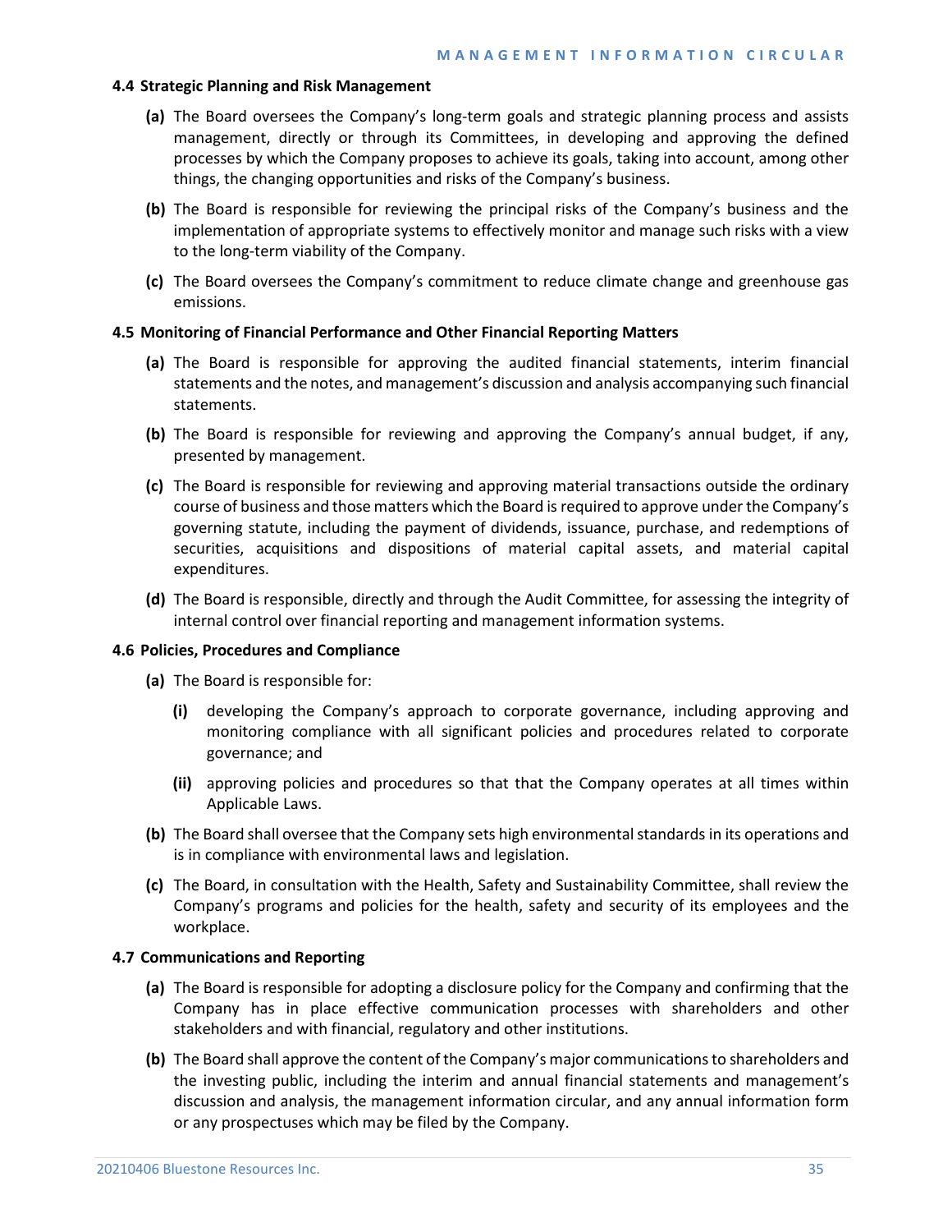### 4.4 Strategic Planning and Risk Management

**(a)** The Board oversees the Company's long-term goals and strategic planning process and assists management, directly or through its Committees, in developing and approving the defined processes by which the Company proposes to achieve its goals, taking into account, among other things, the changing opportunities and risks of the Company's business.

**(b)** The Board is responsible for reviewing the principal risks of the Company's business and the implementation of appropriate systems to effectively monitor and manage such risks with a view to the long-term viability of the Company.

**(c)** The Board oversees the Company's commitment to reduce climate change and greenhouse gas emissions.

### 4.5 Monitoring of Financial Performance and Other Financial Reporting Matters

**(a)** The Board is responsible for approving the audited financial statements, interim financial statements and the notes, and management's discussion and analysis accompanying such financial statements.

**(b)** The Board is responsible for reviewing and approving the Company's annual budget, if any, presented by management.

**(c)** The Board is responsible for reviewing and approving material transactions outside the ordinary course of business and those matters which the Board is required to approve under the Company's governing statute, including the payment of dividends, issuance, purchase, and redemptions of securities, acquisitions and dispositions of material capital assets, and material capital expenditures.

**(d)** The Board is responsible, directly and through the Audit Committee, for assessing the integrity of internal control over financial reporting and management information systems.

### 4.6 Policies, Procedures and Compliance

**(a)** The Board is responsible for:

- **(i)** developing the Company's approach to corporate governance, including approving and monitoring compliance with all significant policies and procedures related to corporate governance; and
- **(ii)** approving policies and procedures so that that the Company operates at all times within Applicable Laws.

**(b)** The Board shall oversee that the Company sets high environmental standards in its operations and is in compliance with environmental laws and legislation.

**(c)** The Board, in consultation with the Health, Safety and Sustainability Committee, shall review the Company's programs and policies for the health, safety and security of its employees and the workplace.

### 4.7 Communications and Reporting

**(a)** The Board is responsible for adopting a disclosure policy for the Company and confirming that the Company has in place effective communication processes with shareholders and other stakeholders and with financial, regulatory and other institutions.

**(b)** The Board shall approve the content of the Company's major communications to shareholders and the investing public, including the interim and annual financial statements and management's discussion and analysis, the management information circular, and any annual information form or any prospectuses which may be filed by the Company.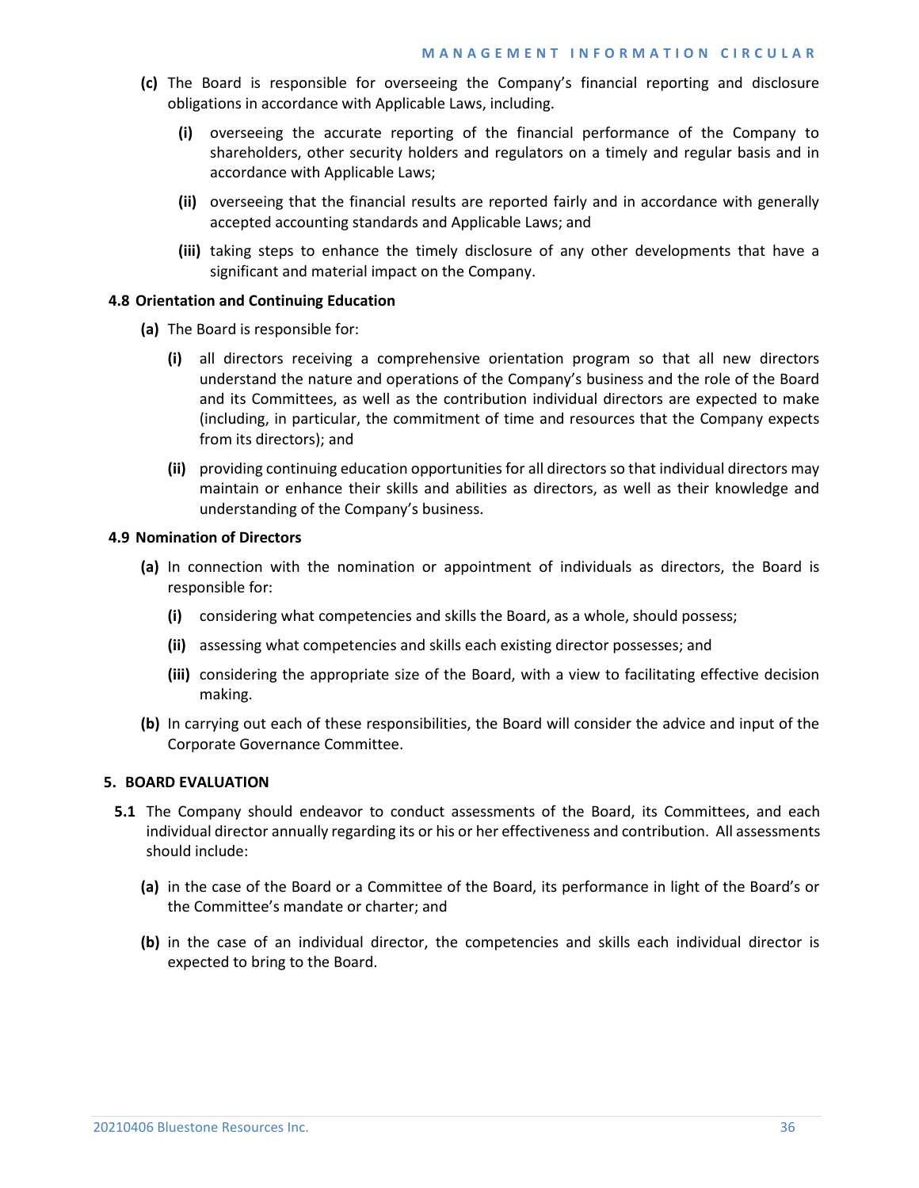**(c)** The Board is responsible for overseeing the Company's financial reporting and disclosure obligations in accordance with Applicable Laws, including.

**(i)** overseeing the accurate reporting of the financial performance of the Company to shareholders, other security holders and regulators on a timely and regular basis and in accordance with Applicable Laws;

**(ii)** overseeing that the financial results are reported fairly and in accordance with generally accepted accounting standards and Applicable Laws; and

**(iii)** taking steps to enhance the timely disclosure of any other developments that have a significant and material impact on the Company.

### 4.8 Orientation and Continuing Education

**(a)** The Board is responsible for:

**(i)** all directors receiving a comprehensive orientation program so that all new directors understand the nature and operations of the Company's business and the role of the Board and its Committees, as well as the contribution individual directors are expected to make (including, in particular, the commitment of time and resources that the Company expects from its directors); and

**(ii)** providing continuing education opportunities for all directors so that individual directors may maintain or enhance their skills and abilities as directors, as well as their knowledge and understanding of the Company's business.

### 4.9 Nomination of Directors

**(a)** In connection with the nomination or appointment of individuals as directors, the Board is responsible for:

**(i)** considering what competencies and skills the Board, as a whole, should possess;

**(ii)** assessing what competencies and skills each existing director possesses; and

**(iii)** considering the appropriate size of the Board, with a view to facilitating effective decision making.

**(b)** In carrying out each of these responsibilities, the Board will consider the advice and input of the Corporate Governance Committee.

## 5. BOARD EVALUATION

**5.1** The Company should endeavor to conduct assessments of the Board, its Committees, and each individual director annually regarding its or his or her effectiveness and contribution. All assessments should include:

**(a)** in the case of the Board or a Committee of the Board, its performance in light of the Board's or the Committee's mandate or charter; and

**(b)** in the case of an individual director, the competencies and skills each individual director is expected to bring to the Board.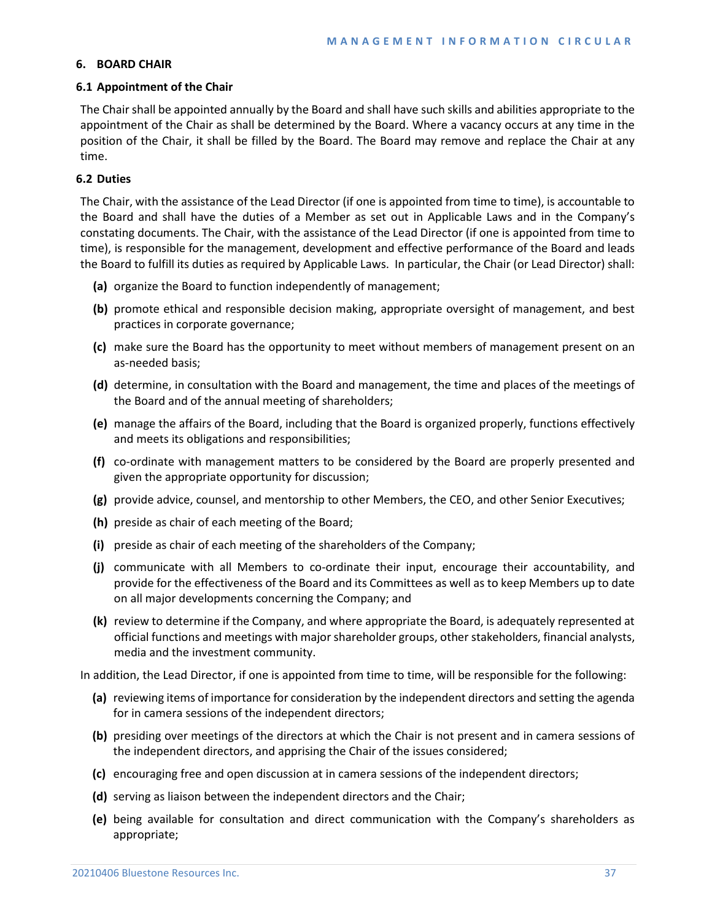### 6. BOARD CHAIR

#### 6.1 Appointment of the Chair

The Chair shall be appointed annually by the Board and shall have such skills and abilities appropriate to the appointment of the Chair as shall be determined by the Board. Where a vacancy occurs at any time in the position of the Chair, it shall be filled by the Board. The Board may remove and replace the Chair at any time.

#### 6.2 Duties

The Chair, with the assistance of the Lead Director (if one is appointed from time to time), is accountable to the Board and shall have the duties of a Member as set out in Applicable Laws and in the Company's constating documents. The Chair, with the assistance of the Lead Director (if one is appointed from time to time), is responsible for the management, development and effective performance of the Board and leads the Board to fulfill its duties as required by Applicable Laws. In particular, the Chair (or Lead Director) shall:

- **(a)** organize the Board to function independently of management;
- **(b)** promote ethical and responsible decision making, appropriate oversight of management, and best practices in corporate governance;
- **(c)** make sure the Board has the opportunity to meet without members of management present on an as-needed basis;
- **(d)** determine, in consultation with the Board and management, the time and places of the meetings of the Board and of the annual meeting of shareholders;
- **(e)** manage the affairs of the Board, including that the Board is organized properly, functions effectively and meets its obligations and responsibilities;
- **(f)** co-ordinate with management matters to be considered by the Board are properly presented and given the appropriate opportunity for discussion;
- **(g)** provide advice, counsel, and mentorship to other Members, the CEO, and other Senior Executives;
- **(h)** preside as chair of each meeting of the Board;
- **(i)** preside as chair of each meeting of the shareholders of the Company;
- **(j)** communicate with all Members to co-ordinate their input, encourage their accountability, and provide for the effectiveness of the Board and its Committees as well as to keep Members up to date on all major developments concerning the Company; and
- **(k)** review to determine if the Company, and where appropriate the Board, is adequately represented at official functions and meetings with major shareholder groups, other stakeholders, financial analysts, media and the investment community.

In addition, the Lead Director, if one is appointed from time to time, will be responsible for the following:

- **(a)** reviewing items of importance for consideration by the independent directors and setting the agenda for in camera sessions of the independent directors;
- **(b)** presiding over meetings of the directors at which the Chair is not present and in camera sessions of the independent directors, and apprising the Chair of the issues considered;
- **(c)** encouraging free and open discussion at in camera sessions of the independent directors;
- **(d)** serving as liaison between the independent directors and the Chair;
- **(e)** being available for consultation and direct communication with the Company's shareholders as appropriate;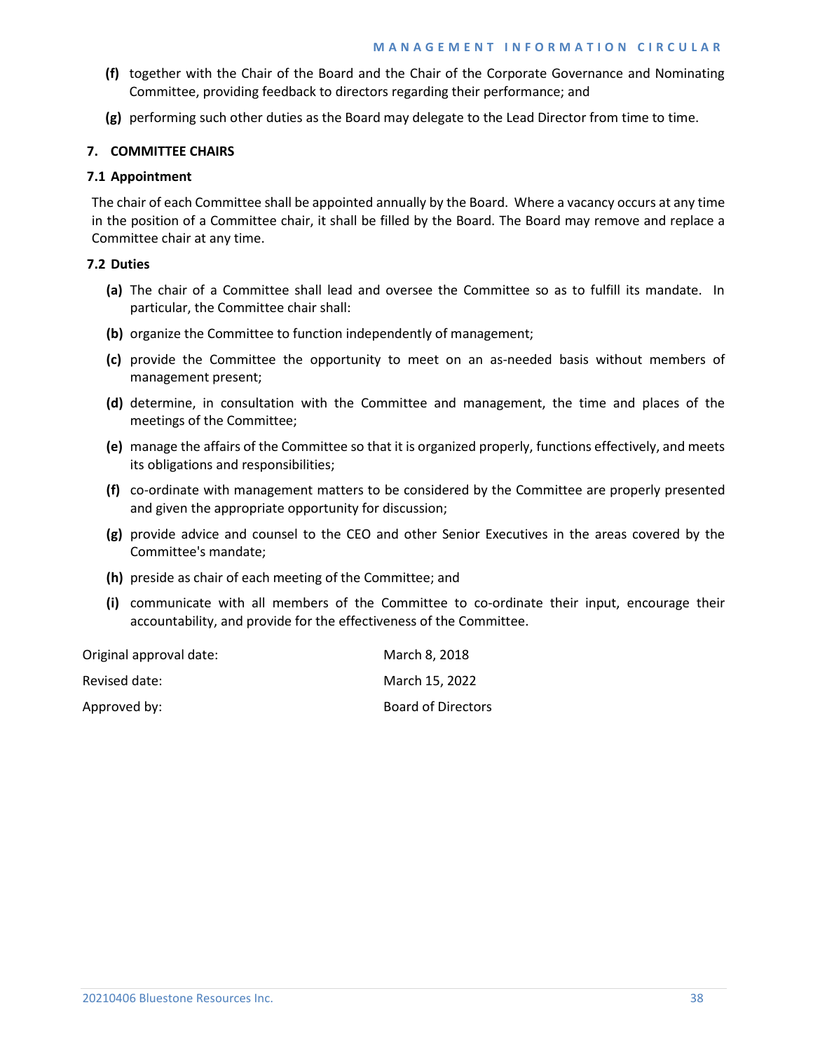**(f)** together with the Chair of the Board and the Chair of the Corporate Governance and Nominating Committee, providing feedback to directors regarding their performance; and

**(g)** performing such other duties as the Board may delegate to the Lead Director from time to time.

## 7. COMMITTEE CHAIRS

### 7.1 Appointment

The chair of each Committee shall be appointed annually by the Board. Where a vacancy occurs at any time in the position of a Committee chair, it shall be filled by the Board. The Board may remove and replace a Committee chair at any time.

### 7.2 Duties

**(a)** The chair of a Committee shall lead and oversee the Committee so as to fulfill its mandate. In particular, the Committee chair shall:

**(b)** organize the Committee to function independently of management;

**(c)** provide the Committee the opportunity to meet on an as-needed basis without members of management present;

**(d)** determine, in consultation with the Committee and management, the time and places of the meetings of the Committee;

**(e)** manage the affairs of the Committee so that it is organized properly, functions effectively, and meets its obligations and responsibilities;

**(f)** co-ordinate with management matters to be considered by the Committee are properly presented and given the appropriate opportunity for discussion;

**(g)** provide advice and counsel to the CEO and other Senior Executives in the areas covered by the Committee's mandate;

**(h)** preside as chair of each meeting of the Committee; and

**(i)** communicate with all members of the Committee to co-ordinate their input, encourage their accountability, and provide for the effectiveness of the Committee.

| | |
|---|---|
| Original approval date: | March 8, 2018 |
| Revised date: | March 15, 2022 |
| Approved by: | Board of Directors |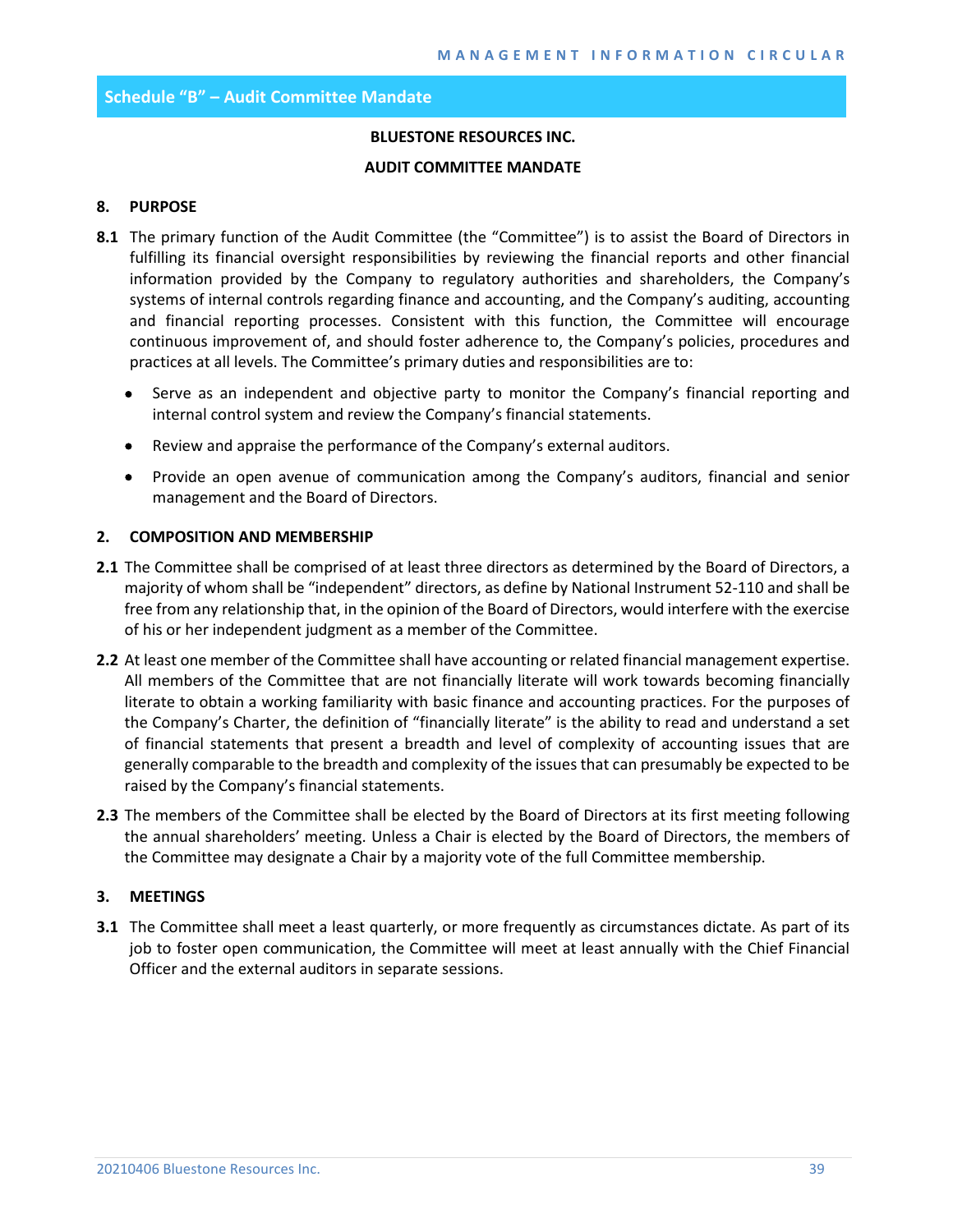## Schedule "B" – Audit Committee Mandate

**BLUESTONE RESOURCES INC.**

**AUDIT COMMITTEE MANDATE**

### 8. PURPOSE

**8.1** The primary function of the Audit Committee (the "Committee") is to assist the Board of Directors in fulfilling its financial oversight responsibilities by reviewing the financial reports and other financial information provided by the Company to regulatory authorities and shareholders, the Company's systems of internal controls regarding finance and accounting, and the Company's auditing, accounting and financial reporting processes. Consistent with this function, the Committee will encourage continuous improvement of, and should foster adherence to, the Company's policies, procedures and practices at all levels. The Committee's primary duties and responsibilities are to:

- Serve as an independent and objective party to monitor the Company's financial reporting and internal control system and review the Company's financial statements.
- Review and appraise the performance of the Company's external auditors.
- Provide an open avenue of communication among the Company's auditors, financial and senior management and the Board of Directors.

### 2. COMPOSITION AND MEMBERSHIP

**2.1** The Committee shall be comprised of at least three directors as determined by the Board of Directors, a majority of whom shall be "independent" directors, as define by National Instrument 52-110 and shall be free from any relationship that, in the opinion of the Board of Directors, would interfere with the exercise of his or her independent judgment as a member of the Committee.

**2.2** At least one member of the Committee shall have accounting or related financial management expertise. All members of the Committee that are not financially literate will work towards becoming financially literate to obtain a working familiarity with basic finance and accounting practices. For the purposes of the Company's Charter, the definition of "financially literate" is the ability to read and understand a set of financial statements that present a breadth and level of complexity of accounting issues that are generally comparable to the breadth and complexity of the issues that can presumably be expected to be raised by the Company's financial statements.

**2.3** The members of the Committee shall be elected by the Board of Directors at its first meeting following the annual shareholders' meeting. Unless a Chair is elected by the Board of Directors, the members of the Committee may designate a Chair by a majority vote of the full Committee membership.

### 3. MEETINGS

**3.1** The Committee shall meet a least quarterly, or more frequently as circumstances dictate. As part of its job to foster open communication, the Committee will meet at least annually with the Chief Financial Officer and the external auditors in separate sessions.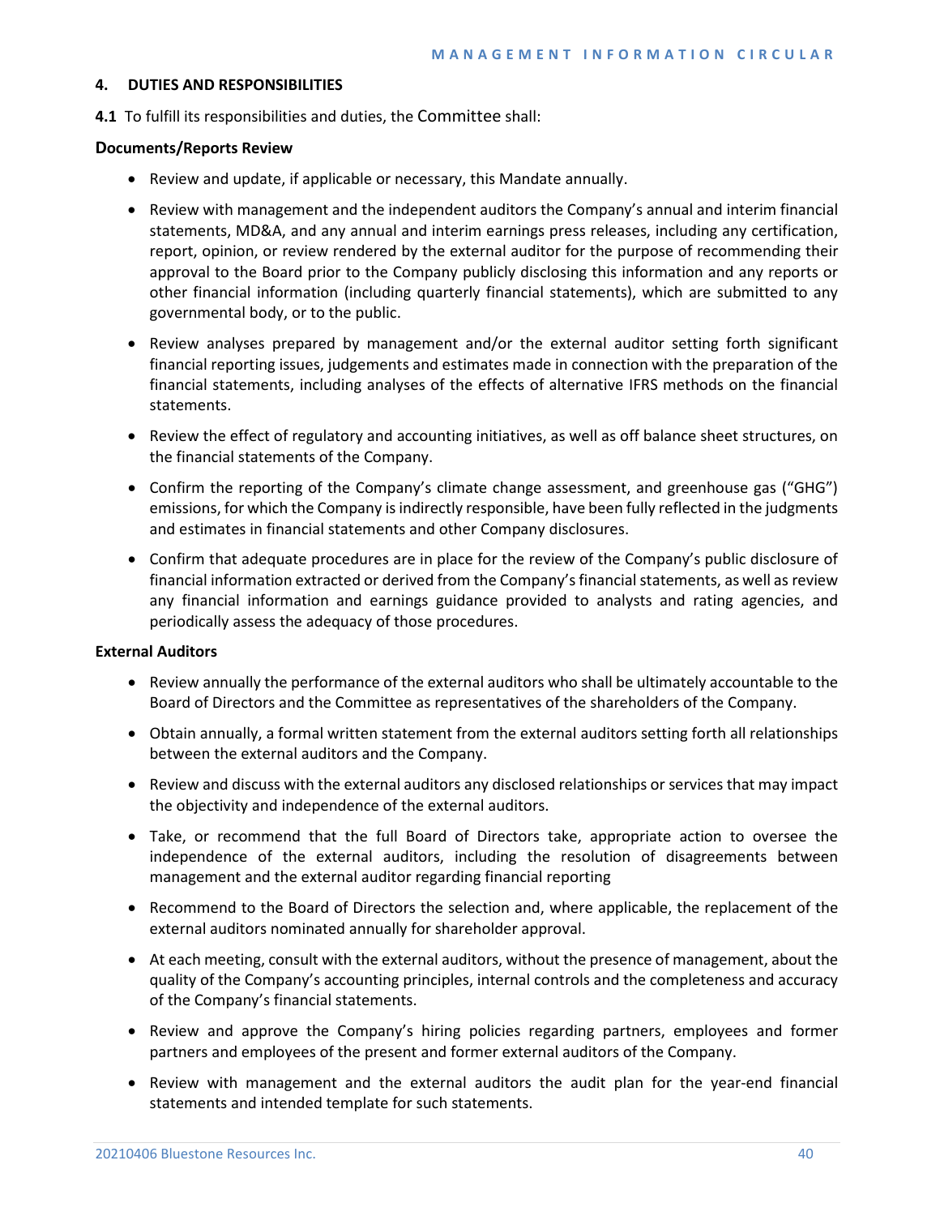## 4. DUTIES AND RESPONSIBILITIES

**4.1** To fulfill its responsibilities and duties, the Committee shall:

### Documents/Reports Review

- Review and update, if applicable or necessary, this Mandate annually.
- Review with management and the independent auditors the Company's annual and interim financial statements, MD&A, and any annual and interim earnings press releases, including any certification, report, opinion, or review rendered by the external auditor for the purpose of recommending their approval to the Board prior to the Company publicly disclosing this information and any reports or other financial information (including quarterly financial statements), which are submitted to any governmental body, or to the public.
- Review analyses prepared by management and/or the external auditor setting forth significant financial reporting issues, judgements and estimates made in connection with the preparation of the financial statements, including analyses of the effects of alternative IFRS methods on the financial statements.
- Review the effect of regulatory and accounting initiatives, as well as off balance sheet structures, on the financial statements of the Company.
- Confirm the reporting of the Company's climate change assessment, and greenhouse gas ("GHG") emissions, for which the Company is indirectly responsible, have been fully reflected in the judgments and estimates in financial statements and other Company disclosures.
- Confirm that adequate procedures are in place for the review of the Company's public disclosure of financial information extracted or derived from the Company's financial statements, as well as review any financial information and earnings guidance provided to analysts and rating agencies, and periodically assess the adequacy of those procedures.

### External Auditors

- Review annually the performance of the external auditors who shall be ultimately accountable to the Board of Directors and the Committee as representatives of the shareholders of the Company.
- Obtain annually, a formal written statement from the external auditors setting forth all relationships between the external auditors and the Company.
- Review and discuss with the external auditors any disclosed relationships or services that may impact the objectivity and independence of the external auditors.
- Take, or recommend that the full Board of Directors take, appropriate action to oversee the independence of the external auditors, including the resolution of disagreements between management and the external auditor regarding financial reporting
- Recommend to the Board of Directors the selection and, where applicable, the replacement of the external auditors nominated annually for shareholder approval.
- At each meeting, consult with the external auditors, without the presence of management, about the quality of the Company's accounting principles, internal controls and the completeness and accuracy of the Company's financial statements.
- Review and approve the Company's hiring policies regarding partners, employees and former partners and employees of the present and former external auditors of the Company.
- Review with management and the external auditors the audit plan for the year-end financial statements and intended template for such statements.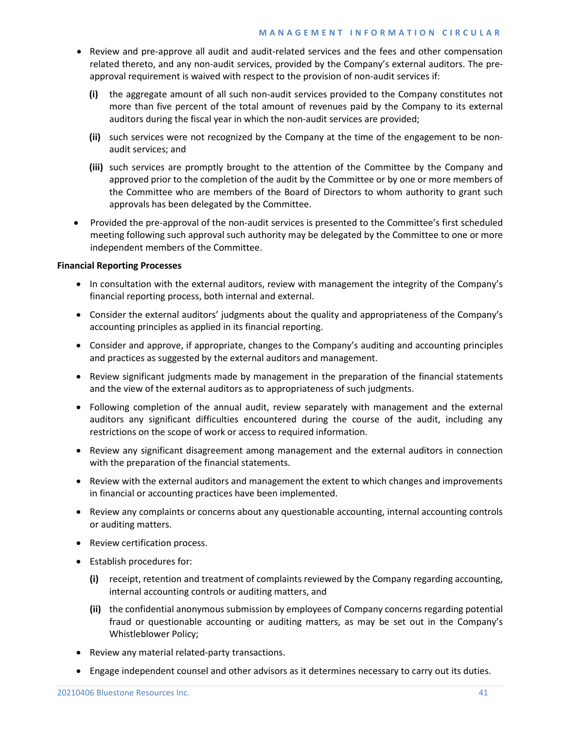- Review and pre-approve all audit and audit-related services and the fees and other compensation related thereto, and any non-audit services, provided by the Company's external auditors. The pre-approval requirement is waived with respect to the provision of non-audit services if:

  **(i)** the aggregate amount of all such non-audit services provided to the Company constitutes not more than five percent of the total amount of revenues paid by the Company to its external auditors during the fiscal year in which the non-audit services are provided;

  **(ii)** such services were not recognized by the Company at the time of the engagement to be non-audit services; and

  **(iii)** such services are promptly brought to the attention of the Committee by the Company and approved prior to the completion of the audit by the Committee or by one or more members of the Committee who are members of the Board of Directors to whom authority to grant such approvals has been delegated by the Committee.

- Provided the pre-approval of the non-audit services is presented to the Committee's first scheduled meeting following such approval such authority may be delegated by the Committee to one or more independent members of the Committee.

**Financial Reporting Processes**

- In consultation with the external auditors, review with management the integrity of the Company's financial reporting process, both internal and external.
- Consider the external auditors' judgments about the quality and appropriateness of the Company's accounting principles as applied in its financial reporting.
- Consider and approve, if appropriate, changes to the Company's auditing and accounting principles and practices as suggested by the external auditors and management.
- Review significant judgments made by management in the preparation of the financial statements and the view of the external auditors as to appropriateness of such judgments.
- Following completion of the annual audit, review separately with management and the external auditors any significant difficulties encountered during the course of the audit, including any restrictions on the scope of work or access to required information.
- Review any significant disagreement among management and the external auditors in connection with the preparation of the financial statements.
- Review with the external auditors and management the extent to which changes and improvements in financial or accounting practices have been implemented.
- Review any complaints or concerns about any questionable accounting, internal accounting controls or auditing matters.
- Review certification process.
- Establish procedures for:

  **(i)** receipt, retention and treatment of complaints reviewed by the Company regarding accounting, internal accounting controls or auditing matters, and

  **(ii)** the confidential anonymous submission by employees of Company concerns regarding potential fraud or questionable accounting or auditing matters, as may be set out in the Company's Whistleblower Policy;

- Review any material related-party transactions.
- Engage independent counsel and other advisors as it determines necessary to carry out its duties.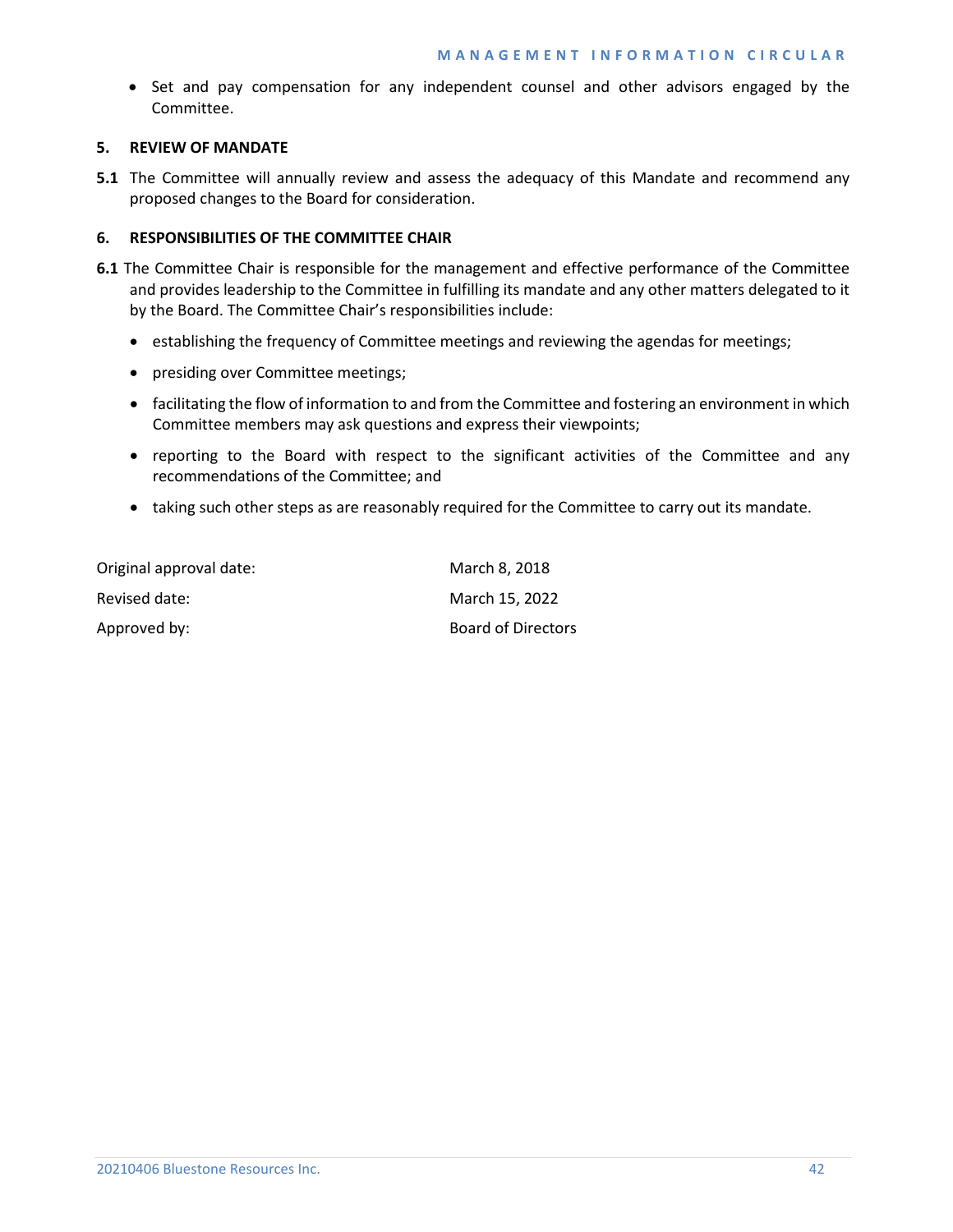- Set and pay compensation for any independent counsel and other advisors engaged by the Committee.

### 5. REVIEW OF MANDATE

**5.1** The Committee will annually review and assess the adequacy of this Mandate and recommend any proposed changes to the Board for consideration.

### 6. RESPONSIBILITIES OF THE COMMITTEE CHAIR

**6.1** The Committee Chair is responsible for the management and effective performance of the Committee and provides leadership to the Committee in fulfilling its mandate and any other matters delegated to it by the Board. The Committee Chair's responsibilities include:

- establishing the frequency of Committee meetings and reviewing the agendas for meetings;
- presiding over Committee meetings;
- facilitating the flow of information to and from the Committee and fostering an environment in which Committee members may ask questions and express their viewpoints;
- reporting to the Board with respect to the significant activities of the Committee and any recommendations of the Committee; and
- taking such other steps as are reasonably required for the Committee to carry out its mandate.

| | |
|---|---|
| Original approval date: | March 8, 2018 |
| Revised date: | March 15, 2022 |
| Approved by: | Board of Directors |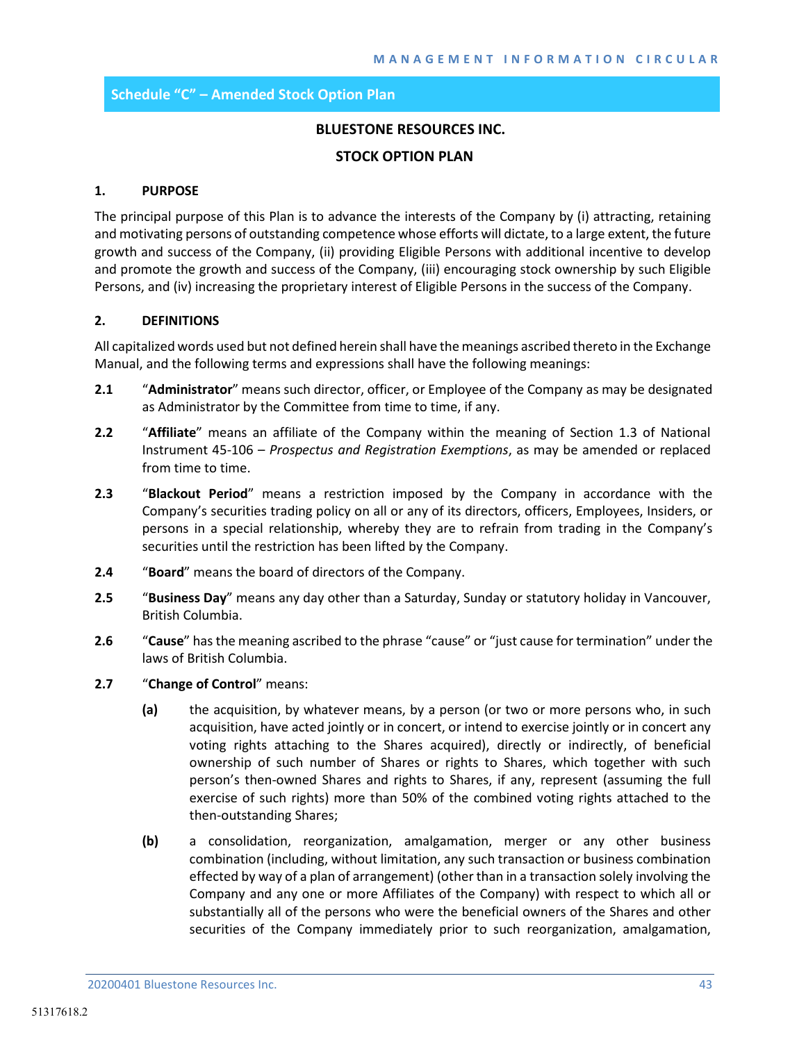## Schedule "C" – Amended Stock Option Plan

**BLUESTONE RESOURCES INC.**

**STOCK OPTION PLAN**

### 1. PURPOSE

The principal purpose of this Plan is to advance the interests of the Company by (i) attracting, retaining and motivating persons of outstanding competence whose efforts will dictate, to a large extent, the future growth and success of the Company, (ii) providing Eligible Persons with additional incentive to develop and promote the growth and success of the Company, (iii) encouraging stock ownership by such Eligible Persons, and (iv) increasing the proprietary interest of Eligible Persons in the success of the Company.

### 2. DEFINITIONS

All capitalized words used but not defined herein shall have the meanings ascribed thereto in the Exchange Manual, and the following terms and expressions shall have the following meanings:

**2.1** "**Administrator**" means such director, officer, or Employee of the Company as may be designated as Administrator by the Committee from time to time, if any.

**2.2** "**Affiliate**" means an affiliate of the Company within the meaning of Section 1.3 of National Instrument 45-106 – *Prospectus and Registration Exemptions*, as may be amended or replaced from time to time.

**2.3** "**Blackout Period**" means a restriction imposed by the Company in accordance with the Company's securities trading policy on all or any of its directors, officers, Employees, Insiders, or persons in a special relationship, whereby they are to refrain from trading in the Company's securities until the restriction has been lifted by the Company.

**2.4** "**Board**" means the board of directors of the Company.

**2.5** "**Business Day**" means any day other than a Saturday, Sunday or statutory holiday in Vancouver, British Columbia.

**2.6** "**Cause**" has the meaning ascribed to the phrase "cause" or "just cause for termination" under the laws of British Columbia.

**2.7** "**Change of Control**" means:

**(a)** the acquisition, by whatever means, by a person (or two or more persons who, in such acquisition, have acted jointly or in concert, or intend to exercise jointly or in concert any voting rights attaching to the Shares acquired), directly or indirectly, of beneficial ownership of such number of Shares or rights to Shares, which together with such person's then-owned Shares and rights to Shares, if any, represent (assuming the full exercise of such rights) more than 50% of the combined voting rights attached to the then-outstanding Shares;

**(b)** a consolidation, reorganization, amalgamation, merger or any other business combination (including, without limitation, any such transaction or business combination effected by way of a plan of arrangement) (other than in a transaction solely involving the Company and any one or more Affiliates of the Company) with respect to which all or substantially all of the persons who were the beneficial owners of the Shares and other securities of the Company immediately prior to such reorganization, amalgamation,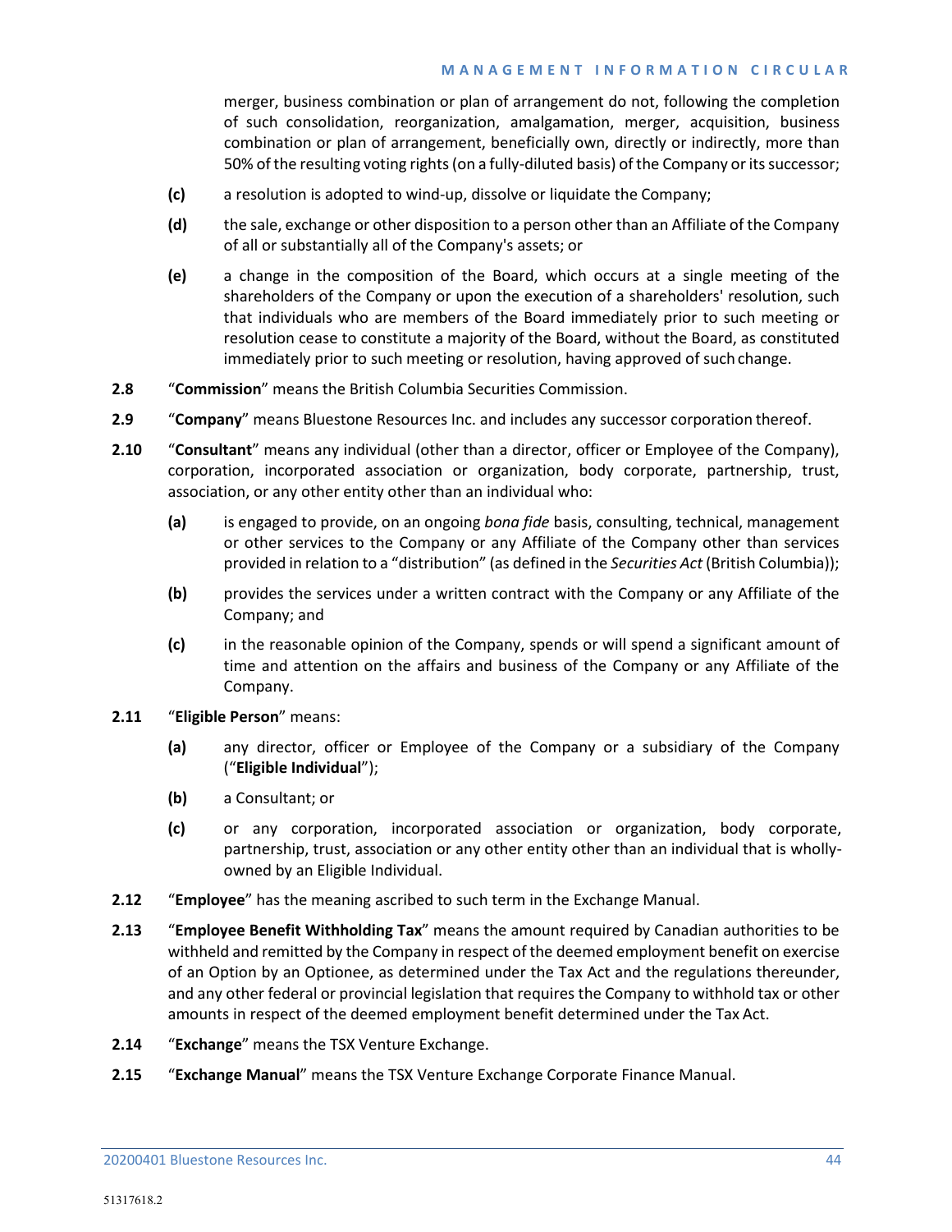merger, business combination or plan of arrangement do not, following the completion of such consolidation, reorganization, amalgamation, merger, acquisition, business combination or plan of arrangement, beneficially own, directly or indirectly, more than 50% of the resulting voting rights (on a fully-diluted basis) of the Company or its successor;

**(c)** a resolution is adopted to wind-up, dissolve or liquidate the Company;

**(d)** the sale, exchange or other disposition to a person other than an Affiliate of the Company of all or substantially all of the Company's assets; or

**(e)** a change in the composition of the Board, which occurs at a single meeting of the shareholders of the Company or upon the execution of a shareholders' resolution, such that individuals who are members of the Board immediately prior to such meeting or resolution cease to constitute a majority of the Board, without the Board, as constituted immediately prior to such meeting or resolution, having approved of such change.

**2.8** "**Commission**" means the British Columbia Securities Commission.

**2.9** "**Company**" means Bluestone Resources Inc. and includes any successor corporation thereof.

**2.10** "**Consultant**" means any individual (other than a director, officer or Employee of the Company), corporation, incorporated association or organization, body corporate, partnership, trust, association, or any other entity other than an individual who:

**(a)** is engaged to provide, on an ongoing *bona fide* basis, consulting, technical, management or other services to the Company or any Affiliate of the Company other than services provided in relation to a "distribution" (as defined in the *Securities Act* (British Columbia));

**(b)** provides the services under a written contract with the Company or any Affiliate of the Company; and

**(c)** in the reasonable opinion of the Company, spends or will spend a significant amount of time and attention on the affairs and business of the Company or any Affiliate of the Company.

**2.11** "**Eligible Person**" means:

**(a)** any director, officer or Employee of the Company or a subsidiary of the Company ("**Eligible Individual**");

**(b)** a Consultant; or

**(c)** or any corporation, incorporated association or organization, body corporate, partnership, trust, association or any other entity other than an individual that is wholly-owned by an Eligible Individual.

**2.12** "**Employee**" has the meaning ascribed to such term in the Exchange Manual.

**2.13** "**Employee Benefit Withholding Tax**" means the amount required by Canadian authorities to be withheld and remitted by the Company in respect of the deemed employment benefit on exercise of an Option by an Optionee, as determined under the Tax Act and the regulations thereunder, and any other federal or provincial legislation that requires the Company to withhold tax or other amounts in respect of the deemed employment benefit determined under the Tax Act.

**2.14** "**Exchange**" means the TSX Venture Exchange.

**2.15** "**Exchange Manual**" means the TSX Venture Exchange Corporate Finance Manual.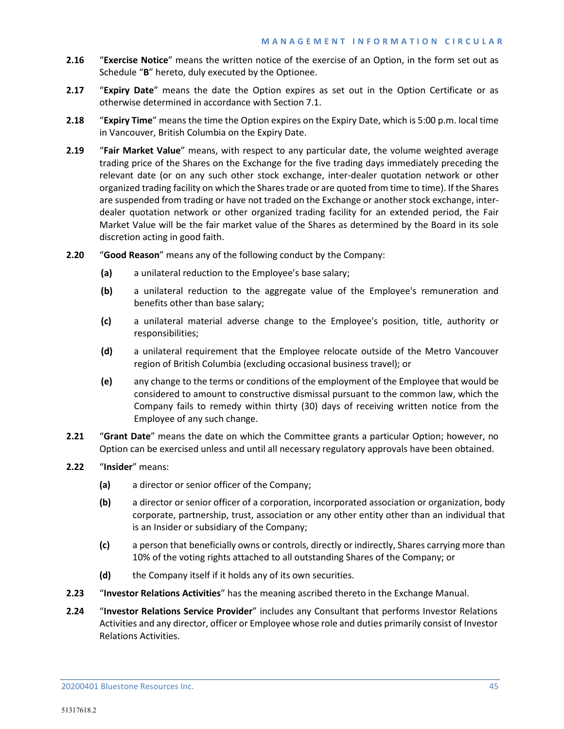**2.16** "**Exercise Notice**" means the written notice of the exercise of an Option, in the form set out as Schedule "**B**" hereto, duly executed by the Optionee.

**2.17** "**Expiry Date**" means the date the Option expires as set out in the Option Certificate or as otherwise determined in accordance with Section 7.1.

**2.18** "**Expiry Time**" means the time the Option expires on the Expiry Date, which is 5:00 p.m. local time in Vancouver, British Columbia on the Expiry Date.

**2.19** "**Fair Market Value**" means, with respect to any particular date, the volume weighted average trading price of the Shares on the Exchange for the five trading days immediately preceding the relevant date (or on any such other stock exchange, inter-dealer quotation network or other organized trading facility on which the Shares trade or are quoted from time to time). If the Shares are suspended from trading or have not traded on the Exchange or another stock exchange, inter-dealer quotation network or other organized trading facility for an extended period, the Fair Market Value will be the fair market value of the Shares as determined by the Board in its sole discretion acting in good faith.

**2.20** "**Good Reason**" means any of the following conduct by the Company:

- **(a)** a unilateral reduction to the Employee's base salary;
- **(b)** a unilateral reduction to the aggregate value of the Employee's remuneration and benefits other than base salary;
- **(c)** a unilateral material adverse change to the Employee's position, title, authority or responsibilities;
- **(d)** a unilateral requirement that the Employee relocate outside of the Metro Vancouver region of British Columbia (excluding occasional business travel); or
- **(e)** any change to the terms or conditions of the employment of the Employee that would be considered to amount to constructive dismissal pursuant to the common law, which the Company fails to remedy within thirty (30) days of receiving written notice from the Employee of any such change.

**2.21** "**Grant Date**" means the date on which the Committee grants a particular Option; however, no Option can be exercised unless and until all necessary regulatory approvals have been obtained.

**2.22** "**Insider**" means:

- **(a)** a director or senior officer of the Company;
- **(b)** a director or senior officer of a corporation, incorporated association or organization, body corporate, partnership, trust, association or any other entity other than an individual that is an Insider or subsidiary of the Company;
- **(c)** a person that beneficially owns or controls, directly or indirectly, Shares carrying more than 10% of the voting rights attached to all outstanding Shares of the Company; or
- **(d)** the Company itself if it holds any of its own securities.

**2.23** "**Investor Relations Activities**" has the meaning ascribed thereto in the Exchange Manual.

**2.24** "**Investor Relations Service Provider**" includes any Consultant that performs Investor Relations Activities and any director, officer or Employee whose role and duties primarily consist of Investor Relations Activities.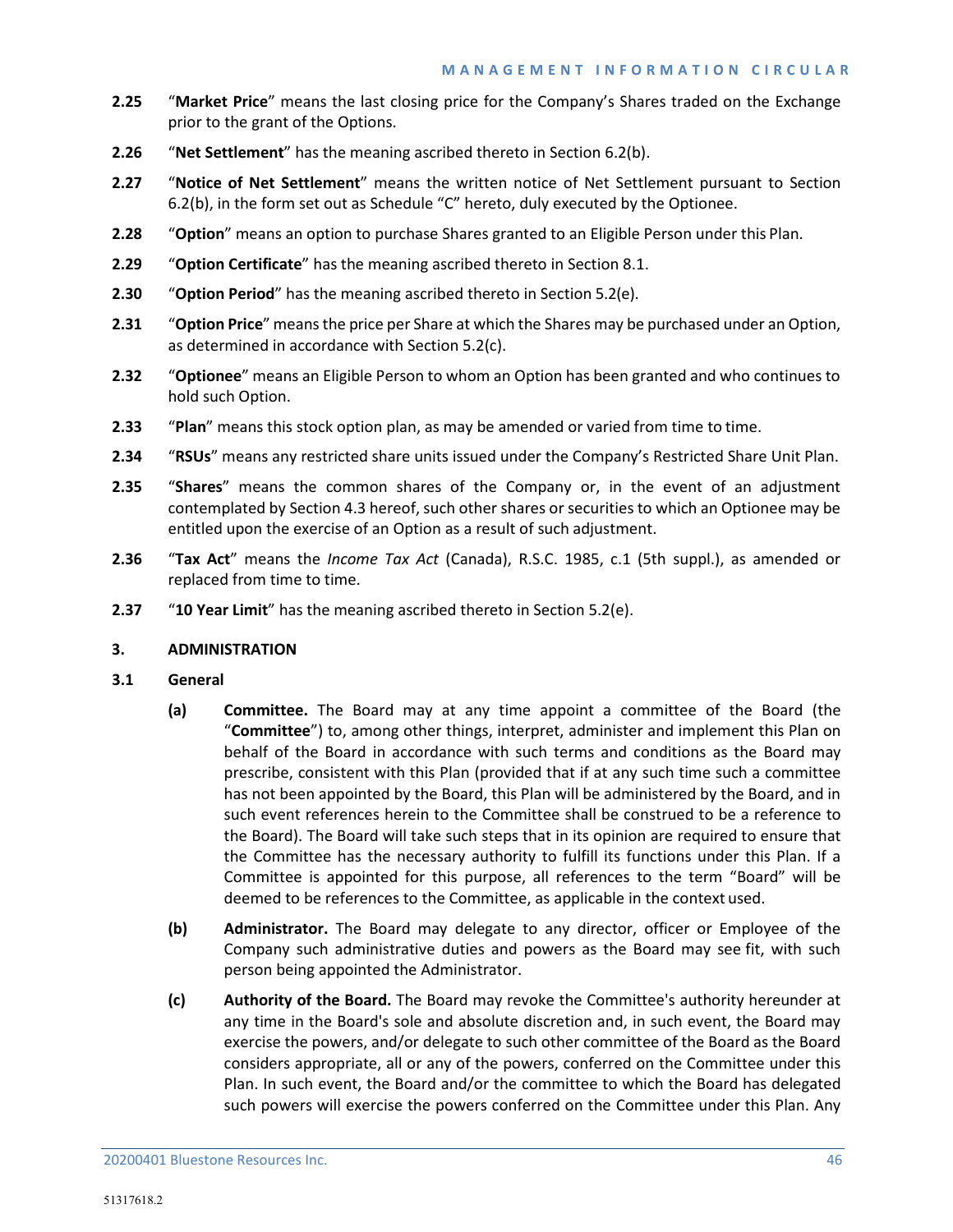**2.25** "**Market Price**" means the last closing price for the Company's Shares traded on the Exchange prior to the grant of the Options.

**2.26** "**Net Settlement**" has the meaning ascribed thereto in Section 6.2(b).

**2.27** "**Notice of Net Settlement**" means the written notice of Net Settlement pursuant to Section 6.2(b), in the form set out as Schedule "C" hereto, duly executed by the Optionee.

**2.28** "**Option**" means an option to purchase Shares granted to an Eligible Person under this Plan.

**2.29** "**Option Certificate**" has the meaning ascribed thereto in Section 8.1.

**2.30** "**Option Period**" has the meaning ascribed thereto in Section 5.2(e).

**2.31** "**Option Price**" means the price per Share at which the Shares may be purchased under an Option, as determined in accordance with Section 5.2(c).

**2.32** "**Optionee**" means an Eligible Person to whom an Option has been granted and who continues to hold such Option.

**2.33** "**Plan**" means this stock option plan, as may be amended or varied from time to time.

**2.34** "**RSUs**" means any restricted share units issued under the Company's Restricted Share Unit Plan.

**2.35** "**Shares**" means the common shares of the Company or, in the event of an adjustment contemplated by Section 4.3 hereof, such other shares or securities to which an Optionee may be entitled upon the exercise of an Option as a result of such adjustment.

**2.36** "**Tax Act**" means the *Income Tax Act* (Canada), R.S.C. 1985, c.1 (5th suppl.), as amended or replaced from time to time.

**2.37** "**10 Year Limit**" has the meaning ascribed thereto in Section 5.2(e).

## 3. ADMINISTRATION

### 3.1 General

**(a)** **Committee.** The Board may at any time appoint a committee of the Board (the "**Committee**") to, among other things, interpret, administer and implement this Plan on behalf of the Board in accordance with such terms and conditions as the Board may prescribe, consistent with this Plan (provided that if at any such time such a committee has not been appointed by the Board, this Plan will be administered by the Board, and in such event references herein to the Committee shall be construed to be a reference to the Board). The Board will take such steps that in its opinion are required to ensure that the Committee has the necessary authority to fulfill its functions under this Plan. If a Committee is appointed for this purpose, all references to the term "Board" will be deemed to be references to the Committee, as applicable in the context used.

**(b)** **Administrator.** The Board may delegate to any director, officer or Employee of the Company such administrative duties and powers as the Board may see fit, with such person being appointed the Administrator.

**(c)** **Authority of the Board.** The Board may revoke the Committee's authority hereunder at any time in the Board's sole and absolute discretion and, in such event, the Board may exercise the powers, and/or delegate to such other committee of the Board as the Board considers appropriate, all or any of the powers, conferred on the Committee under this Plan. In such event, the Board and/or the committee to which the Board has delegated such powers will exercise the powers conferred on the Committee under this Plan. Any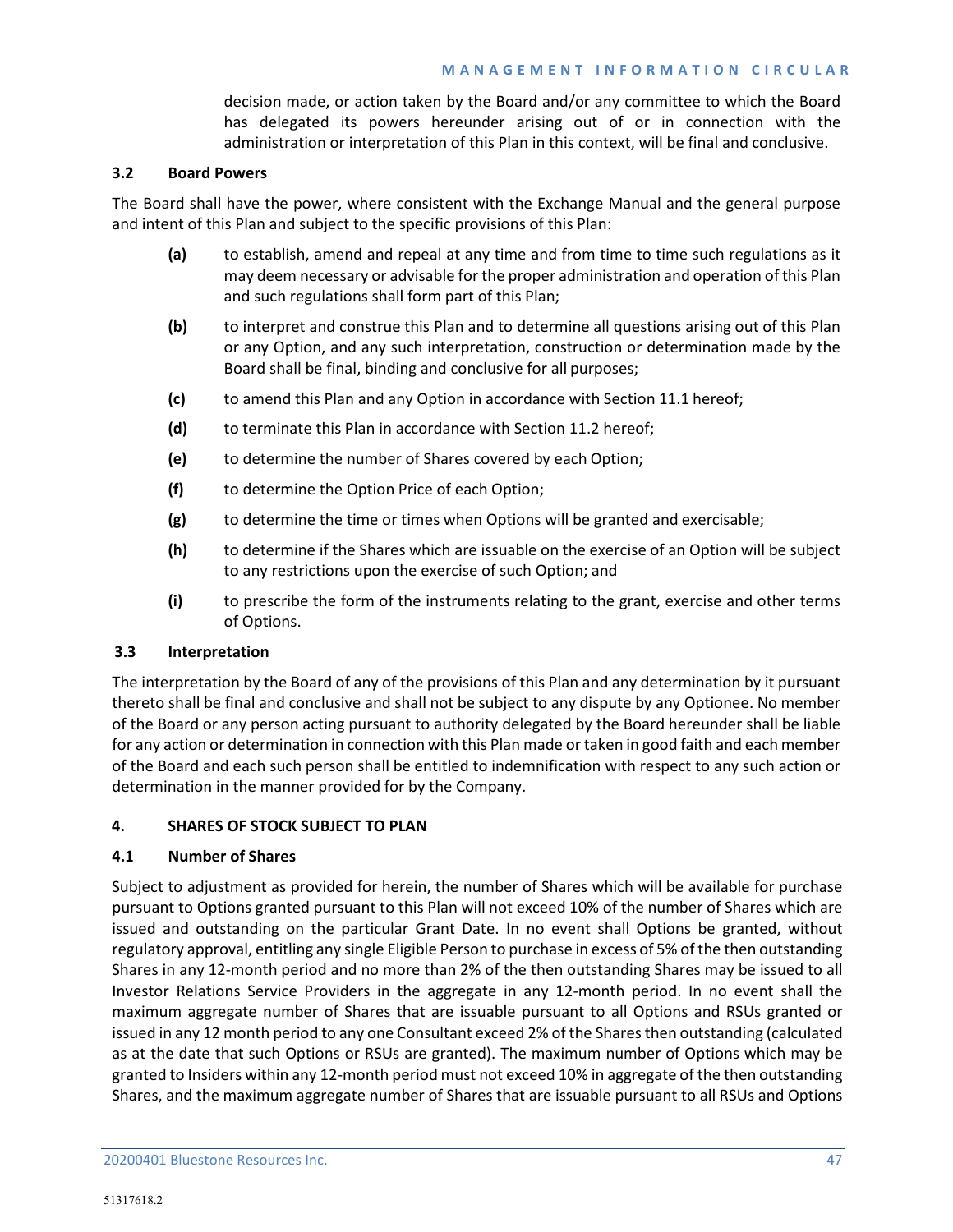decision made, or action taken by the Board and/or any committee to which the Board has delegated its powers hereunder arising out of or in connection with the administration or interpretation of this Plan in this context, will be final and conclusive.

### 3.2 Board Powers

The Board shall have the power, where consistent with the Exchange Manual and the general purpose and intent of this Plan and subject to the specific provisions of this Plan:

**(a)** to establish, amend and repeal at any time and from time to time such regulations as it may deem necessary or advisable for the proper administration and operation of this Plan and such regulations shall form part of this Plan;

**(b)** to interpret and construe this Plan and to determine all questions arising out of this Plan or any Option, and any such interpretation, construction or determination made by the Board shall be final, binding and conclusive for all purposes;

**(c)** to amend this Plan and any Option in accordance with Section 11.1 hereof;

**(d)** to terminate this Plan in accordance with Section 11.2 hereof;

**(e)** to determine the number of Shares covered by each Option;

**(f)** to determine the Option Price of each Option;

**(g)** to determine the time or times when Options will be granted and exercisable;

**(h)** to determine if the Shares which are issuable on the exercise of an Option will be subject to any restrictions upon the exercise of such Option; and

**(i)** to prescribe the form of the instruments relating to the grant, exercise and other terms of Options.

### 3.3 Interpretation

The interpretation by the Board of any of the provisions of this Plan and any determination by it pursuant thereto shall be final and conclusive and shall not be subject to any dispute by any Optionee. No member of the Board or any person acting pursuant to authority delegated by the Board hereunder shall be liable for any action or determination in connection with this Plan made or taken in good faith and each member of the Board and each such person shall be entitled to indemnification with respect to any such action or determination in the manner provided for by the Company.

## 4. SHARES OF STOCK SUBJECT TO PLAN

### 4.1 Number of Shares

Subject to adjustment as provided for herein, the number of Shares which will be available for purchase pursuant to Options granted pursuant to this Plan will not exceed 10% of the number of Shares which are issued and outstanding on the particular Grant Date. In no event shall Options be granted, without regulatory approval, entitling any single Eligible Person to purchase in excess of 5% of the then outstanding Shares in any 12-month period and no more than 2% of the then outstanding Shares may be issued to all Investor Relations Service Providers in the aggregate in any 12-month period. In no event shall the maximum aggregate number of Shares that are issuable pursuant to all Options and RSUs granted or issued in any 12 month period to any one Consultant exceed 2% of the Shares then outstanding (calculated as at the date that such Options or RSUs are granted). The maximum number of Options which may be granted to Insiders within any 12-month period must not exceed 10% in aggregate of the then outstanding Shares, and the maximum aggregate number of Shares that are issuable pursuant to all RSUs and Options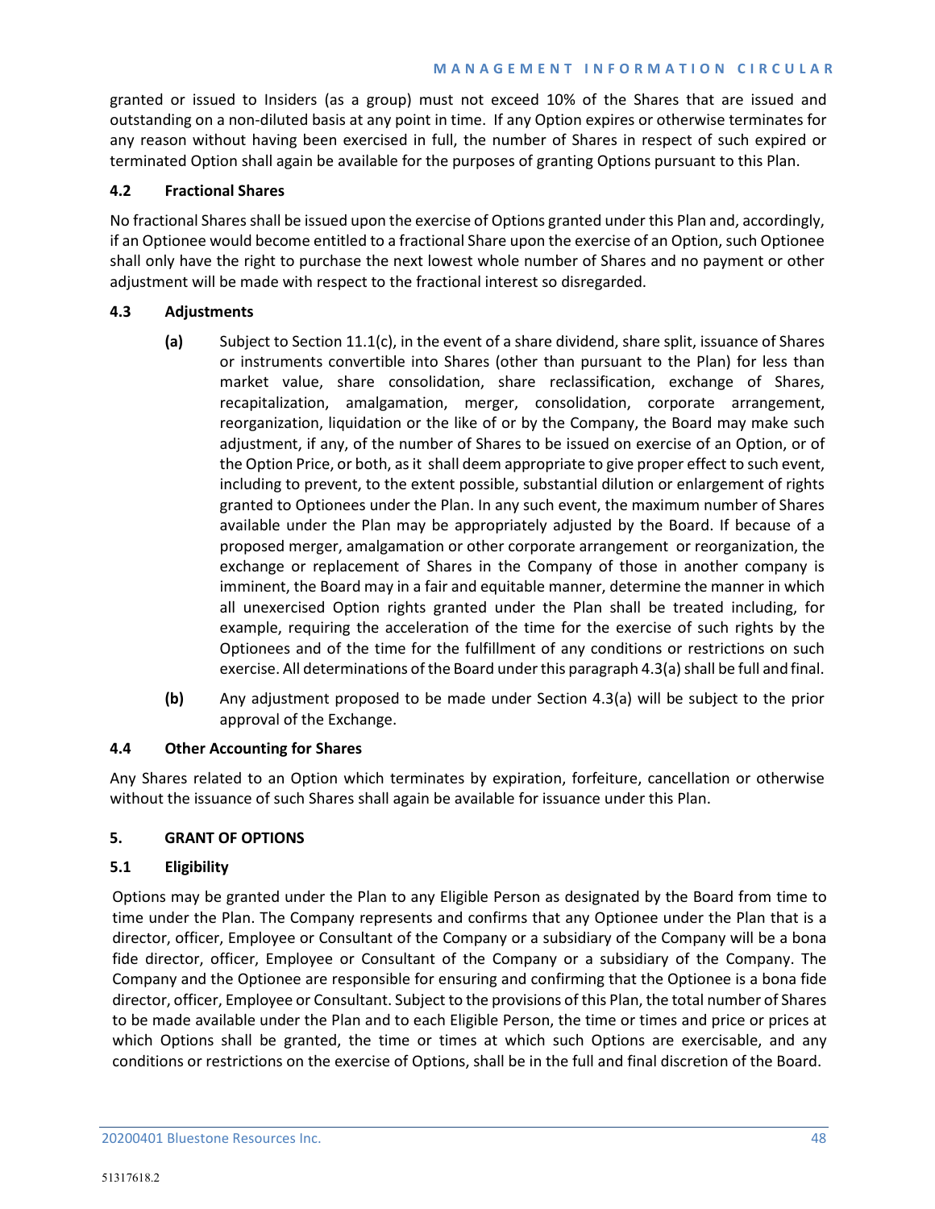granted or issued to Insiders (as a group) must not exceed 10% of the Shares that are issued and outstanding on a non-diluted basis at any point in time. If any Option expires or otherwise terminates for any reason without having been exercised in full, the number of Shares in respect of such expired or terminated Option shall again be available for the purposes of granting Options pursuant to this Plan.

### 4.2 Fractional Shares

No fractional Shares shall be issued upon the exercise of Options granted under this Plan and, accordingly, if an Optionee would become entitled to a fractional Share upon the exercise of an Option, such Optionee shall only have the right to purchase the next lowest whole number of Shares and no payment or other adjustment will be made with respect to the fractional interest so disregarded.

### 4.3 Adjustments

**(a)** Subject to Section 11.1(c), in the event of a share dividend, share split, issuance of Shares or instruments convertible into Shares (other than pursuant to the Plan) for less than market value, share consolidation, share reclassification, exchange of Shares, recapitalization, amalgamation, merger, consolidation, corporate arrangement, reorganization, liquidation or the like of or by the Company, the Board may make such adjustment, if any, of the number of Shares to be issued on exercise of an Option, or of the Option Price, or both, as it shall deem appropriate to give proper effect to such event, including to prevent, to the extent possible, substantial dilution or enlargement of rights granted to Optionees under the Plan. In any such event, the maximum number of Shares available under the Plan may be appropriately adjusted by the Board. If because of a proposed merger, amalgamation or other corporate arrangement or reorganization, the exchange or replacement of Shares in the Company of those in another company is imminent, the Board may in a fair and equitable manner, determine the manner in which all unexercised Option rights granted under the Plan shall be treated including, for example, requiring the acceleration of the time for the exercise of such rights by the Optionees and of the time for the fulfillment of any conditions or restrictions on such exercise. All determinations of the Board under this paragraph 4.3(a) shall be full and final.

**(b)** Any adjustment proposed to be made under Section 4.3(a) will be subject to the prior approval of the Exchange.

### 4.4 Other Accounting for Shares

Any Shares related to an Option which terminates by expiration, forfeiture, cancellation or otherwise without the issuance of such Shares shall again be available for issuance under this Plan.

## 5. GRANT OF OPTIONS

### 5.1 Eligibility

Options may be granted under the Plan to any Eligible Person as designated by the Board from time to time under the Plan. The Company represents and confirms that any Optionee under the Plan that is a director, officer, Employee or Consultant of the Company or a subsidiary of the Company will be a bona fide director, officer, Employee or Consultant of the Company or a subsidiary of the Company. The Company and the Optionee are responsible for ensuring and confirming that the Optionee is a bona fide director, officer, Employee or Consultant. Subject to the provisions of this Plan, the total number of Shares to be made available under the Plan and to each Eligible Person, the time or times and price or prices at which Options shall be granted, the time or times at which such Options are exercisable, and any conditions or restrictions on the exercise of Options, shall be in the full and final discretion of the Board.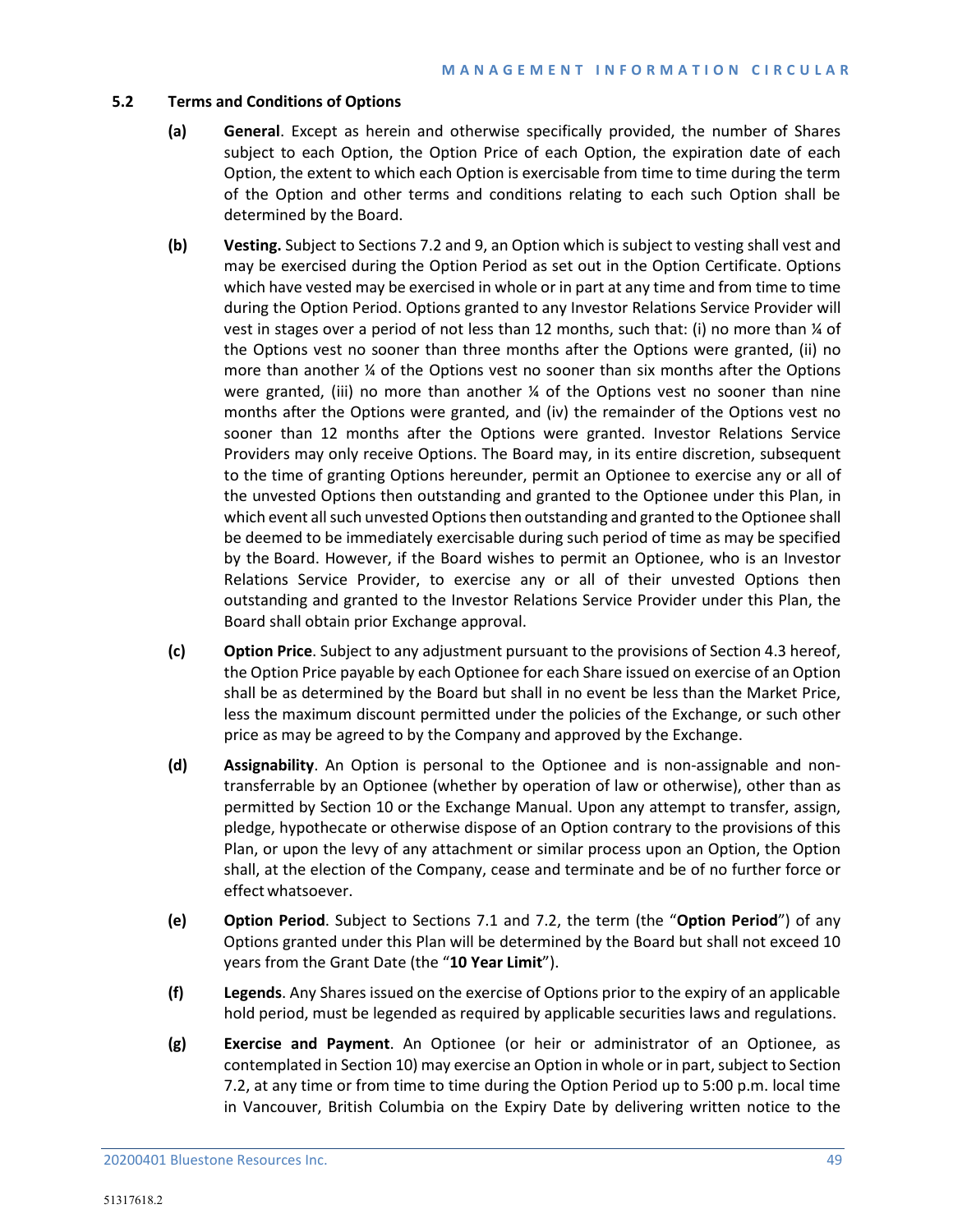### 5.2 Terms and Conditions of Options

**(a)** **General**. Except as herein and otherwise specifically provided, the number of Shares subject to each Option, the Option Price of each Option, the expiration date of each Option, the extent to which each Option is exercisable from time to time during the term of the Option and other terms and conditions relating to each such Option shall be determined by the Board.

**(b)** **Vesting.** Subject to Sections 7.2 and 9, an Option which is subject to vesting shall vest and may be exercised during the Option Period as set out in the Option Certificate. Options which have vested may be exercised in whole or in part at any time and from time to time during the Option Period. Options granted to any Investor Relations Service Provider will vest in stages over a period of not less than 12 months, such that: (i) no more than ¼ of the Options vest no sooner than three months after the Options were granted, (ii) no more than another ¼ of the Options vest no sooner than six months after the Options were granted, (iii) no more than another ¼ of the Options vest no sooner than nine months after the Options were granted, and (iv) the remainder of the Options vest no sooner than 12 months after the Options were granted. Investor Relations Service Providers may only receive Options. The Board may, in its entire discretion, subsequent to the time of granting Options hereunder, permit an Optionee to exercise any or all of the unvested Options then outstanding and granted to the Optionee under this Plan, in which event all such unvested Options then outstanding and granted to the Optionee shall be deemed to be immediately exercisable during such period of time as may be specified by the Board. However, if the Board wishes to permit an Optionee, who is an Investor Relations Service Provider, to exercise any or all of their unvested Options then outstanding and granted to the Investor Relations Service Provider under this Plan, the Board shall obtain prior Exchange approval.

**(c)** **Option Price**. Subject to any adjustment pursuant to the provisions of Section 4.3 hereof, the Option Price payable by each Optionee for each Share issued on exercise of an Option shall be as determined by the Board but shall in no event be less than the Market Price, less the maximum discount permitted under the policies of the Exchange, or such other price as may be agreed to by the Company and approved by the Exchange.

**(d)** **Assignability**. An Option is personal to the Optionee and is non-assignable and non-transferrable by an Optionee (whether by operation of law or otherwise), other than as permitted by Section 10 or the Exchange Manual. Upon any attempt to transfer, assign, pledge, hypothecate or otherwise dispose of an Option contrary to the provisions of this Plan, or upon the levy of any attachment or similar process upon an Option, the Option shall, at the election of the Company, cease and terminate and be of no further force or effect whatsoever.

**(e)** **Option Period**. Subject to Sections 7.1 and 7.2, the term (the "**Option Period**") of any Options granted under this Plan will be determined by the Board but shall not exceed 10 years from the Grant Date (the "**10 Year Limit**").

**(f)** **Legends**. Any Shares issued on the exercise of Options prior to the expiry of an applicable hold period, must be legended as required by applicable securities laws and regulations.

**(g)** **Exercise and Payment**. An Optionee (or heir or administrator of an Optionee, as contemplated in Section 10) may exercise an Option in whole or in part, subject to Section 7.2, at any time or from time to time during the Option Period up to 5:00 p.m. local time in Vancouver, British Columbia on the Expiry Date by delivering written notice to the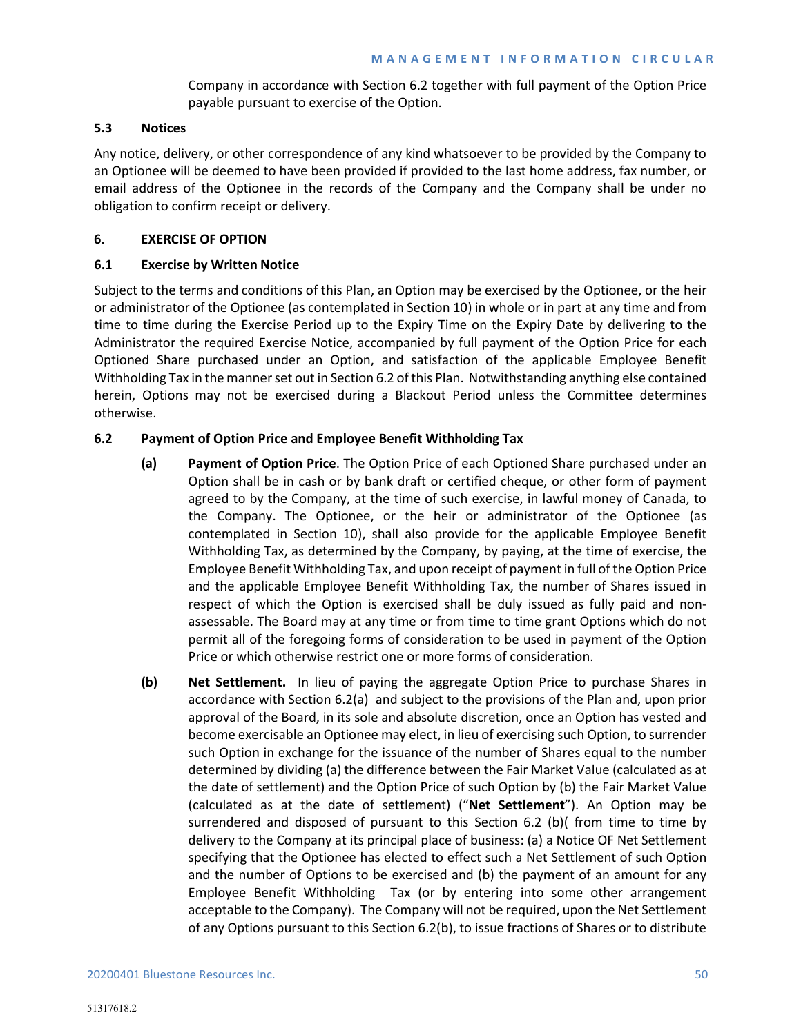Company in accordance with Section 6.2 together with full payment of the Option Price payable pursuant to exercise of the Option.

### 5.3 Notices

Any notice, delivery, or other correspondence of any kind whatsoever to be provided by the Company to an Optionee will be deemed to have been provided if provided to the last home address, fax number, or email address of the Optionee in the records of the Company and the Company shall be under no obligation to confirm receipt or delivery.

## 6. EXERCISE OF OPTION

### 6.1 Exercise by Written Notice

Subject to the terms and conditions of this Plan, an Option may be exercised by the Optionee, or the heir or administrator of the Optionee (as contemplated in Section 10) in whole or in part at any time and from time to time during the Exercise Period up to the Expiry Time on the Expiry Date by delivering to the Administrator the required Exercise Notice, accompanied by full payment of the Option Price for each Optioned Share purchased under an Option, and satisfaction of the applicable Employee Benefit Withholding Tax in the manner set out in Section 6.2 of this Plan. Notwithstanding anything else contained herein, Options may not be exercised during a Blackout Period unless the Committee determines otherwise.

### 6.2 Payment of Option Price and Employee Benefit Withholding Tax

**(a)** **Payment of Option Price**. The Option Price of each Optioned Share purchased under an Option shall be in cash or by bank draft or certified cheque, or other form of payment agreed to by the Company, at the time of such exercise, in lawful money of Canada, to the Company. The Optionee, or the heir or administrator of the Optionee (as contemplated in Section 10), shall also provide for the applicable Employee Benefit Withholding Tax, as determined by the Company, by paying, at the time of exercise, the Employee Benefit Withholding Tax, and upon receipt of payment in full of the Option Price and the applicable Employee Benefit Withholding Tax, the number of Shares issued in respect of which the Option is exercised shall be duly issued as fully paid and non-assessable. The Board may at any time or from time to time grant Options which do not permit all of the foregoing forms of consideration to be used in payment of the Option Price or which otherwise restrict one or more forms of consideration.

**(b)** **Net Settlement.** In lieu of paying the aggregate Option Price to purchase Shares in accordance with Section 6.2(a) and subject to the provisions of the Plan and, upon prior approval of the Board, in its sole and absolute discretion, once an Option has vested and become exercisable an Optionee may elect, in lieu of exercising such Option, to surrender such Option in exchange for the issuance of the number of Shares equal to the number determined by dividing (a) the difference between the Fair Market Value (calculated as at the date of settlement) and the Option Price of such Option by (b) the Fair Market Value (calculated as at the date of settlement) ("**Net Settlement**"). An Option may be surrendered and disposed of pursuant to this Section 6.2 (b)( from time to time by delivery to the Company at its principal place of business: (a) a Notice OF Net Settlement specifying that the Optionee has elected to effect such a Net Settlement of such Option and the number of Options to be exercised and (b) the payment of an amount for any Employee Benefit Withholding Tax (or by entering into some other arrangement acceptable to the Company). The Company will not be required, upon the Net Settlement of any Options pursuant to this Section 6.2(b), to issue fractions of Shares or to distribute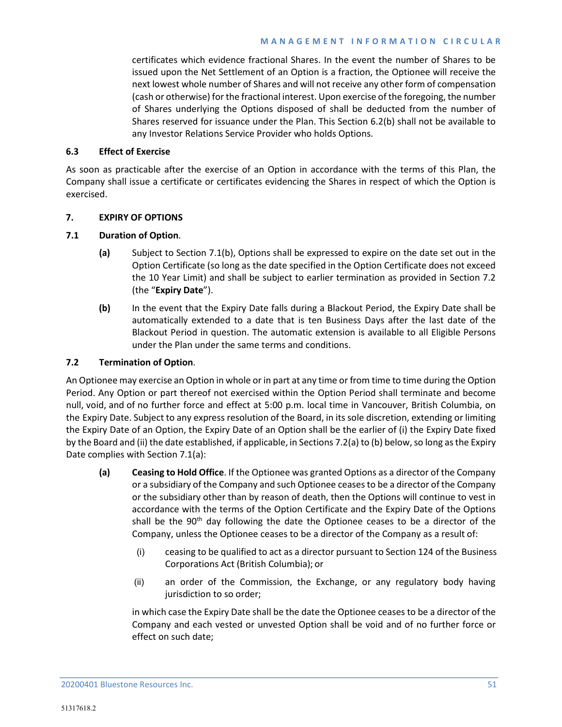certificates which evidence fractional Shares. In the event the number of Shares to be issued upon the Net Settlement of an Option is a fraction, the Optionee will receive the next lowest whole number of Shares and will not receive any other form of compensation (cash or otherwise) for the fractional interest. Upon exercise of the foregoing, the number of Shares underlying the Options disposed of shall be deducted from the number of Shares reserved for issuance under the Plan. This Section 6.2(b) shall not be available to any Investor Relations Service Provider who holds Options.

**6.3 Effect of Exercise**

As soon as practicable after the exercise of an Option in accordance with the terms of this Plan, the Company shall issue a certificate or certificates evidencing the Shares in respect of which the Option is exercised.

**7. EXPIRY OF OPTIONS**

**7.1 Duration of Option.**

**(a)** Subject to Section 7.1(b), Options shall be expressed to expire on the date set out in the Option Certificate (so long as the date specified in the Option Certificate does not exceed the 10 Year Limit) and shall be subject to earlier termination as provided in Section 7.2 (the "**Expiry Date**").

**(b)** In the event that the Expiry Date falls during a Blackout Period, the Expiry Date shall be automatically extended to a date that is ten Business Days after the last date of the Blackout Period in question. The automatic extension is available to all Eligible Persons under the Plan under the same terms and conditions.

**7.2 Termination of Option.**

An Optionee may exercise an Option in whole or in part at any time or from time to time during the Option Period. Any Option or part thereof not exercised within the Option Period shall terminate and become null, void, and of no further force and effect at 5:00 p.m. local time in Vancouver, British Columbia, on the Expiry Date. Subject to any express resolution of the Board, in its sole discretion, extending or limiting the Expiry Date of an Option, the Expiry Date of an Option shall be the earlier of (i) the Expiry Date fixed by the Board and (ii) the date established, if applicable, in Sections 7.2(a) to (b) below, so long as the Expiry Date complies with Section 7.1(a):

**(a)** **Ceasing to Hold Office**. If the Optionee was granted Options as a director of the Company or a subsidiary of the Company and such Optionee ceases to be a director of the Company or the subsidiary other than by reason of death, then the Options will continue to vest in accordance with the terms of the Option Certificate and the Expiry Date of the Options shall be the 90th day following the date the Optionee ceases to be a director of the Company, unless the Optionee ceases to be a director of the Company as a result of:

(i) ceasing to be qualified to act as a director pursuant to Section 124 of the Business Corporations Act (British Columbia); or

(ii) an order of the Commission, the Exchange, or any regulatory body having jurisdiction to so order;

in which case the Expiry Date shall be the date the Optionee ceases to be a director of the Company and each vested or unvested Option shall be void and of no further force or effect on such date;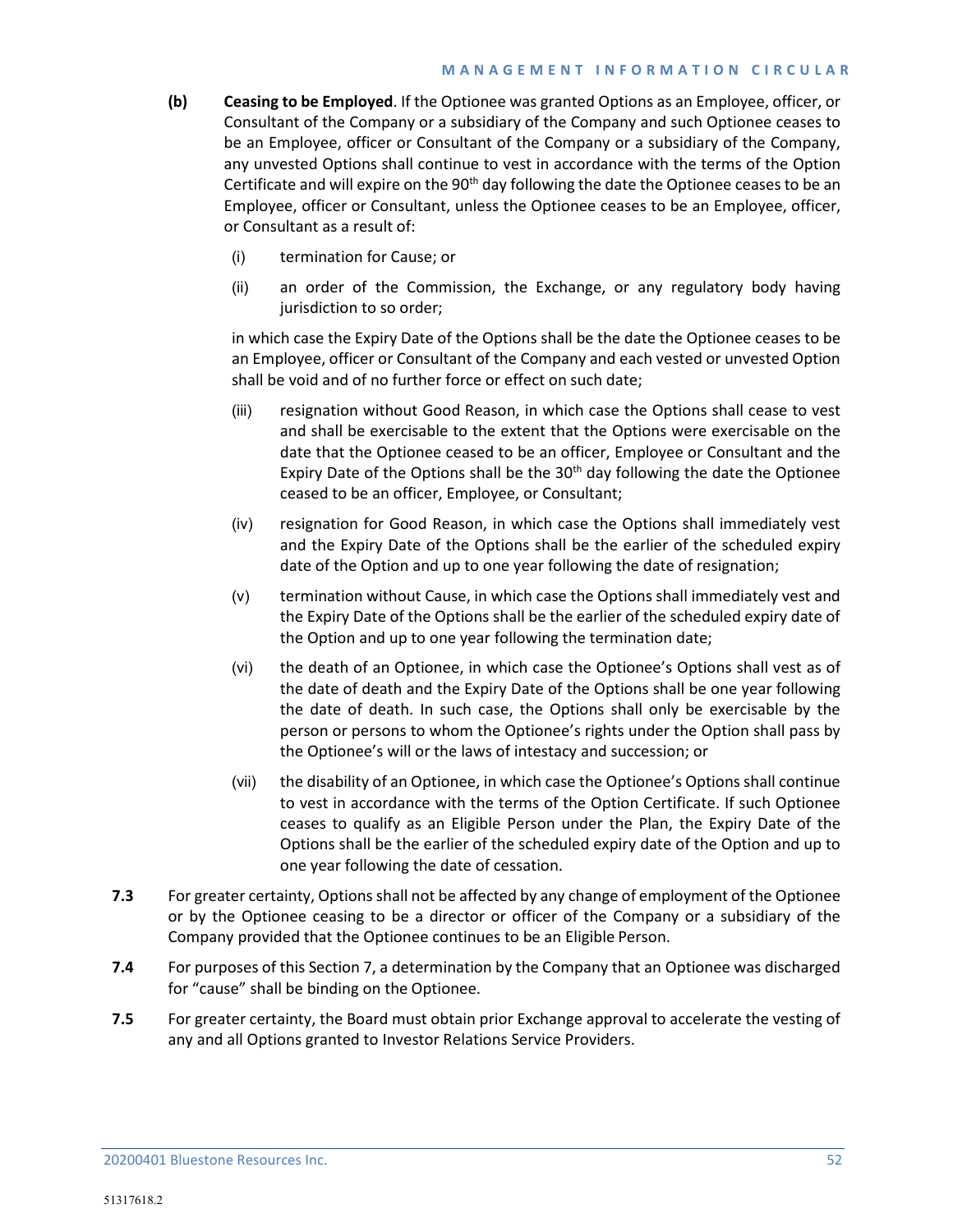**(b)** **Ceasing to be Employed**. If the Optionee was granted Options as an Employee, officer, or Consultant of the Company or a subsidiary of the Company and such Optionee ceases to be an Employee, officer or Consultant of the Company or a subsidiary of the Company, any unvested Options shall continue to vest in accordance with the terms of the Option Certificate and will expire on the 90th day following the date the Optionee ceases to be an Employee, officer or Consultant, unless the Optionee ceases to be an Employee, officer, or Consultant as a result of:

(i) termination for Cause; or

(ii) an order of the Commission, the Exchange, or any regulatory body having jurisdiction to so order;

in which case the Expiry Date of the Options shall be the date the Optionee ceases to be an Employee, officer or Consultant of the Company and each vested or unvested Option shall be void and of no further force or effect on such date;

(iii) resignation without Good Reason, in which case the Options shall cease to vest and shall be exercisable to the extent that the Options were exercisable on the date that the Optionee ceased to be an officer, Employee or Consultant and the Expiry Date of the Options shall be the 30th day following the date the Optionee ceased to be an officer, Employee, or Consultant;

(iv) resignation for Good Reason, in which case the Options shall immediately vest and the Expiry Date of the Options shall be the earlier of the scheduled expiry date of the Option and up to one year following the date of resignation;

(v) termination without Cause, in which case the Options shall immediately vest and the Expiry Date of the Options shall be the earlier of the scheduled expiry date of the Option and up to one year following the termination date;

(vi) the death of an Optionee, in which case the Optionee's Options shall vest as of the date of death and the Expiry Date of the Options shall be one year following the date of death. In such case, the Options shall only be exercisable by the person or persons to whom the Optionee's rights under the Option shall pass by the Optionee's will or the laws of intestacy and succession; or

(vii) the disability of an Optionee, in which case the Optionee's Options shall continue to vest in accordance with the terms of the Option Certificate. If such Optionee ceases to qualify as an Eligible Person under the Plan, the Expiry Date of the Options shall be the earlier of the scheduled expiry date of the Option and up to one year following the date of cessation.

**7.3** For greater certainty, Options shall not be affected by any change of employment of the Optionee or by the Optionee ceasing to be a director or officer of the Company or a subsidiary of the Company provided that the Optionee continues to be an Eligible Person.

**7.4** For purposes of this Section 7, a determination by the Company that an Optionee was discharged for "cause" shall be binding on the Optionee.

**7.5** For greater certainty, the Board must obtain prior Exchange approval to accelerate the vesting of any and all Options granted to Investor Relations Service Providers.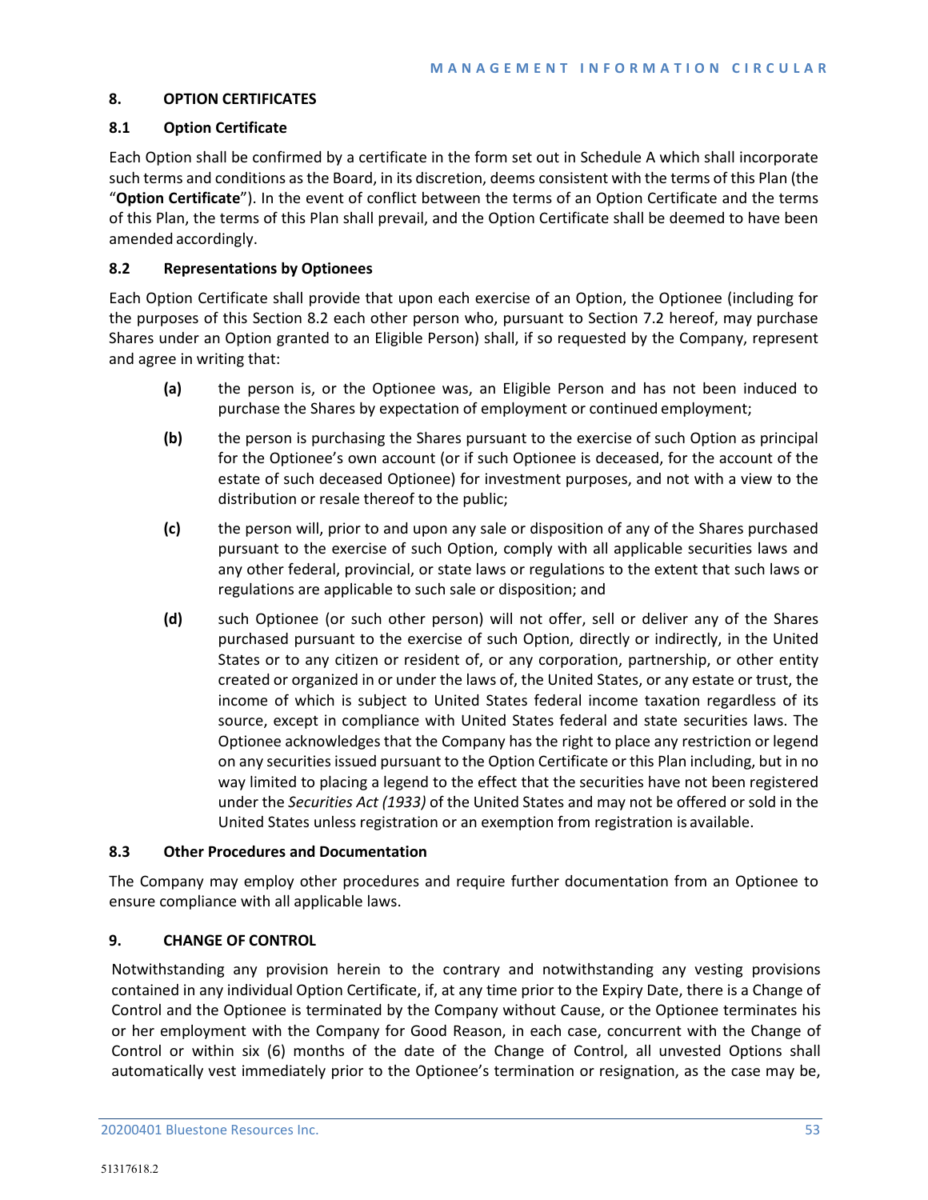## 8. OPTION CERTIFICATES

### 8.1 Option Certificate

Each Option shall be confirmed by a certificate in the form set out in Schedule A which shall incorporate such terms and conditions as the Board, in its discretion, deems consistent with the terms of this Plan (the "**Option Certificate**"). In the event of conflict between the terms of an Option Certificate and the terms of this Plan, the terms of this Plan shall prevail, and the Option Certificate shall be deemed to have been amended accordingly.

### 8.2 Representations by Optionees

Each Option Certificate shall provide that upon each exercise of an Option, the Optionee (including for the purposes of this Section 8.2 each other person who, pursuant to Section 7.2 hereof, may purchase Shares under an Option granted to an Eligible Person) shall, if so requested by the Company, represent and agree in writing that:

**(a)** the person is, or the Optionee was, an Eligible Person and has not been induced to purchase the Shares by expectation of employment or continued employment;

**(b)** the person is purchasing the Shares pursuant to the exercise of such Option as principal for the Optionee's own account (or if such Optionee is deceased, for the account of the estate of such deceased Optionee) for investment purposes, and not with a view to the distribution or resale thereof to the public;

**(c)** the person will, prior to and upon any sale or disposition of any of the Shares purchased pursuant to the exercise of such Option, comply with all applicable securities laws and any other federal, provincial, or state laws or regulations to the extent that such laws or regulations are applicable to such sale or disposition; and

**(d)** such Optionee (or such other person) will not offer, sell or deliver any of the Shares purchased pursuant to the exercise of such Option, directly or indirectly, in the United States or to any citizen or resident of, or any corporation, partnership, or other entity created or organized in or under the laws of, the United States, or any estate or trust, the income of which is subject to United States federal income taxation regardless of its source, except in compliance with United States federal and state securities laws. The Optionee acknowledges that the Company has the right to place any restriction or legend on any securities issued pursuant to the Option Certificate or this Plan including, but in no way limited to placing a legend to the effect that the securities have not been registered under the *Securities Act (1933)* of the United States and may not be offered or sold in the United States unless registration or an exemption from registration is available.

### 8.3 Other Procedures and Documentation

The Company may employ other procedures and require further documentation from an Optionee to ensure compliance with all applicable laws.

## 9. CHANGE OF CONTROL

Notwithstanding any provision herein to the contrary and notwithstanding any vesting provisions contained in any individual Option Certificate, if, at any time prior to the Expiry Date, there is a Change of Control and the Optionee is terminated by the Company without Cause, or the Optionee terminates his or her employment with the Company for Good Reason, in each case, concurrent with the Change of Control or within six (6) months of the date of the Change of Control, all unvested Options shall automatically vest immediately prior to the Optionee's termination or resignation, as the case may be,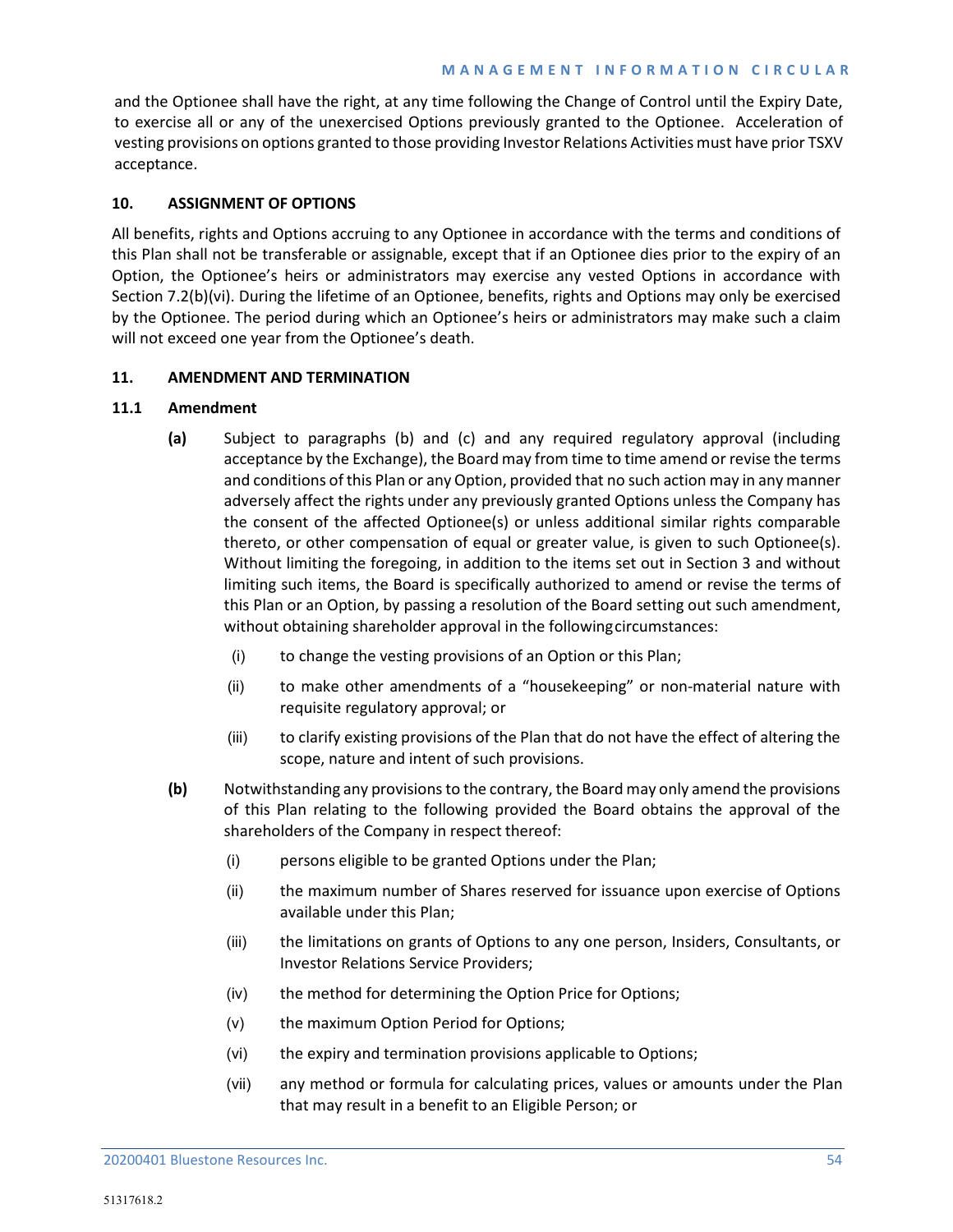and the Optionee shall have the right, at any time following the Change of Control until the Expiry Date, to exercise all or any of the unexercised Options previously granted to the Optionee. Acceleration of vesting provisions on options granted to those providing Investor Relations Activities must have prior TSXV acceptance.

## 10. ASSIGNMENT OF OPTIONS

All benefits, rights and Options accruing to any Optionee in accordance with the terms and conditions of this Plan shall not be transferable or assignable, except that if an Optionee dies prior to the expiry of an Option, the Optionee's heirs or administrators may exercise any vested Options in accordance with Section 7.2(b)(vi). During the lifetime of an Optionee, benefits, rights and Options may only be exercised by the Optionee. The period during which an Optionee's heirs or administrators may make such a claim will not exceed one year from the Optionee's death.

## 11. AMENDMENT AND TERMINATION

### 11.1 Amendment

**(a)** Subject to paragraphs (b) and (c) and any required regulatory approval (including acceptance by the Exchange), the Board may from time to time amend or revise the terms and conditions of this Plan or any Option, provided that no such action may in any manner adversely affect the rights under any previously granted Options unless the Company has the consent of the affected Optionee(s) or unless additional similar rights comparable thereto, or other compensation of equal or greater value, is given to such Optionee(s). Without limiting the foregoing, in addition to the items set out in Section 3 and without limiting such items, the Board is specifically authorized to amend or revise the terms of this Plan or an Option, by passing a resolution of the Board setting out such amendment, without obtaining shareholder approval in the following circumstances:

- (i) to change the vesting provisions of an Option or this Plan;
- (ii) to make other amendments of a "housekeeping" or non-material nature with requisite regulatory approval; or
- (iii) to clarify existing provisions of the Plan that do not have the effect of altering the scope, nature and intent of such provisions.

**(b)** Notwithstanding any provisions to the contrary, the Board may only amend the provisions of this Plan relating to the following provided the Board obtains the approval of the shareholders of the Company in respect thereof:

- (i) persons eligible to be granted Options under the Plan;
- (ii) the maximum number of Shares reserved for issuance upon exercise of Options available under this Plan;
- (iii) the limitations on grants of Options to any one person, Insiders, Consultants, or Investor Relations Service Providers;
- (iv) the method for determining the Option Price for Options;
- (v) the maximum Option Period for Options;
- (vi) the expiry and termination provisions applicable to Options;
- (vii) any method or formula for calculating prices, values or amounts under the Plan that may result in a benefit to an Eligible Person; or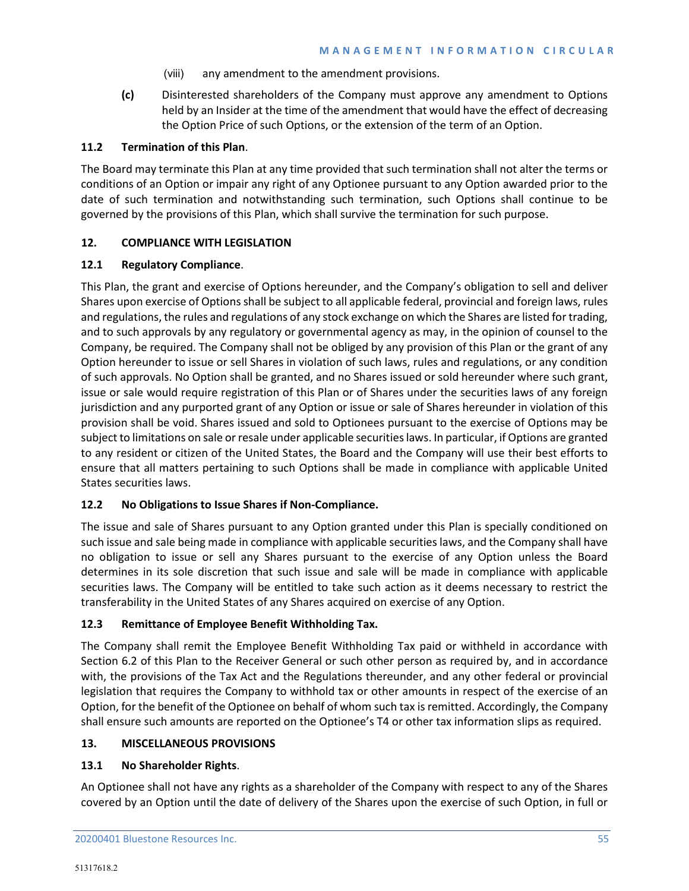(viii) any amendment to the amendment provisions.

**(c)** Disinterested shareholders of the Company must approve any amendment to Options held by an Insider at the time of the amendment that would have the effect of decreasing the Option Price of such Options, or the extension of the term of an Option.

**11.2 Termination of this Plan**.

The Board may terminate this Plan at any time provided that such termination shall not alter the terms or conditions of an Option or impair any right of any Optionee pursuant to any Option awarded prior to the date of such termination and notwithstanding such termination, such Options shall continue to be governed by the provisions of this Plan, which shall survive the termination for such purpose.

**12. COMPLIANCE WITH LEGISLATION**

**12.1 Regulatory Compliance**.

This Plan, the grant and exercise of Options hereunder, and the Company's obligation to sell and deliver Shares upon exercise of Options shall be subject to all applicable federal, provincial and foreign laws, rules and regulations, the rules and regulations of any stock exchange on which the Shares are listed for trading, and to such approvals by any regulatory or governmental agency as may, in the opinion of counsel to the Company, be required. The Company shall not be obliged by any provision of this Plan or the grant of any Option hereunder to issue or sell Shares in violation of such laws, rules and regulations, or any condition of such approvals. No Option shall be granted, and no Shares issued or sold hereunder where such grant, issue or sale would require registration of this Plan or of Shares under the securities laws of any foreign jurisdiction and any purported grant of any Option or issue or sale of Shares hereunder in violation of this provision shall be void. Shares issued and sold to Optionees pursuant to the exercise of Options may be subject to limitations on sale or resale under applicable securities laws. In particular, if Options are granted to any resident or citizen of the United States, the Board and the Company will use their best efforts to ensure that all matters pertaining to such Options shall be made in compliance with applicable United States securities laws.

**12.2 No Obligations to Issue Shares if Non-Compliance.**

The issue and sale of Shares pursuant to any Option granted under this Plan is specially conditioned on such issue and sale being made in compliance with applicable securities laws, and the Company shall have no obligation to issue or sell any Shares pursuant to the exercise of any Option unless the Board determines in its sole discretion that such issue and sale will be made in compliance with applicable securities laws. The Company will be entitled to take such action as it deems necessary to restrict the transferability in the United States of any Shares acquired on exercise of any Option.

**12.3 Remittance of Employee Benefit Withholding Tax.**

The Company shall remit the Employee Benefit Withholding Tax paid or withheld in accordance with Section 6.2 of this Plan to the Receiver General or such other person as required by, and in accordance with, the provisions of the Tax Act and the Regulations thereunder, and any other federal or provincial legislation that requires the Company to withhold tax or other amounts in respect of the exercise of an Option, for the benefit of the Optionee on behalf of whom such tax is remitted. Accordingly, the Company shall ensure such amounts are reported on the Optionee's T4 or other tax information slips as required.

**13. MISCELLANEOUS PROVISIONS**

**13.1 No Shareholder Rights**.

An Optionee shall not have any rights as a shareholder of the Company with respect to any of the Shares covered by an Option until the date of delivery of the Shares upon the exercise of such Option, in full or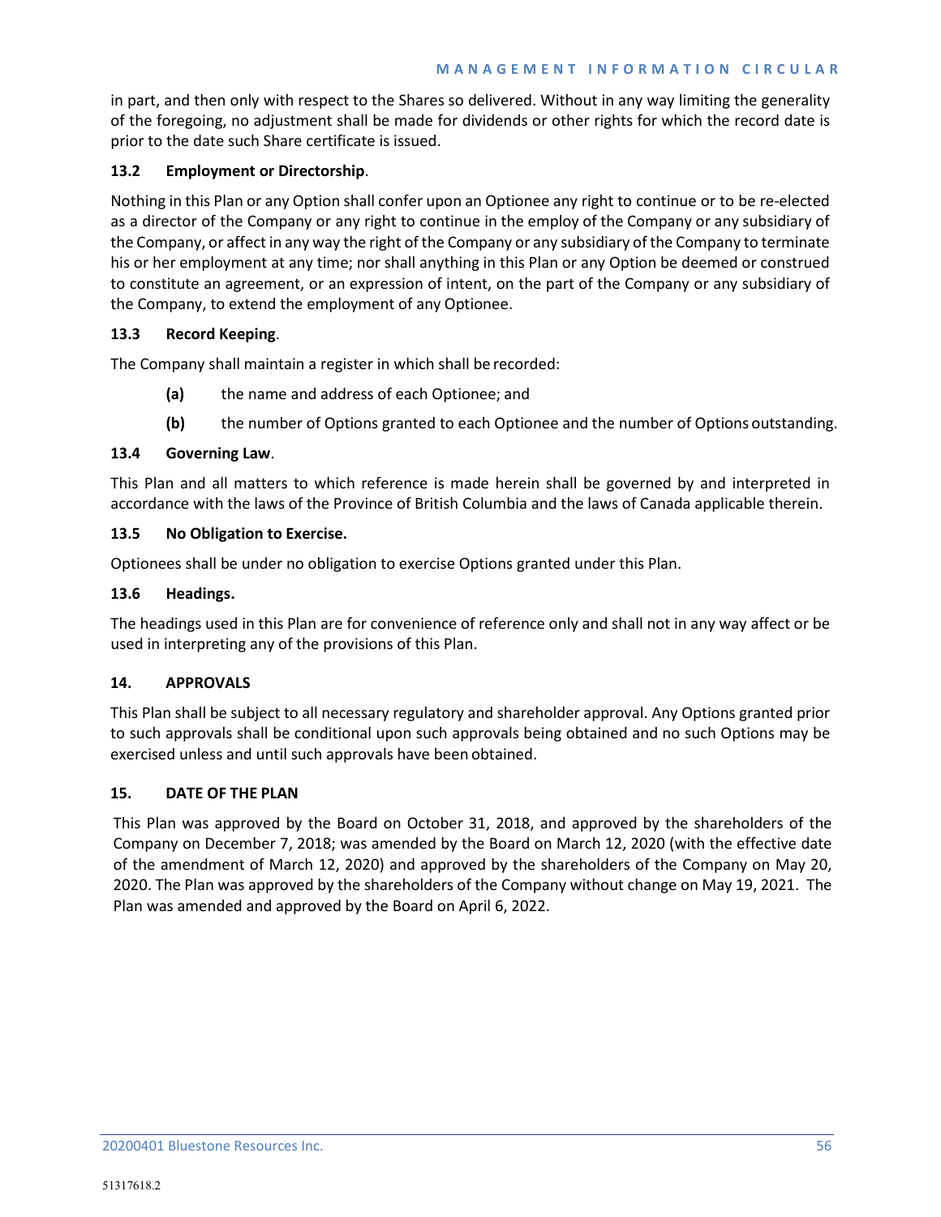in part, and then only with respect to the Shares so delivered. Without in any way limiting the generality of the foregoing, no adjustment shall be made for dividends or other rights for which the record date is prior to the date such Share certificate is issued.

**13.2 Employment or Directorship**.

Nothing in this Plan or any Option shall confer upon an Optionee any right to continue or to be re-elected as a director of the Company or any right to continue in the employ of the Company or any subsidiary of the Company, or affect in any way the right of the Company or any subsidiary of the Company to terminate his or her employment at any time; nor shall anything in this Plan or any Option be deemed or construed to constitute an agreement, or an expression of intent, on the part of the Company or any subsidiary of the Company, to extend the employment of any Optionee.

**13.3 Record Keeping**.

The Company shall maintain a register in which shall be recorded:

**(a)** the name and address of each Optionee; and

**(b)** the number of Options granted to each Optionee and the number of Options outstanding.

**13.4 Governing Law**.

This Plan and all matters to which reference is made herein shall be governed by and interpreted in accordance with the laws of the Province of British Columbia and the laws of Canada applicable therein.

**13.5 No Obligation to Exercise.**

Optionees shall be under no obligation to exercise Options granted under this Plan.

**13.6 Headings.**

The headings used in this Plan are for convenience of reference only and shall not in any way affect or be used in interpreting any of the provisions of this Plan.

**14. APPROVALS**

This Plan shall be subject to all necessary regulatory and shareholder approval. Any Options granted prior to such approvals shall be conditional upon such approvals being obtained and no such Options may be exercised unless and until such approvals have been obtained.

**15. DATE OF THE PLAN**

This Plan was approved by the Board on October 31, 2018, and approved by the shareholders of the Company on December 7, 2018; was amended by the Board on March 12, 2020 (with the effective date of the amendment of March 12, 2020) and approved by the shareholders of the Company on May 20, 2020. The Plan was approved by the shareholders of the Company without change on May 19, 2021. The Plan was amended and approved by the Board on April 6, 2022.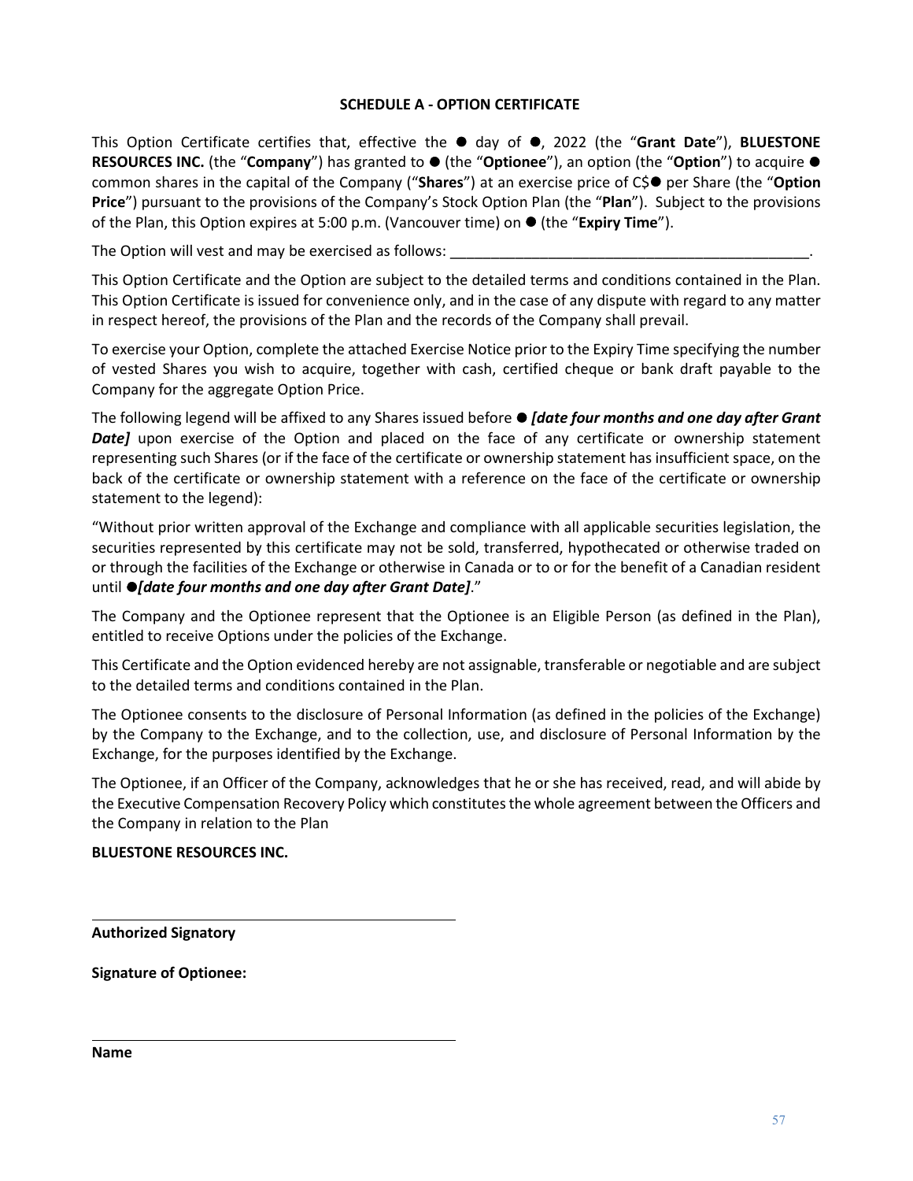## SCHEDULE A - OPTION CERTIFICATE

This Option Certificate certifies that, effective the ● day of ●, 2022 (the "**Grant Date**"), **BLUESTONE RESOURCES INC.** (the "**Company**") has granted to ● (the "**Optionee**"), an option (the "**Option**") to acquire ● common shares in the capital of the Company ("**Shares**") at an exercise price of C$● per Share (the "**Option Price**") pursuant to the provisions of the Company's Stock Option Plan (the "**Plan**"). Subject to the provisions of the Plan, this Option expires at 5:00 p.m. (Vancouver time) on ● (the "**Expiry Time**").

The Option will vest and may be exercised as follows: _____________________________________________.

This Option Certificate and the Option are subject to the detailed terms and conditions contained in the Plan. This Option Certificate is issued for convenience only, and in the case of any dispute with regard to any matter in respect hereof, the provisions of the Plan and the records of the Company shall prevail.

To exercise your Option, complete the attached Exercise Notice prior to the Expiry Time specifying the number of vested Shares you wish to acquire, together with cash, certified cheque or bank draft payable to the Company for the aggregate Option Price.

The following legend will be affixed to any Shares issued before ● ***[date four months and one day after Grant Date]*** upon exercise of the Option and placed on the face of any certificate or ownership statement representing such Shares (or if the face of the certificate or ownership statement has insufficient space, on the back of the certificate or ownership statement with a reference on the face of the certificate or ownership statement to the legend):

"Without prior written approval of the Exchange and compliance with all applicable securities legislation, the securities represented by this certificate may not be sold, transferred, hypothecated or otherwise traded on or through the facilities of the Exchange or otherwise in Canada or to or for the benefit of a Canadian resident until ●***[date four months and one day after Grant Date]***."

The Company and the Optionee represent that the Optionee is an Eligible Person (as defined in the Plan), entitled to receive Options under the policies of the Exchange.

This Certificate and the Option evidenced hereby are not assignable, transferable or negotiable and are subject to the detailed terms and conditions contained in the Plan.

The Optionee consents to the disclosure of Personal Information (as defined in the policies of the Exchange) by the Company to the Exchange, and to the collection, use, and disclosure of Personal Information by the Exchange, for the purposes identified by the Exchange.

The Optionee, if an Officer of the Company, acknowledges that he or she has received, read, and will abide by the Executive Compensation Recovery Policy which constitutes the whole agreement between the Officers and the Company in relation to the Plan

**BLUESTONE RESOURCES INC.**

_____________________________________________

**Authorized Signatory**

**Signature of Optionee:**

_____________________________________________

**Name**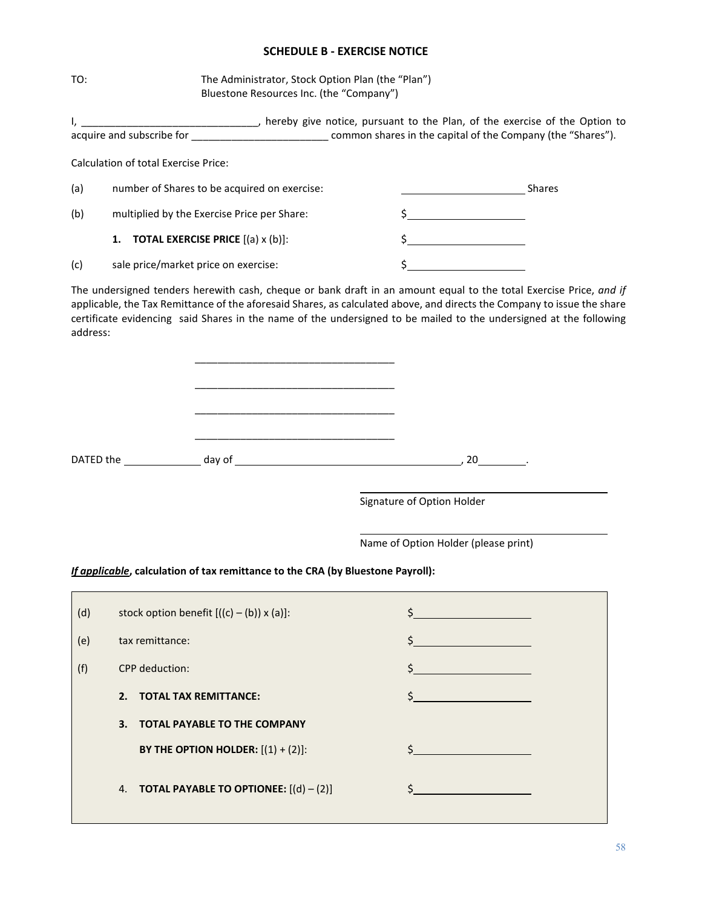## SCHEDULE B - EXERCISE NOTICE

TO: The Administrator, Stock Option Plan (the "Plan")
Bluestone Resources Inc. (the "Company")

I, _______________________________, hereby give notice, pursuant to the Plan, of the exercise of the Option to acquire and subscribe for ________________________ common shares in the capital of the Company (the "Shares").

Calculation of total Exercise Price:

| | | |
|---|---|---|
| (a) | number of Shares to be acquired on exercise: | _____________________ Shares |
| (b) | multiplied by the Exercise Price per Share: | $_____________________ |
| | **1. TOTAL EXERCISE PRICE** [(a) x (b)]: | $_____________________ |
| (c) | sale price/market price on exercise: | $_____________________ |

The undersigned tenders herewith cash, cheque or bank draft in an amount equal to the total Exercise Price, *and if* applicable, the Tax Remittance of the aforesaid Shares, as calculated above, and directs the Company to issue the share certificate evidencing said Shares in the name of the undersigned to be mailed to the undersigned at the following address:

___________________________________

___________________________________

___________________________________

___________________________________

DATED the _____________ day of ______________________________________, 20________.

_________________________________________
Signature of Option Holder

_________________________________________
Name of Option Holder (please print)

***If applicable*, calculation of tax remittance to the CRA (by Bluestone Payroll):**

| | | |
|---|---|---|
| (d) | stock option benefit [((c) – (b)) x (a)]: | $_____________________ |
| (e) | tax remittance: | $_____________________ |
| (f) | CPP deduction: | $_____________________ |
| | **2. TOTAL TAX REMITTANCE:** | $_____________________ |
| | **3. TOTAL PAYABLE TO THE COMPANY BY THE OPTION HOLDER:** [(1) + (2)]: | $_____________________ |
| | 4. **TOTAL PAYABLE TO OPTIONEE:** [(d) – (2)] | $_____________________ |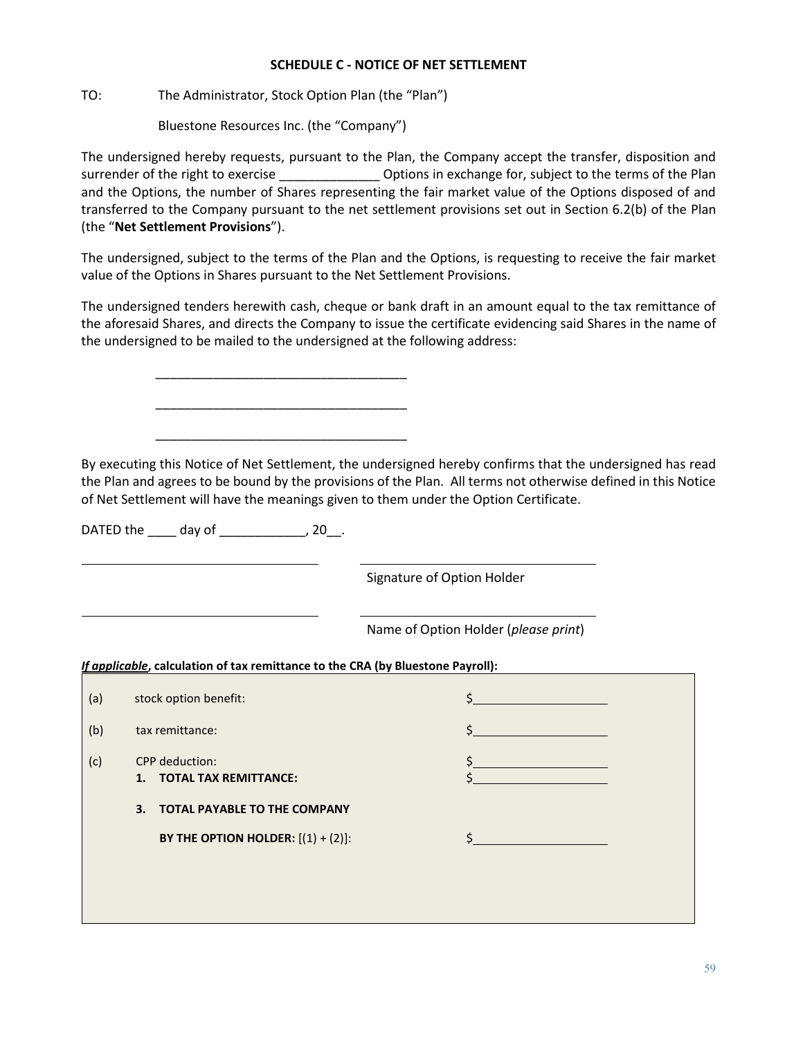**SCHEDULE C - NOTICE OF NET SETTLEMENT**

TO: The Administrator, Stock Option Plan (the "Plan")

Bluestone Resources Inc. (the "Company")

The undersigned hereby requests, pursuant to the Plan, the Company accept the transfer, disposition and surrender of the right to exercise ______________ Options in exchange for, subject to the terms of the Plan and the Options, the number of Shares representing the fair market value of the Options disposed of and transferred to the Company pursuant to the net settlement provisions set out in Section 6.2(b) of the Plan (the "**Net Settlement Provisions**").

The undersigned, subject to the terms of the Plan and the Options, is requesting to receive the fair market value of the Options in Shares pursuant to the Net Settlement Provisions.

The undersigned tenders herewith cash, cheque or bank draft in an amount equal to the tax remittance of the aforesaid Shares, and directs the Company to issue the certificate evidencing said Shares in the name of the undersigned to be mailed to the undersigned at the following address:

____________________________________

____________________________________

____________________________________

By executing this Notice of Net Settlement, the undersigned hereby confirms that the undersigned has read the Plan and agrees to be bound by the provisions of the Plan. All terms not otherwise defined in this Notice of Net Settlement will have the meanings given to them under the Option Certificate.

DATED the ____ day of ____________, 20__.

________________________________ ________________________________
Signature of Option Holder

________________________________ ________________________________
Name of Option Holder (*please print*)

***If applicable*, calculation of tax remittance to the CRA (by Bluestone Payroll):**

| | | |
|---|---|---|
| (a) | stock option benefit: | $____________________ |
| (b) | tax remittance: | $____________________ |
| (c) | CPP deduction: | $____________________ |
| | **1. TOTAL TAX REMITTANCE:** | $____________________ |
| | **3. TOTAL PAYABLE TO THE COMPANY BY THE OPTION HOLDER:** [(1) + (2)]: | $____________________ |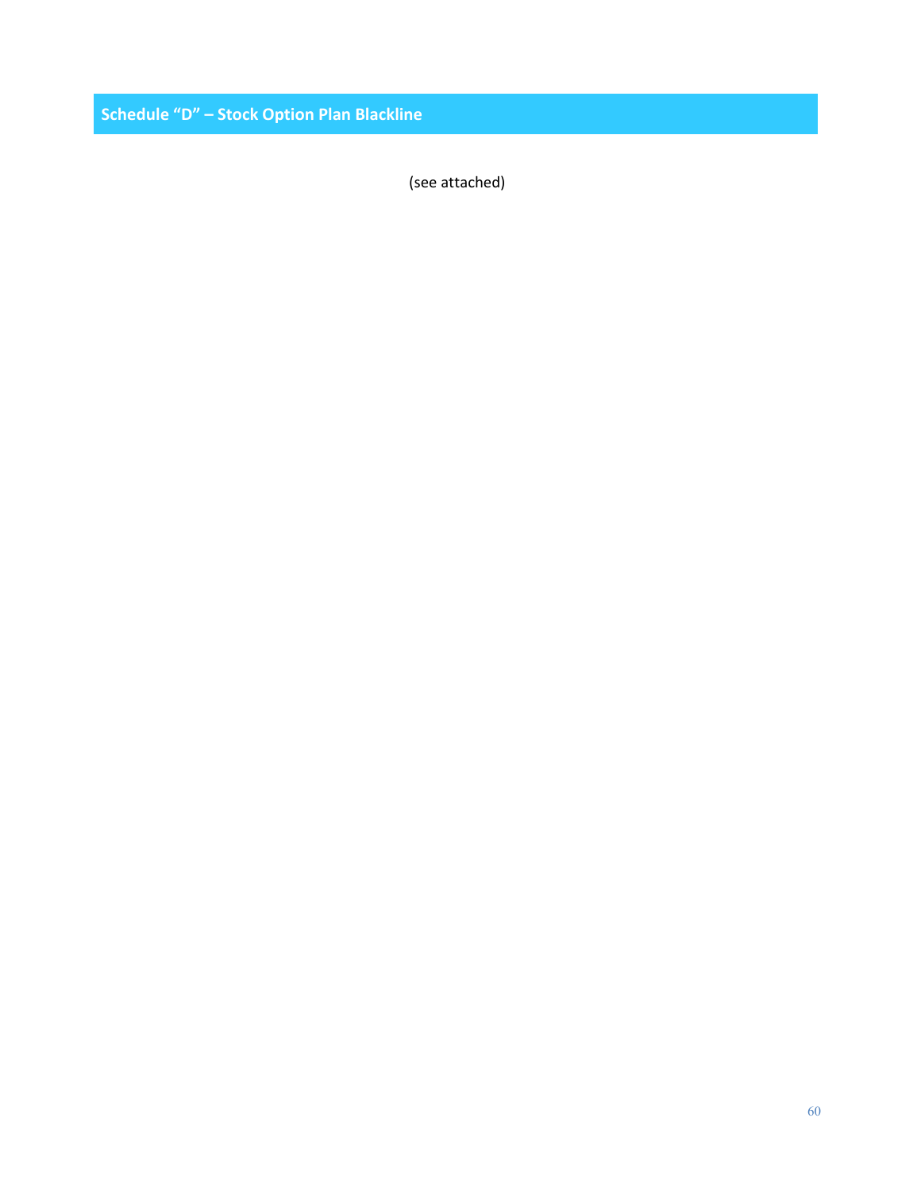## Schedule “D” – Stock Option Plan Blackline

(see attached)